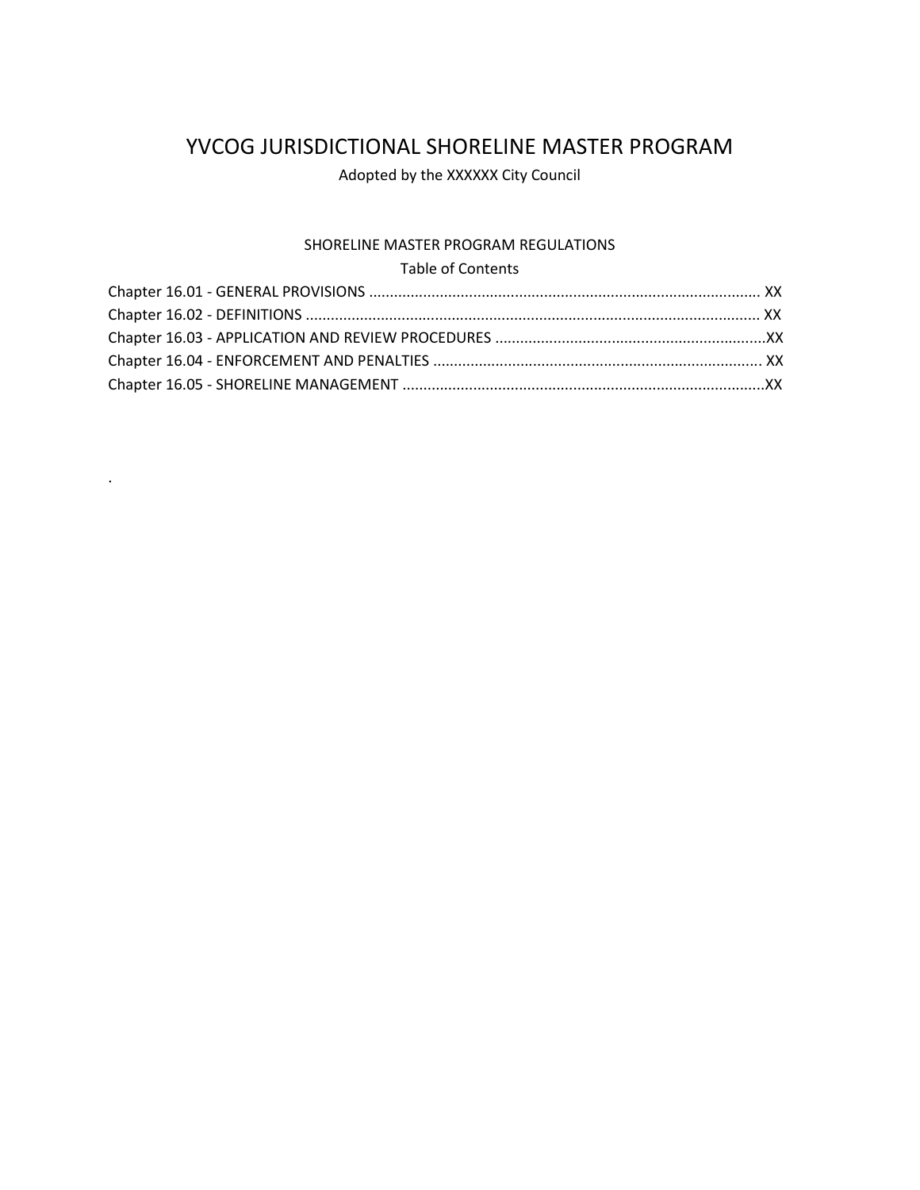# YVCOG JURISDICTIONAL SHORELINE MASTER PROGRAM

Adopted by the XXXXXX City Council

## SHORELINE MASTER PROGRAM REGULATIONS

Table of Contents

Chapter 16.01 - GENERAL PROVISIONS ............................................................................................. XX
Chapter 16.02 - DEFINITIONS ............................................................................................................ XX
Chapter 16.03 - APPLICATION AND REVIEW PROCEDURES .................................................................XX
Chapter 16.04 - ENFORCEMENT AND PENALTIES .............................................................................. XX
Chapter 16.05 - SHORELINE MANAGEMENT .......................................................................................XX

.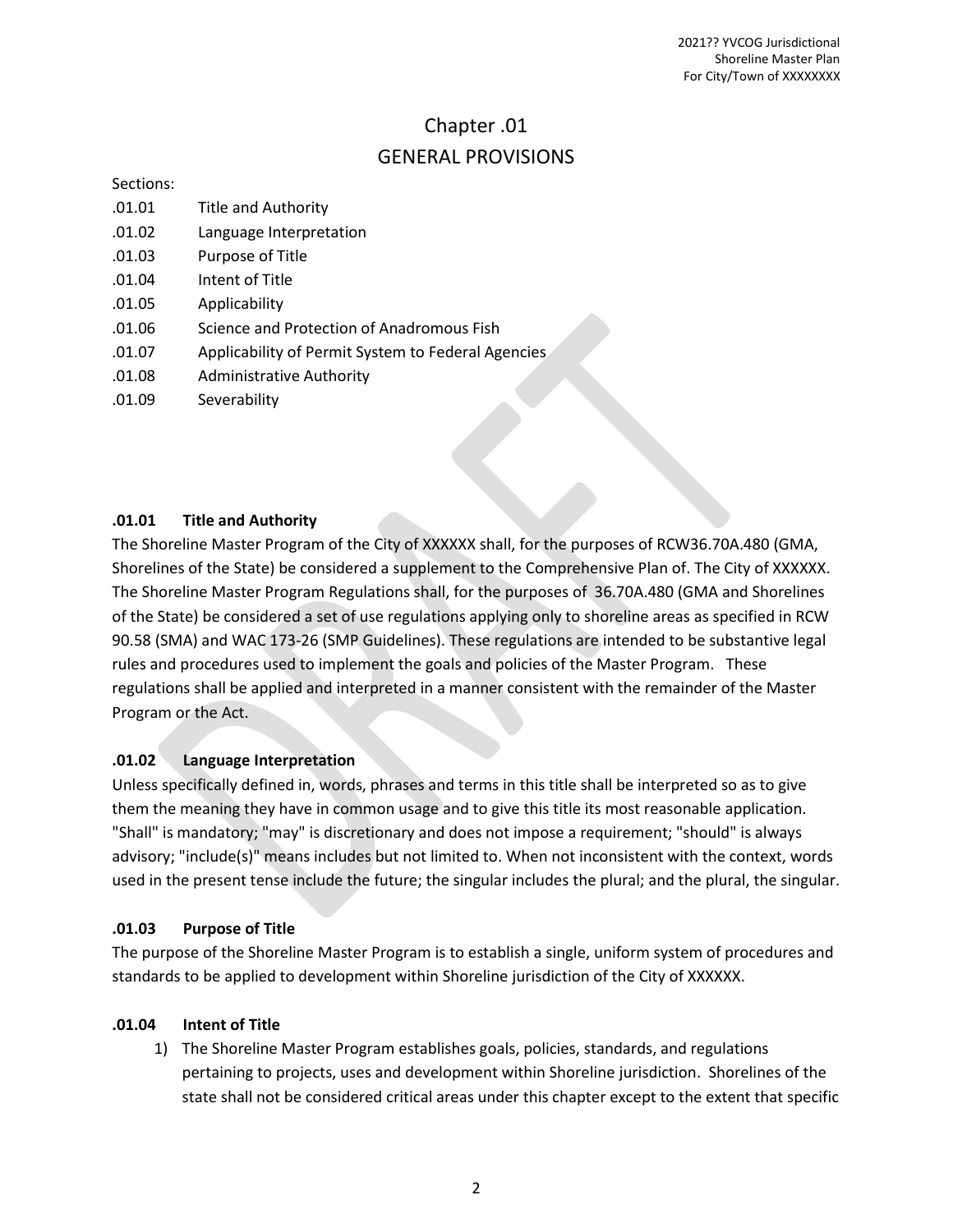# Chapter .01
## GENERAL PROVISIONS

Sections:

.01.01 Title and Authority
.01.02 Language Interpretation
.01.03 Purpose of Title
.01.04 Intent of Title
.01.05 Applicability
.01.06 Science and Protection of Anadromous Fish
.01.07 Applicability of Permit System to Federal Agencies
.01.08 Administrative Authority
.01.09 Severability

### .01.01 Title and Authority

The Shoreline Master Program of the City of XXXXXX shall, for the purposes of RCW36.70A.480 (GMA, Shorelines of the State) be considered a supplement to the Comprehensive Plan of. The City of XXXXXX. The Shoreline Master Program Regulations shall, for the purposes of 36.70A.480 (GMA and Shorelines of the State) be considered a set of use regulations applying only to shoreline areas as specified in RCW 90.58 (SMA) and WAC 173-26 (SMP Guidelines). These regulations are intended to be substantive legal rules and procedures used to implement the goals and policies of the Master Program. These regulations shall be applied and interpreted in a manner consistent with the remainder of the Master Program or the Act.

### .01.02 Language Interpretation

Unless specifically defined in, words, phrases and terms in this title shall be interpreted so as to give them the meaning they have in common usage and to give this title its most reasonable application. "Shall" is mandatory; "may" is discretionary and does not impose a requirement; "should" is always advisory; "include(s)" means includes but not limited to. When not inconsistent with the context, words used in the present tense include the future; the singular includes the plural; and the plural, the singular.

### .01.03 Purpose of Title

The purpose of the Shoreline Master Program is to establish a single, uniform system of procedures and standards to be applied to development within Shoreline jurisdiction of the City of XXXXXX.

### .01.04 Intent of Title

1) The Shoreline Master Program establishes goals, policies, standards, and regulations pertaining to projects, uses and development within Shoreline jurisdiction. Shorelines of the state shall not be considered critical areas under this chapter except to the extent that specific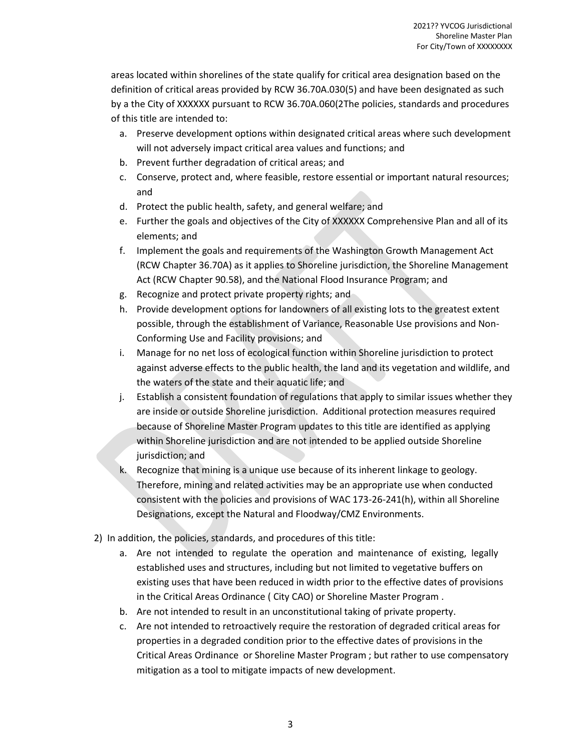areas located within shorelines of the state qualify for critical area designation based on the definition of critical areas provided by RCW 36.70A.030(5) and have been designated as such by a the City of XXXXXX pursuant to RCW 36.70A.060(2The policies, standards and procedures of this title are intended to:

a. Preserve development options within designated critical areas where such development will not adversely impact critical area values and functions; and
b. Prevent further degradation of critical areas; and
c. Conserve, protect and, where feasible, restore essential or important natural resources; and
d. Protect the public health, safety, and general welfare; and
e. Further the goals and objectives of the City of XXXXXX Comprehensive Plan and all of its elements; and
f. Implement the goals and requirements of the Washington Growth Management Act (RCW Chapter 36.70A) as it applies to Shoreline jurisdiction, the Shoreline Management Act (RCW Chapter 90.58), and the National Flood Insurance Program; and
g. Recognize and protect private property rights; and
h. Provide development options for landowners of all existing lots to the greatest extent possible, through the establishment of Variance, Reasonable Use provisions and Non-Conforming Use and Facility provisions; and
i. Manage for no net loss of ecological function within Shoreline jurisdiction to protect against adverse effects to the public health, the land and its vegetation and wildlife, and the waters of the state and their aquatic life; and
j. Establish a consistent foundation of regulations that apply to similar issues whether they are inside or outside Shoreline jurisdiction. Additional protection measures required because of Shoreline Master Program updates to this title are identified as applying within Shoreline jurisdiction and are not intended to be applied outside Shoreline jurisdiction; and
k. Recognize that mining is a unique use because of its inherent linkage to geology. Therefore, mining and related activities may be an appropriate use when conducted consistent with the policies and provisions of WAC 173-26-241(h), within all Shoreline Designations, except the Natural and Floodway/CMZ Environments.

2) In addition, the policies, standards, and procedures of this title:

a. Are not intended to regulate the operation and maintenance of existing, legally established uses and structures, including but not limited to vegetative buffers on existing uses that have been reduced in width prior to the effective dates of provisions in the Critical Areas Ordinance ( City CAO) or Shoreline Master Program .
b. Are not intended to result in an unconstitutional taking of private property.
c. Are not intended to retroactively require the restoration of degraded critical areas for properties in a degraded condition prior to the effective dates of provisions in the Critical Areas Ordinance or Shoreline Master Program ; but rather to use compensatory mitigation as a tool to mitigate impacts of new development.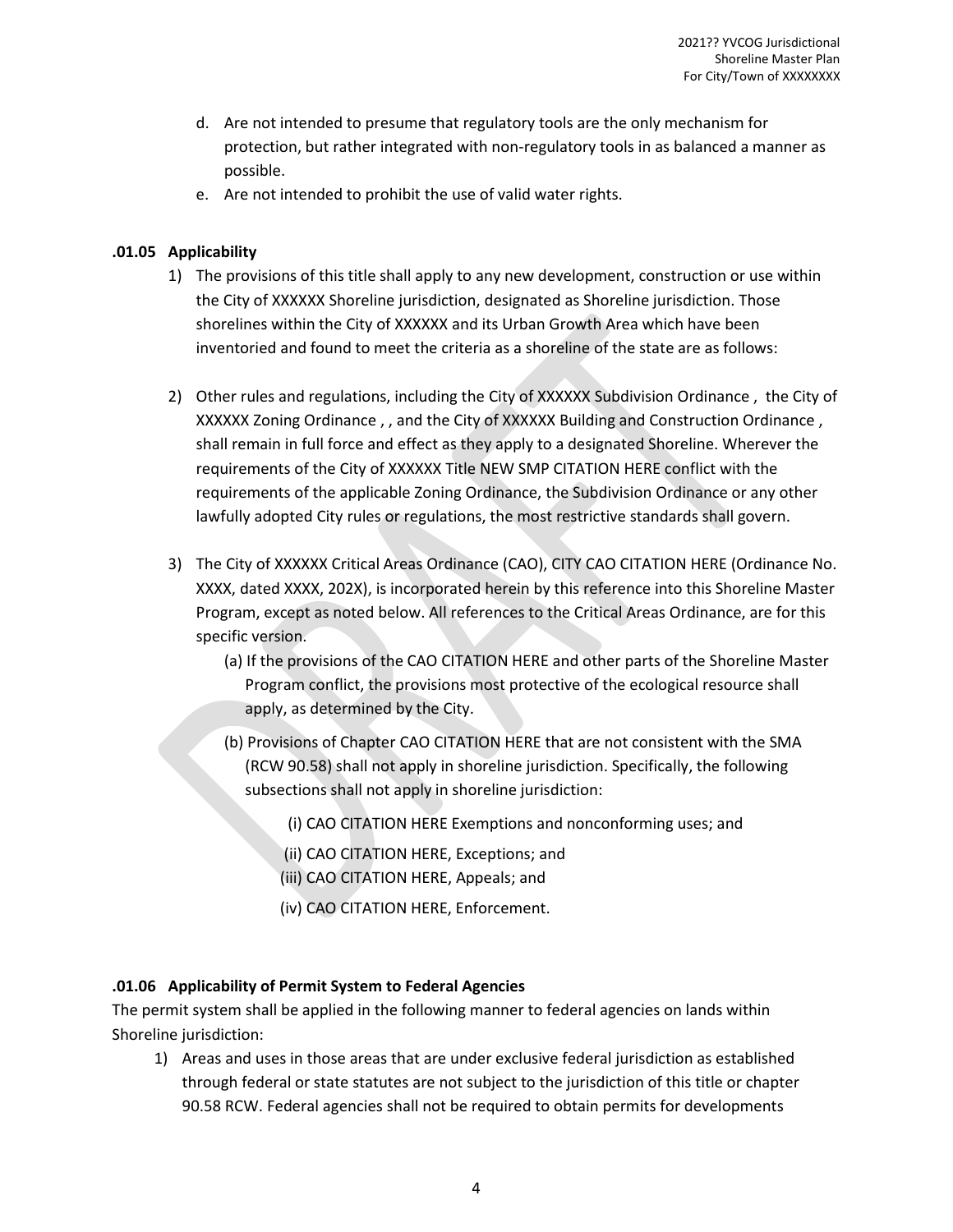d. Are not intended to presume that regulatory tools are the only mechanism for protection, but rather integrated with non-regulatory tools in as balanced a manner as possible.
e. Are not intended to prohibit the use of valid water rights.

### .01.05 Applicability

1) The provisions of this title shall apply to any new development, construction or use within the City of XXXXXX Shoreline jurisdiction, designated as Shoreline jurisdiction. Those shorelines within the City of XXXXXX and its Urban Growth Area which have been inventoried and found to meet the criteria as a shoreline of the state are as follows:

2) Other rules and regulations, including the City of XXXXXX Subdivision Ordinance , the City of XXXXXX Zoning Ordinance , , and the City of XXXXXX Building and Construction Ordinance , shall remain in full force and effect as they apply to a designated Shoreline. Wherever the requirements of the City of XXXXXX Title NEW SMP CITATION HERE conflict with the requirements of the applicable Zoning Ordinance, the Subdivision Ordinance or any other lawfully adopted City rules or regulations, the most restrictive standards shall govern.

3) The City of XXXXXX Critical Areas Ordinance (CAO), CITY CAO CITATION HERE (Ordinance No. XXXX, dated XXXX, 202X), is incorporated herein by this reference into this Shoreline Master Program, except as noted below. All references to the Critical Areas Ordinance, are for this specific version.
   (a) If the provisions of the CAO CITATION HERE and other parts of the Shoreline Master Program conflict, the provisions most protective of the ecological resource shall apply, as determined by the City.
   (b) Provisions of Chapter CAO CITATION HERE that are not consistent with the SMA (RCW 90.58) shall not apply in shoreline jurisdiction. Specifically, the following subsections shall not apply in shoreline jurisdiction:
      (i) CAO CITATION HERE Exemptions and nonconforming uses; and
      (ii) CAO CITATION HERE, Exceptions; and
      (iii) CAO CITATION HERE, Appeals; and
      (iv) CAO CITATION HERE, Enforcement.

### .01.06 Applicability of Permit System to Federal Agencies

The permit system shall be applied in the following manner to federal agencies on lands within Shoreline jurisdiction:

1) Areas and uses in those areas that are under exclusive federal jurisdiction as established through federal or state statutes are not subject to the jurisdiction of this title or chapter 90.58 RCW. Federal agencies shall not be required to obtain permits for developments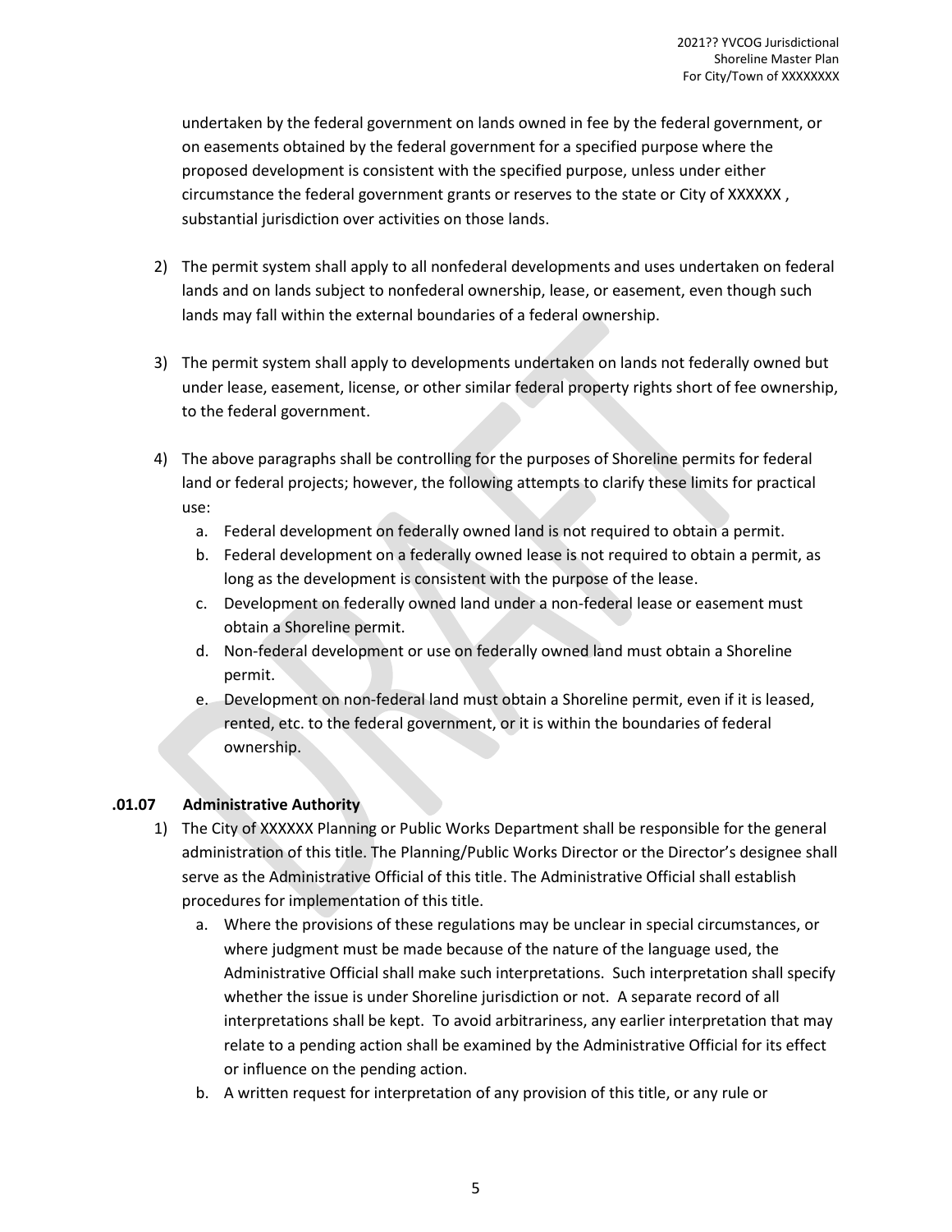undertaken by the federal government on lands owned in fee by the federal government, or on easements obtained by the federal government for a specified purpose where the proposed development is consistent with the specified purpose, unless under either circumstance the federal government grants or reserves to the state or City of XXXXXX , substantial jurisdiction over activities on those lands.

2) The permit system shall apply to all nonfederal developments and uses undertaken on federal lands and on lands subject to nonfederal ownership, lease, or easement, even though such lands may fall within the external boundaries of a federal ownership.

3) The permit system shall apply to developments undertaken on lands not federally owned but under lease, easement, license, or other similar federal property rights short of fee ownership, to the federal government.

4) The above paragraphs shall be controlling for the purposes of Shoreline permits for federal land or federal projects; however, the following attempts to clarify these limits for practical use:
   a. Federal development on federally owned land is not required to obtain a permit.
   b. Federal development on a federally owned lease is not required to obtain a permit, as long as the development is consistent with the purpose of the lease.
   c. Development on federally owned land under a non-federal lease or easement must obtain a Shoreline permit.
   d. Non-federal development or use on federally owned land must obtain a Shoreline permit.
   e. Development on non-federal land must obtain a Shoreline permit, even if it is leased, rented, etc. to the federal government, or it is within the boundaries of federal ownership.

### .01.07 Administrative Authority

1) The City of XXXXXX Planning or Public Works Department shall be responsible for the general administration of this title. The Planning/Public Works Director or the Director's designee shall serve as the Administrative Official of this title. The Administrative Official shall establish procedures for implementation of this title.
   a. Where the provisions of these regulations may be unclear in special circumstances, or where judgment must be made because of the nature of the language used, the Administrative Official shall make such interpretations. Such interpretation shall specify whether the issue is under Shoreline jurisdiction or not. A separate record of all interpretations shall be kept. To avoid arbitrariness, any earlier interpretation that may relate to a pending action shall be examined by the Administrative Official for its effect or influence on the pending action.
   b. A written request for interpretation of any provision of this title, or any rule or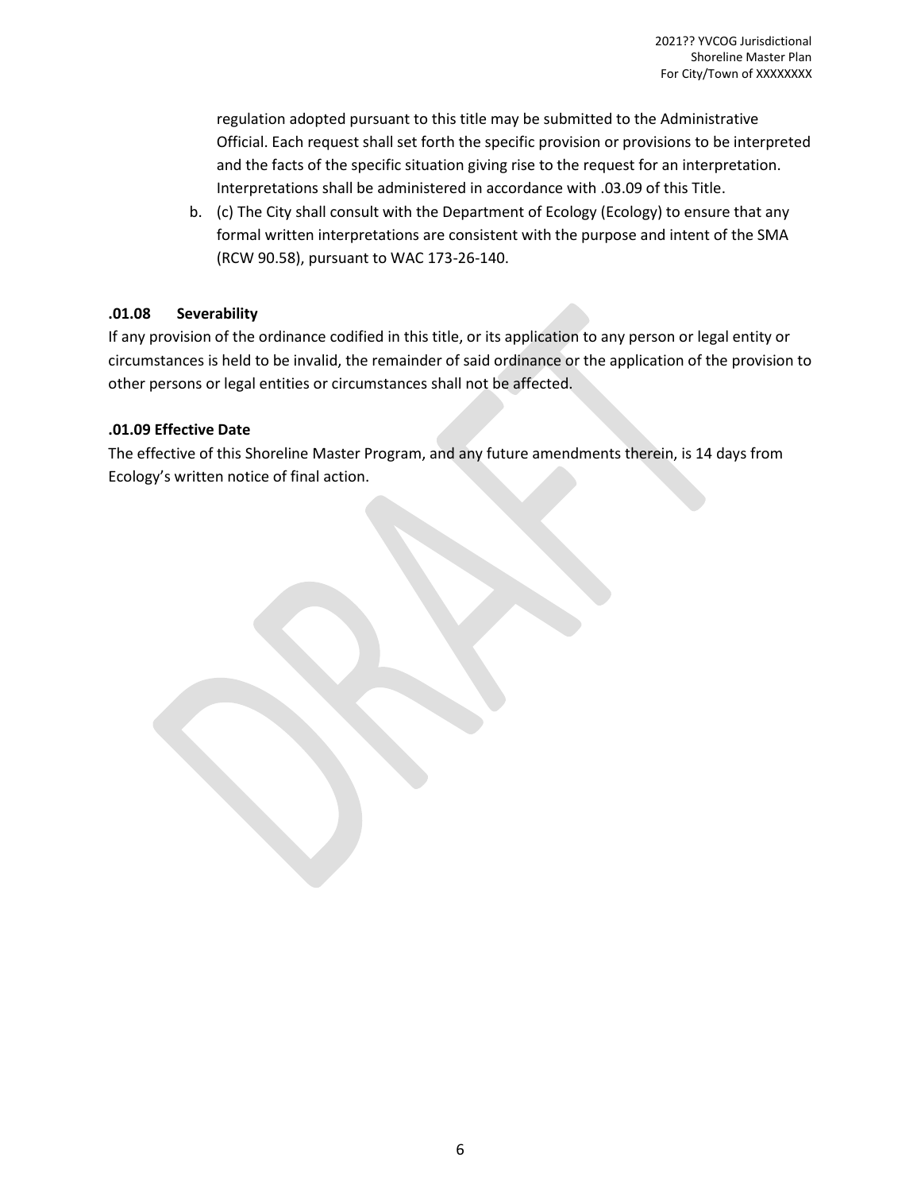regulation adopted pursuant to this title may be submitted to the Administrative Official. Each request shall set forth the specific provision or provisions to be interpreted and the facts of the specific situation giving rise to the request for an interpretation. Interpretations shall be administered in accordance with .03.09 of this Title.

b. (c) The City shall consult with the Department of Ecology (Ecology) to ensure that any formal written interpretations are consistent with the purpose and intent of the SMA (RCW 90.58), pursuant to WAC 173-26-140.

**.01.08 Severability**

If any provision of the ordinance codified in this title, or its application to any person or legal entity or circumstances is held to be invalid, the remainder of said ordinance or the application of the provision to other persons or legal entities or circumstances shall not be affected.

**.01.09 Effective Date**

The effective of this Shoreline Master Program, and any future amendments therein, is 14 days from Ecology's written notice of final action.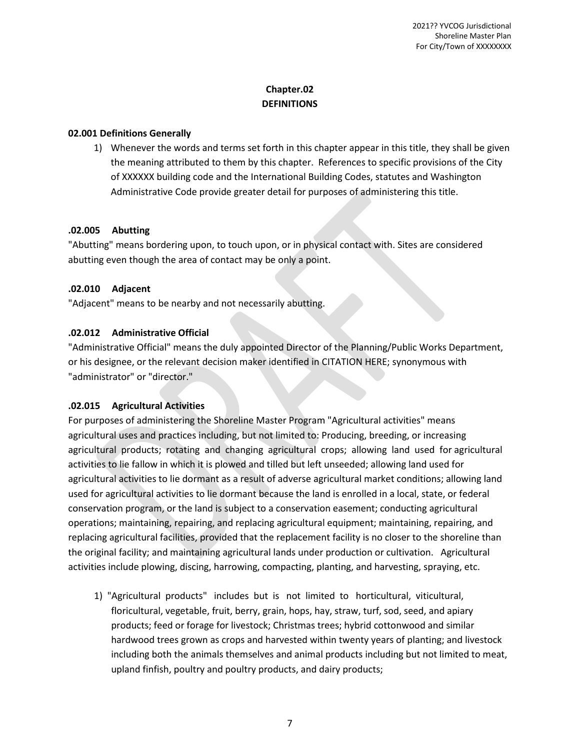# Chapter.02
# DEFINITIONS

**02.001 Definitions Generally**

1) Whenever the words and terms set forth in this chapter appear in this title, they shall be given the meaning attributed to them by this chapter. References to specific provisions of the City of XXXXXX building code and the International Building Codes, statutes and Washington Administrative Code provide greater detail for purposes of administering this title.

**.02.005 Abutting**

"Abutting" means bordering upon, to touch upon, or in physical contact with. Sites are considered abutting even though the area of contact may be only a point.

**.02.010 Adjacent**

"Adjacent" means to be nearby and not necessarily abutting.

**.02.012 Administrative Official**

"Administrative Official" means the duly appointed Director of the Planning/Public Works Department, or his designee, or the relevant decision maker identified in CITATION HERE; synonymous with "administrator" or "director."

**.02.015 Agricultural Activities**

For purposes of administering the Shoreline Master Program "Agricultural activities" means agricultural uses and practices including, but not limited to: Producing, breeding, or increasing agricultural products; rotating and changing agricultural crops; allowing land used for agricultural activities to lie fallow in which it is plowed and tilled but left unseeded; allowing land used for agricultural activities to lie dormant as a result of adverse agricultural market conditions; allowing land used for agricultural activities to lie dormant because the land is enrolled in a local, state, or federal conservation program, or the land is subject to a conservation easement; conducting agricultural operations; maintaining, repairing, and replacing agricultural equipment; maintaining, repairing, and replacing agricultural facilities, provided that the replacement facility is no closer to the shoreline than the original facility; and maintaining agricultural lands under production or cultivation. Agricultural activities include plowing, discing, harrowing, compacting, planting, and harvesting, spraying, etc.

1) "Agricultural products" includes but is not limited to horticultural, viticultural, floricultural, vegetable, fruit, berry, grain, hops, hay, straw, turf, sod, seed, and apiary products; feed or forage for livestock; Christmas trees; hybrid cottonwood and similar hardwood trees grown as crops and harvested within twenty years of planting; and livestock including both the animals themselves and animal products including but not limited to meat, upland finfish, poultry and poultry products, and dairy products;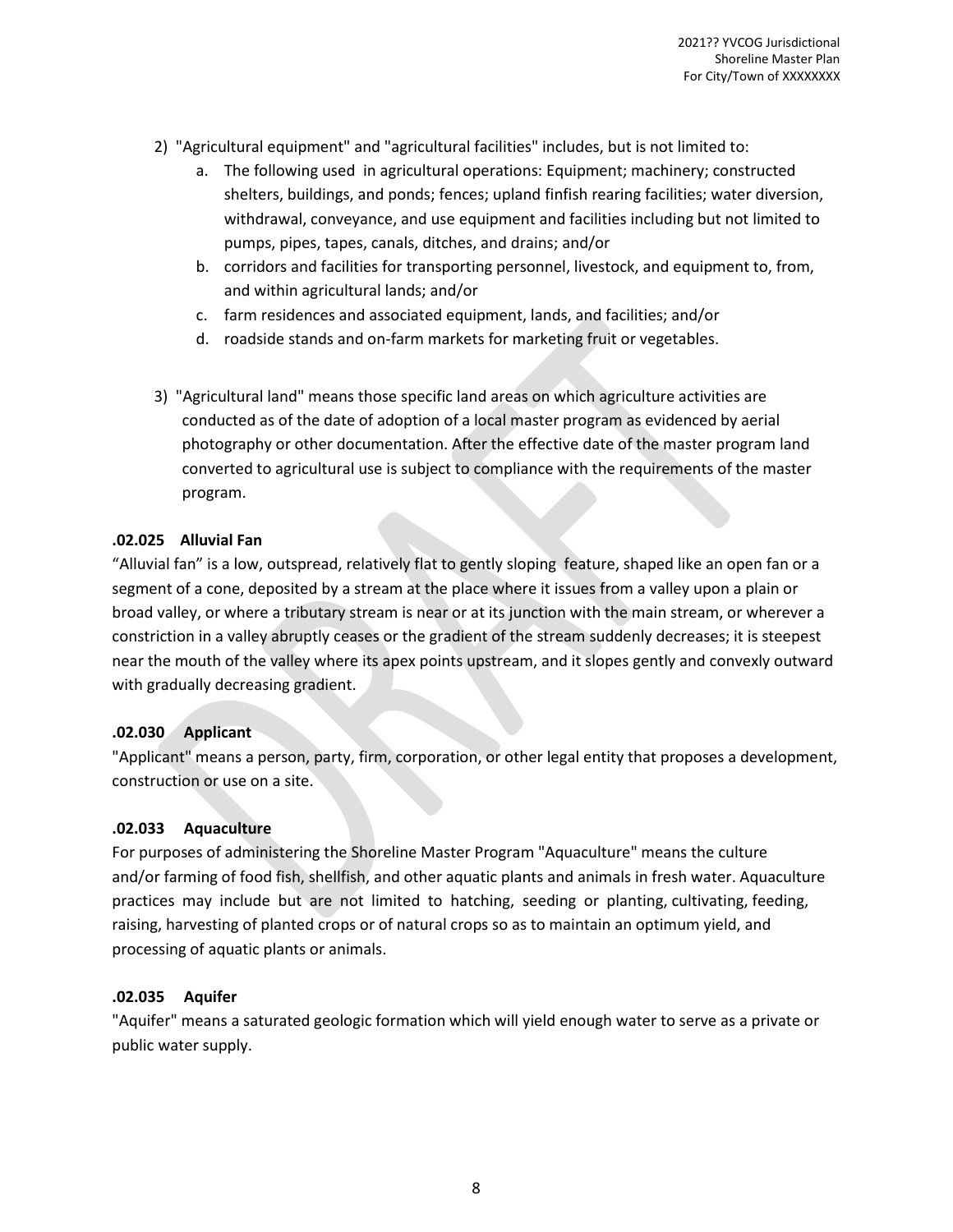2) "Agricultural equipment" and "agricultural facilities" includes, but is not limited to:
   a. The following used in agricultural operations: Equipment; machinery; constructed shelters, buildings, and ponds; fences; upland finfish rearing facilities; water diversion, withdrawal, conveyance, and use equipment and facilities including but not limited to pumps, pipes, tapes, canals, ditches, and drains; and/or
   b. corridors and facilities for transporting personnel, livestock, and equipment to, from, and within agricultural lands; and/or
   c. farm residences and associated equipment, lands, and facilities; and/or
   d. roadside stands and on-farm markets for marketing fruit or vegetables.

3) "Agricultural land" means those specific land areas on which agriculture activities are conducted as of the date of adoption of a local master program as evidenced by aerial photography or other documentation. After the effective date of the master program land converted to agricultural use is subject to compliance with the requirements of the master program.

**.02.025 Alluvial Fan**

"Alluvial fan" is a low, outspread, relatively flat to gently sloping feature, shaped like an open fan or a segment of a cone, deposited by a stream at the place where it issues from a valley upon a plain or broad valley, or where a tributary stream is near or at its junction with the main stream, or wherever a constriction in a valley abruptly ceases or the gradient of the stream suddenly decreases; it is steepest near the mouth of the valley where its apex points upstream, and it slopes gently and convexly outward with gradually decreasing gradient.

**.02.030 Applicant**

"Applicant" means a person, party, firm, corporation, or other legal entity that proposes a development, construction or use on a site.

**.02.033 Aquaculture**

For purposes of administering the Shoreline Master Program "Aquaculture" means the culture and/or farming of food fish, shellfish, and other aquatic plants and animals in fresh water. Aquaculture practices may include but are not limited to hatching, seeding or planting, cultivating, feeding, raising, harvesting of planted crops or of natural crops so as to maintain an optimum yield, and processing of aquatic plants or animals.

**.02.035 Aquifer**

"Aquifer" means a saturated geologic formation which will yield enough water to serve as a private or public water supply.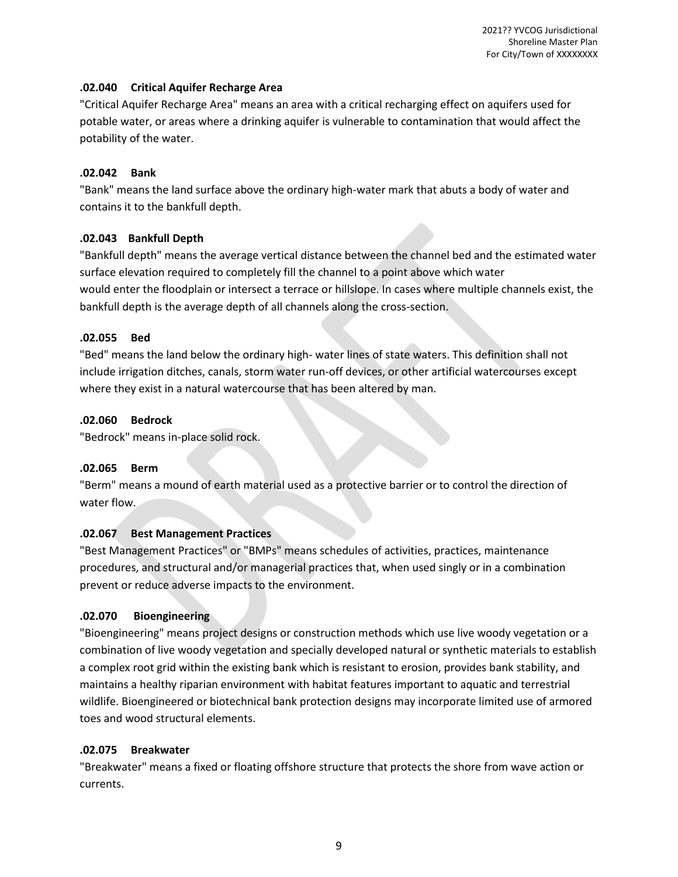### .02.040 Critical Aquifer Recharge Area

"Critical Aquifer Recharge Area" means an area with a critical recharging effect on aquifers used for potable water, or areas where a drinking aquifer is vulnerable to contamination that would affect the potability of the water.

### .02.042 Bank

"Bank" means the land surface above the ordinary high-water mark that abuts a body of water and contains it to the bankfull depth.

### .02.043 Bankfull Depth

"Bankfull depth" means the average vertical distance between the channel bed and the estimated water surface elevation required to completely fill the channel to a point above which water would enter the floodplain or intersect a terrace or hillslope. In cases where multiple channels exist, the bankfull depth is the average depth of all channels along the cross-section.

### .02.055 Bed

"Bed" means the land below the ordinary high- water lines of state waters. This definition shall not include irrigation ditches, canals, storm water run-off devices, or other artificial watercourses except where they exist in a natural watercourse that has been altered by man.

### .02.060 Bedrock

"Bedrock" means in-place solid rock.

### .02.065 Berm

"Berm" means a mound of earth material used as a protective barrier or to control the direction of water flow.

### .02.067 Best Management Practices

"Best Management Practices" or "BMPs" means schedules of activities, practices, maintenance procedures, and structural and/or managerial practices that, when used singly or in a combination prevent or reduce adverse impacts to the environment.

### .02.070 Bioengineering

"Bioengineering" means project designs or construction methods which use live woody vegetation or a combination of live woody vegetation and specially developed natural or synthetic materials to establish a complex root grid within the existing bank which is resistant to erosion, provides bank stability, and maintains a healthy riparian environment with habitat features important to aquatic and terrestrial wildlife. Bioengineered or biotechnical bank protection designs may incorporate limited use of armored toes and wood structural elements.

### .02.075 Breakwater

"Breakwater" means a fixed or floating offshore structure that protects the shore from wave action or currents.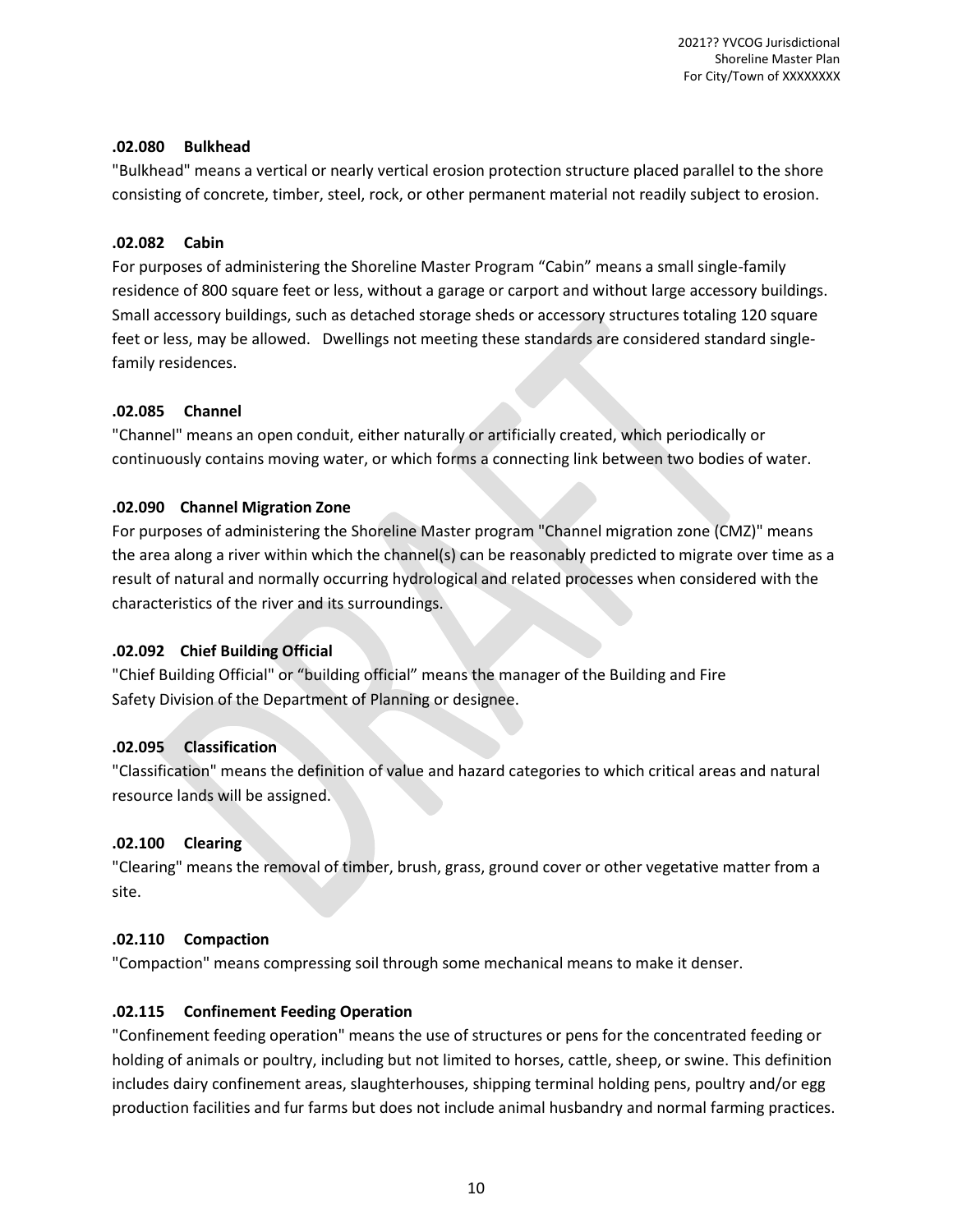### .02.080 Bulkhead

"Bulkhead" means a vertical or nearly vertical erosion protection structure placed parallel to the shore consisting of concrete, timber, steel, rock, or other permanent material not readily subject to erosion.

### .02.082 Cabin

For purposes of administering the Shoreline Master Program "Cabin" means a small single-family residence of 800 square feet or less, without a garage or carport and without large accessory buildings. Small accessory buildings, such as detached storage sheds or accessory structures totaling 120 square feet or less, may be allowed. Dwellings not meeting these standards are considered standard single-family residences.

### .02.085 Channel

"Channel" means an open conduit, either naturally or artificially created, which periodically or continuously contains moving water, or which forms a connecting link between two bodies of water.

### .02.090 Channel Migration Zone

For purposes of administering the Shoreline Master program "Channel migration zone (CMZ)" means the area along a river within which the channel(s) can be reasonably predicted to migrate over time as a result of natural and normally occurring hydrological and related processes when considered with the characteristics of the river and its surroundings.

### .02.092 Chief Building Official

"Chief Building Official" or "building official" means the manager of the Building and Fire Safety Division of the Department of Planning or designee.

### .02.095 Classification

"Classification" means the definition of value and hazard categories to which critical areas and natural resource lands will be assigned.

### .02.100 Clearing

"Clearing" means the removal of timber, brush, grass, ground cover or other vegetative matter from a site.

### .02.110 Compaction

"Compaction" means compressing soil through some mechanical means to make it denser.

### .02.115 Confinement Feeding Operation

"Confinement feeding operation" means the use of structures or pens for the concentrated feeding or holding of animals or poultry, including but not limited to horses, cattle, sheep, or swine. This definition includes dairy confinement areas, slaughterhouses, shipping terminal holding pens, poultry and/or egg production facilities and fur farms but does not include animal husbandry and normal farming practices.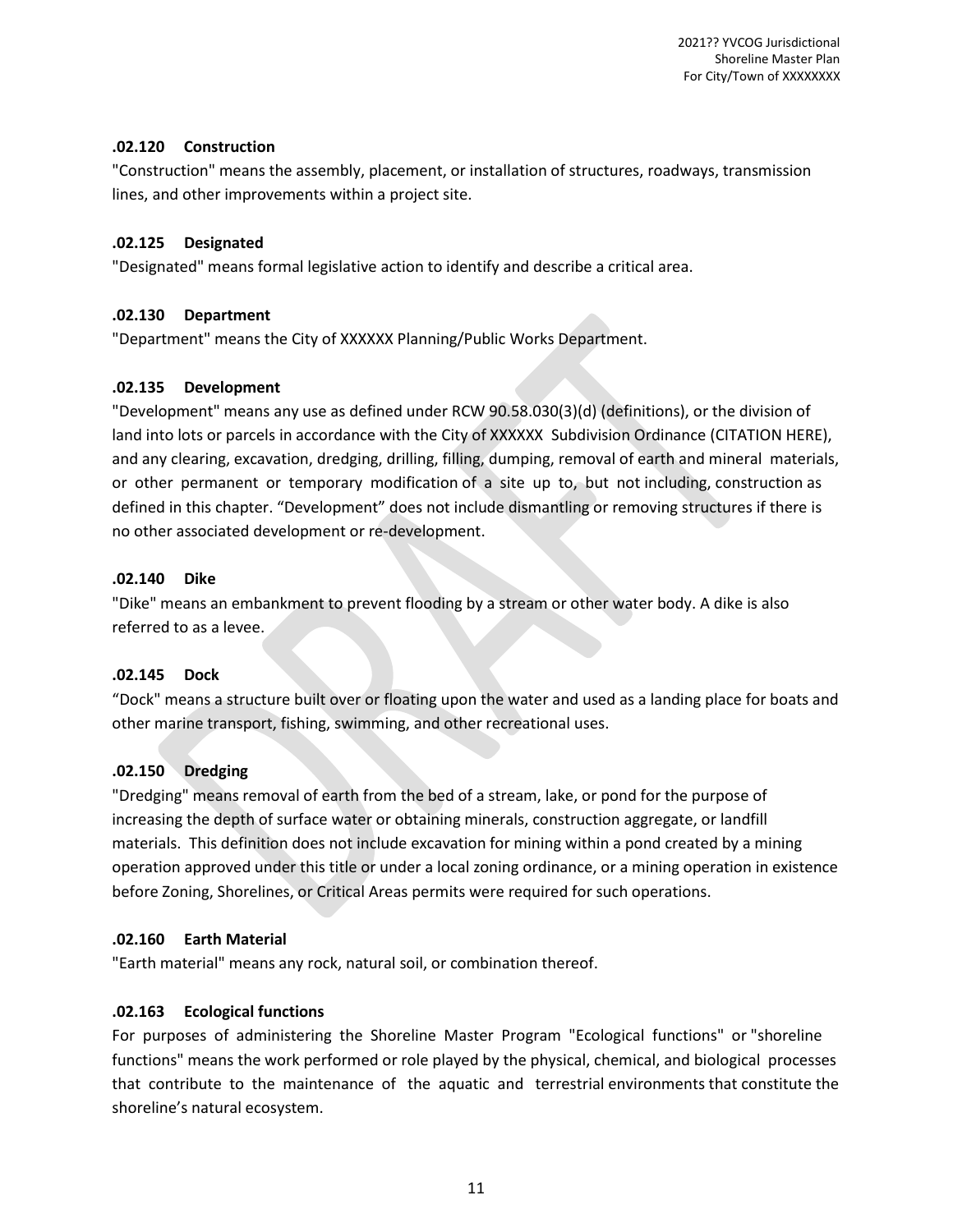### .02.120 Construction

"Construction" means the assembly, placement, or installation of structures, roadways, transmission lines, and other improvements within a project site.

### .02.125 Designated

"Designated" means formal legislative action to identify and describe a critical area.

### .02.130 Department

"Department" means the City of XXXXXX Planning/Public Works Department.

### .02.135 Development

"Development" means any use as defined under RCW 90.58.030(3)(d) (definitions), or the division of land into lots or parcels in accordance with the City of XXXXXX Subdivision Ordinance (CITATION HERE), and any clearing, excavation, dredging, drilling, filling, dumping, removal of earth and mineral materials, or other permanent or temporary modification of a site up to, but not including, construction as defined in this chapter. "Development" does not include dismantling or removing structures if there is no other associated development or re-development.

### .02.140 Dike

"Dike" means an embankment to prevent flooding by a stream or other water body. A dike is also referred to as a levee.

### .02.145 Dock

"Dock" means a structure built over or floating upon the water and used as a landing place for boats and other marine transport, fishing, swimming, and other recreational uses.

### .02.150 Dredging

"Dredging" means removal of earth from the bed of a stream, lake, or pond for the purpose of increasing the depth of surface water or obtaining minerals, construction aggregate, or landfill materials. This definition does not include excavation for mining within a pond created by a mining operation approved under this title or under a local zoning ordinance, or a mining operation in existence before Zoning, Shorelines, or Critical Areas permits were required for such operations.

### .02.160 Earth Material

"Earth material" means any rock, natural soil, or combination thereof.

### .02.163 Ecological functions

For purposes of administering the Shoreline Master Program "Ecological functions" or "shoreline functions" means the work performed or role played by the physical, chemical, and biological processes that contribute to the maintenance of the aquatic and terrestrial environments that constitute the shoreline's natural ecosystem.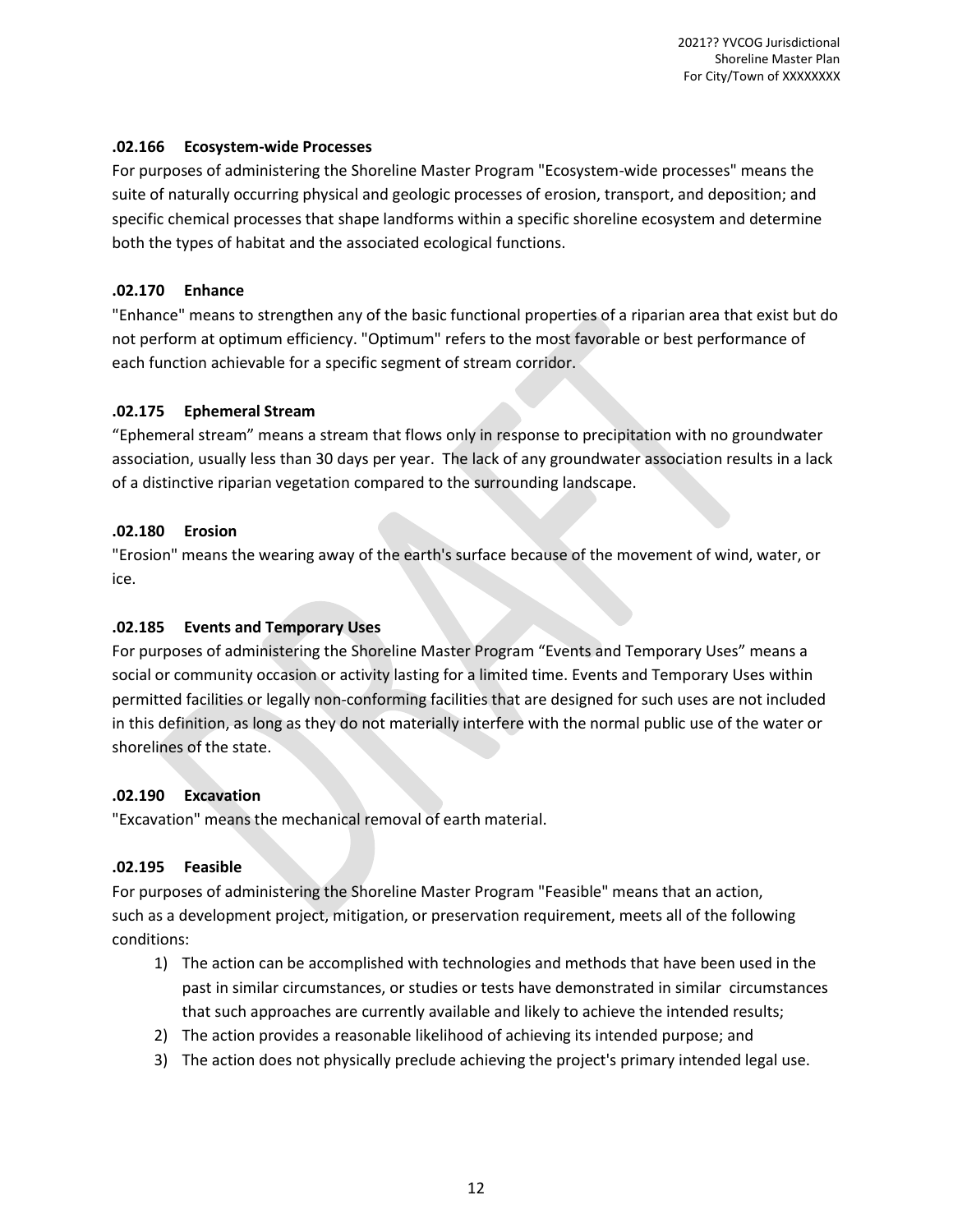### .02.166 Ecosystem-wide Processes

For purposes of administering the Shoreline Master Program "Ecosystem-wide processes" means the suite of naturally occurring physical and geologic processes of erosion, transport, and deposition; and specific chemical processes that shape landforms within a specific shoreline ecosystem and determine both the types of habitat and the associated ecological functions.

### .02.170 Enhance

"Enhance" means to strengthen any of the basic functional properties of a riparian area that exist but do not perform at optimum efficiency. "Optimum" refers to the most favorable or best performance of each function achievable for a specific segment of stream corridor.

### .02.175 Ephemeral Stream

"Ephemeral stream" means a stream that flows only in response to precipitation with no groundwater association, usually less than 30 days per year. The lack of any groundwater association results in a lack of a distinctive riparian vegetation compared to the surrounding landscape.

### .02.180 Erosion

"Erosion" means the wearing away of the earth's surface because of the movement of wind, water, or ice.

### .02.185 Events and Temporary Uses

For purposes of administering the Shoreline Master Program "Events and Temporary Uses" means a social or community occasion or activity lasting for a limited time. Events and Temporary Uses within permitted facilities or legally non-conforming facilities that are designed for such uses are not included in this definition, as long as they do not materially interfere with the normal public use of the water or shorelines of the state.

### .02.190 Excavation

"Excavation" means the mechanical removal of earth material.

### .02.195 Feasible

For purposes of administering the Shoreline Master Program "Feasible" means that an action, such as a development project, mitigation, or preservation requirement, meets all of the following conditions:

1) The action can be accomplished with technologies and methods that have been used in the past in similar circumstances, or studies or tests have demonstrated in similar circumstances that such approaches are currently available and likely to achieve the intended results;
2) The action provides a reasonable likelihood of achieving its intended purpose; and
3) The action does not physically preclude achieving the project's primary intended legal use.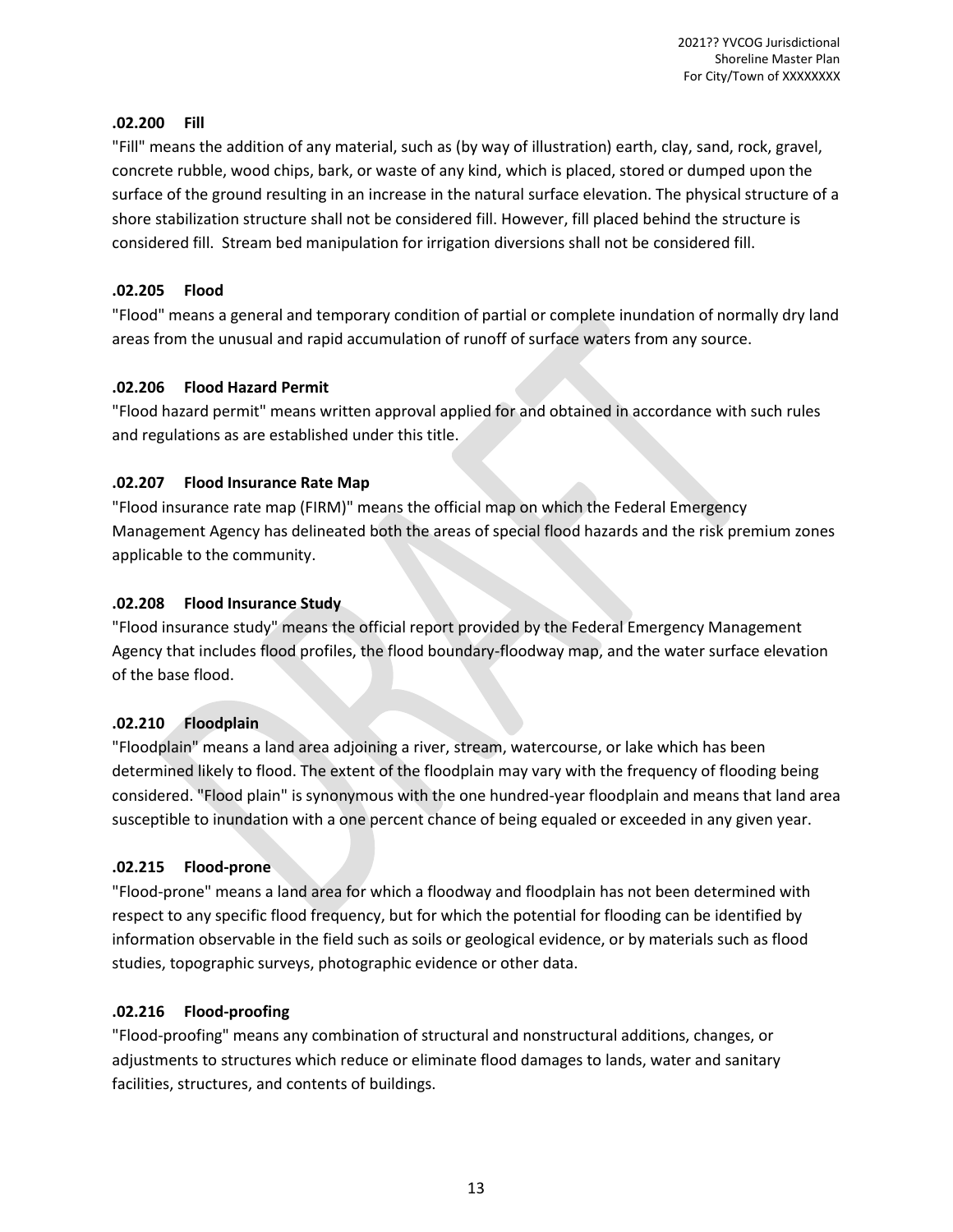### .02.200 Fill

"Fill" means the addition of any material, such as (by way of illustration) earth, clay, sand, rock, gravel, concrete rubble, wood chips, bark, or waste of any kind, which is placed, stored or dumped upon the surface of the ground resulting in an increase in the natural surface elevation. The physical structure of a shore stabilization structure shall not be considered fill. However, fill placed behind the structure is considered fill. Stream bed manipulation for irrigation diversions shall not be considered fill.

### .02.205 Flood

"Flood" means a general and temporary condition of partial or complete inundation of normally dry land areas from the unusual and rapid accumulation of runoff of surface waters from any source.

### .02.206 Flood Hazard Permit

"Flood hazard permit" means written approval applied for and obtained in accordance with such rules and regulations as are established under this title.

### .02.207 Flood Insurance Rate Map

"Flood insurance rate map (FIRM)" means the official map on which the Federal Emergency Management Agency has delineated both the areas of special flood hazards and the risk premium zones applicable to the community.

### .02.208 Flood Insurance Study

"Flood insurance study" means the official report provided by the Federal Emergency Management Agency that includes flood profiles, the flood boundary-floodway map, and the water surface elevation of the base flood.

### .02.210 Floodplain

"Floodplain" means a land area adjoining a river, stream, watercourse, or lake which has been determined likely to flood. The extent of the floodplain may vary with the frequency of flooding being considered. "Flood plain" is synonymous with the one hundred-year floodplain and means that land area susceptible to inundation with a one percent chance of being equaled or exceeded in any given year.

### .02.215 Flood-prone

"Flood-prone" means a land area for which a floodway and floodplain has not been determined with respect to any specific flood frequency, but for which the potential for flooding can be identified by information observable in the field such as soils or geological evidence, or by materials such as flood studies, topographic surveys, photographic evidence or other data.

### .02.216 Flood-proofing

"Flood-proofing" means any combination of structural and nonstructural additions, changes, or adjustments to structures which reduce or eliminate flood damages to lands, water and sanitary facilities, structures, and contents of buildings.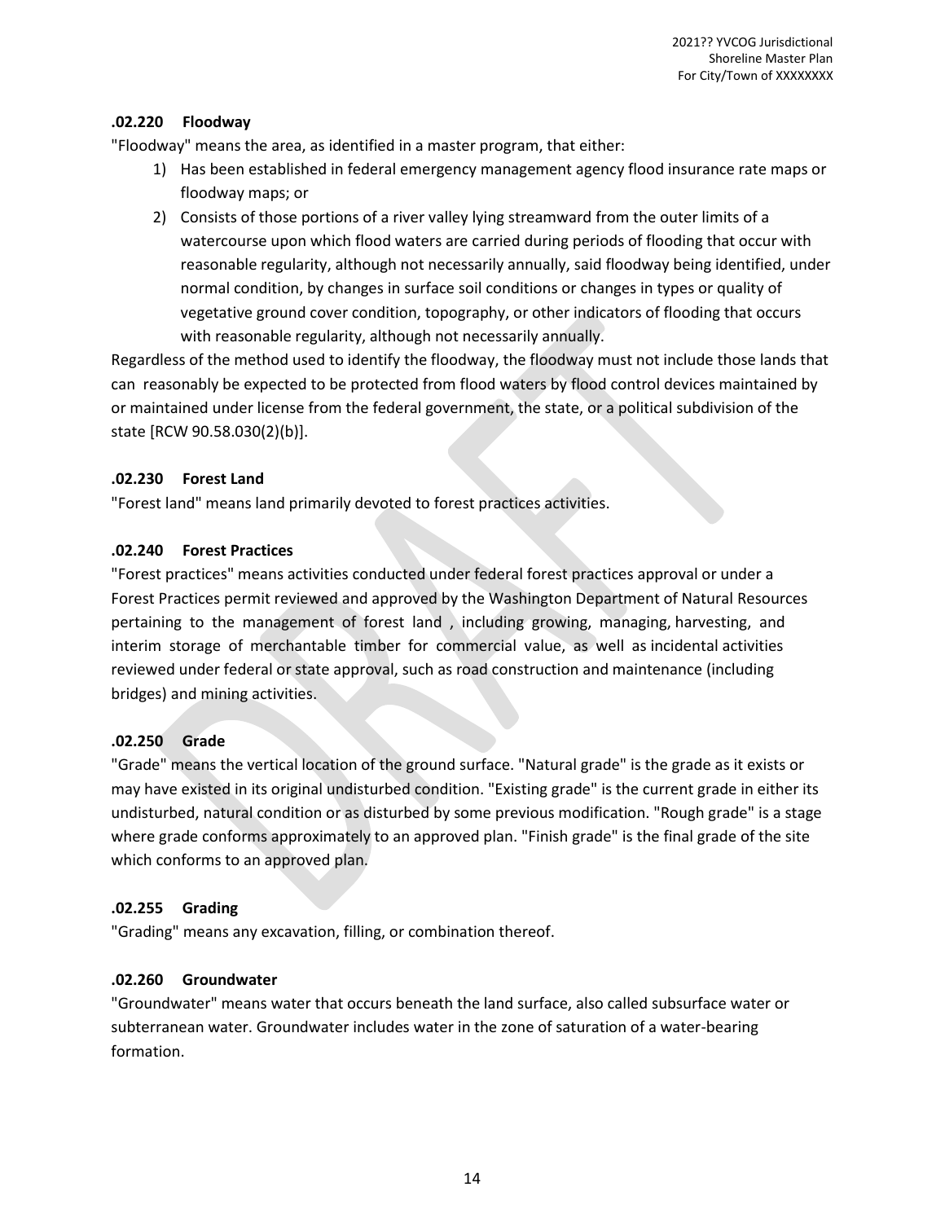### .02.220 Floodway

"Floodway" means the area, as identified in a master program, that either:

1) Has been established in federal emergency management agency flood insurance rate maps or floodway maps; or
2) Consists of those portions of a river valley lying streamward from the outer limits of a watercourse upon which flood waters are carried during periods of flooding that occur with reasonable regularity, although not necessarily annually, said floodway being identified, under normal condition, by changes in surface soil conditions or changes in types or quality of vegetative ground cover condition, topography, or other indicators of flooding that occurs with reasonable regularity, although not necessarily annually.

Regardless of the method used to identify the floodway, the floodway must not include those lands that can reasonably be expected to be protected from flood waters by flood control devices maintained by or maintained under license from the federal government, the state, or a political subdivision of the state [RCW 90.58.030(2)(b)].

### .02.230 Forest Land

"Forest land" means land primarily devoted to forest practices activities.

### .02.240 Forest Practices

"Forest practices" means activities conducted under federal forest practices approval or under a Forest Practices permit reviewed and approved by the Washington Department of Natural Resources pertaining to the management of forest land , including growing, managing, harvesting, and interim storage of merchantable timber for commercial value, as well as incidental activities reviewed under federal or state approval, such as road construction and maintenance (including bridges) and mining activities.

### .02.250 Grade

"Grade" means the vertical location of the ground surface. "Natural grade" is the grade as it exists or may have existed in its original undisturbed condition. "Existing grade" is the current grade in either its undisturbed, natural condition or as disturbed by some previous modification. "Rough grade" is a stage where grade conforms approximately to an approved plan. "Finish grade" is the final grade of the site which conforms to an approved plan.

### .02.255 Grading

"Grading" means any excavation, filling, or combination thereof.

### .02.260 Groundwater

"Groundwater" means water that occurs beneath the land surface, also called subsurface water or subterranean water. Groundwater includes water in the zone of saturation of a water-bearing formation.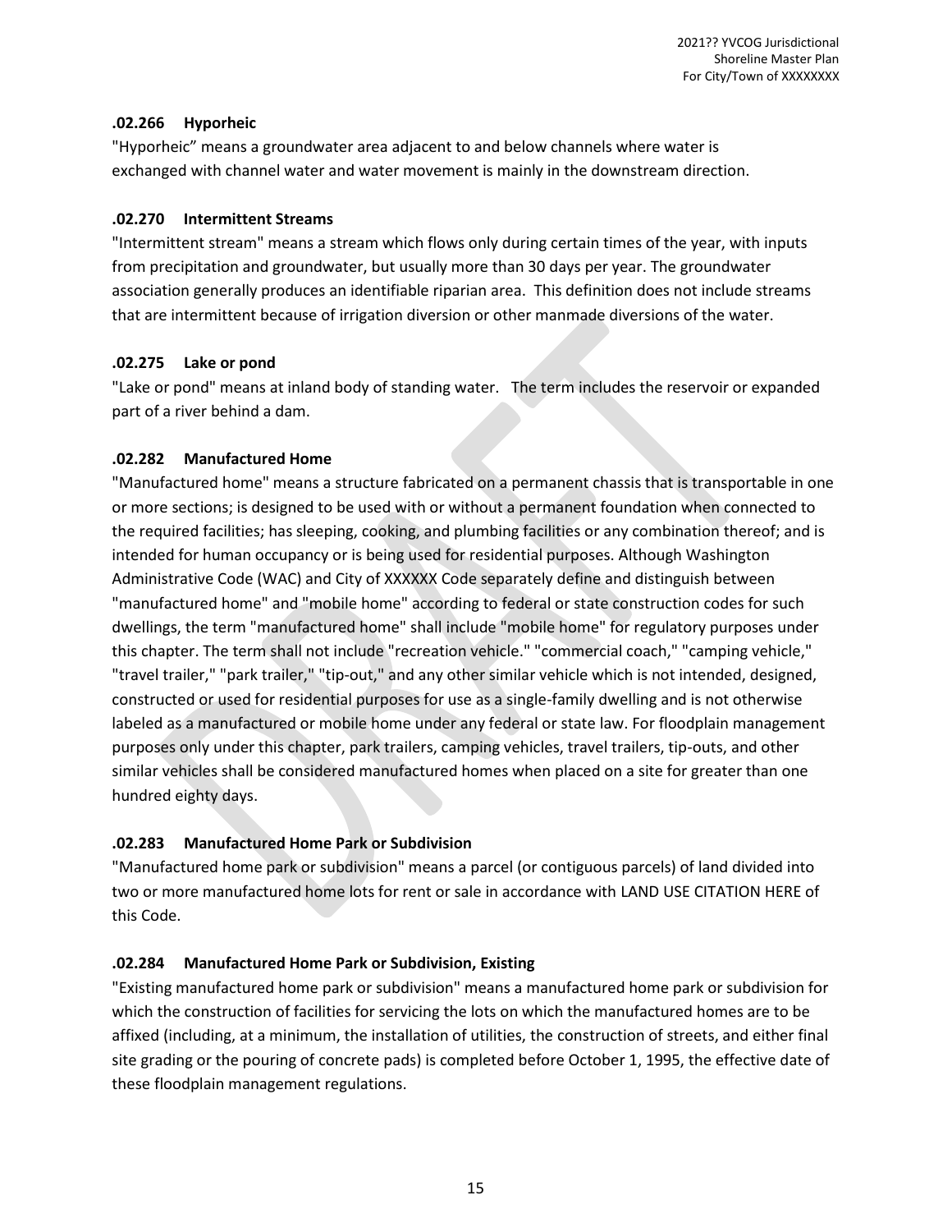### .02.266 Hyporheic

"Hyporheic" means a groundwater area adjacent to and below channels where water is exchanged with channel water and water movement is mainly in the downstream direction.

### .02.270 Intermittent Streams

"Intermittent stream" means a stream which flows only during certain times of the year, with inputs from precipitation and groundwater, but usually more than 30 days per year. The groundwater association generally produces an identifiable riparian area. This definition does not include streams that are intermittent because of irrigation diversion or other manmade diversions of the water.

### .02.275 Lake or pond

"Lake or pond" means at inland body of standing water. The term includes the reservoir or expanded part of a river behind a dam.

### .02.282 Manufactured Home

"Manufactured home" means a structure fabricated on a permanent chassis that is transportable in one or more sections; is designed to be used with or without a permanent foundation when connected to the required facilities; has sleeping, cooking, and plumbing facilities or any combination thereof; and is intended for human occupancy or is being used for residential purposes. Although Washington Administrative Code (WAC) and City of XXXXXX Code separately define and distinguish between "manufactured home" and "mobile home" according to federal or state construction codes for such dwellings, the term "manufactured home" shall include "mobile home" for regulatory purposes under this chapter. The term shall not include "recreation vehicle." "commercial coach," "camping vehicle," "travel trailer," "park trailer," "tip-out," and any other similar vehicle which is not intended, designed, constructed or used for residential purposes for use as a single-family dwelling and is not otherwise labeled as a manufactured or mobile home under any federal or state law. For floodplain management purposes only under this chapter, park trailers, camping vehicles, travel trailers, tip-outs, and other similar vehicles shall be considered manufactured homes when placed on a site for greater than one hundred eighty days.

### .02.283 Manufactured Home Park or Subdivision

"Manufactured home park or subdivision" means a parcel (or contiguous parcels) of land divided into two or more manufactured home lots for rent or sale in accordance with LAND USE CITATION HERE of this Code.

### .02.284 Manufactured Home Park or Subdivision, Existing

"Existing manufactured home park or subdivision" means a manufactured home park or subdivision for which the construction of facilities for servicing the lots on which the manufactured homes are to be affixed (including, at a minimum, the installation of utilities, the construction of streets, and either final site grading or the pouring of concrete pads) is completed before October 1, 1995, the effective date of these floodplain management regulations.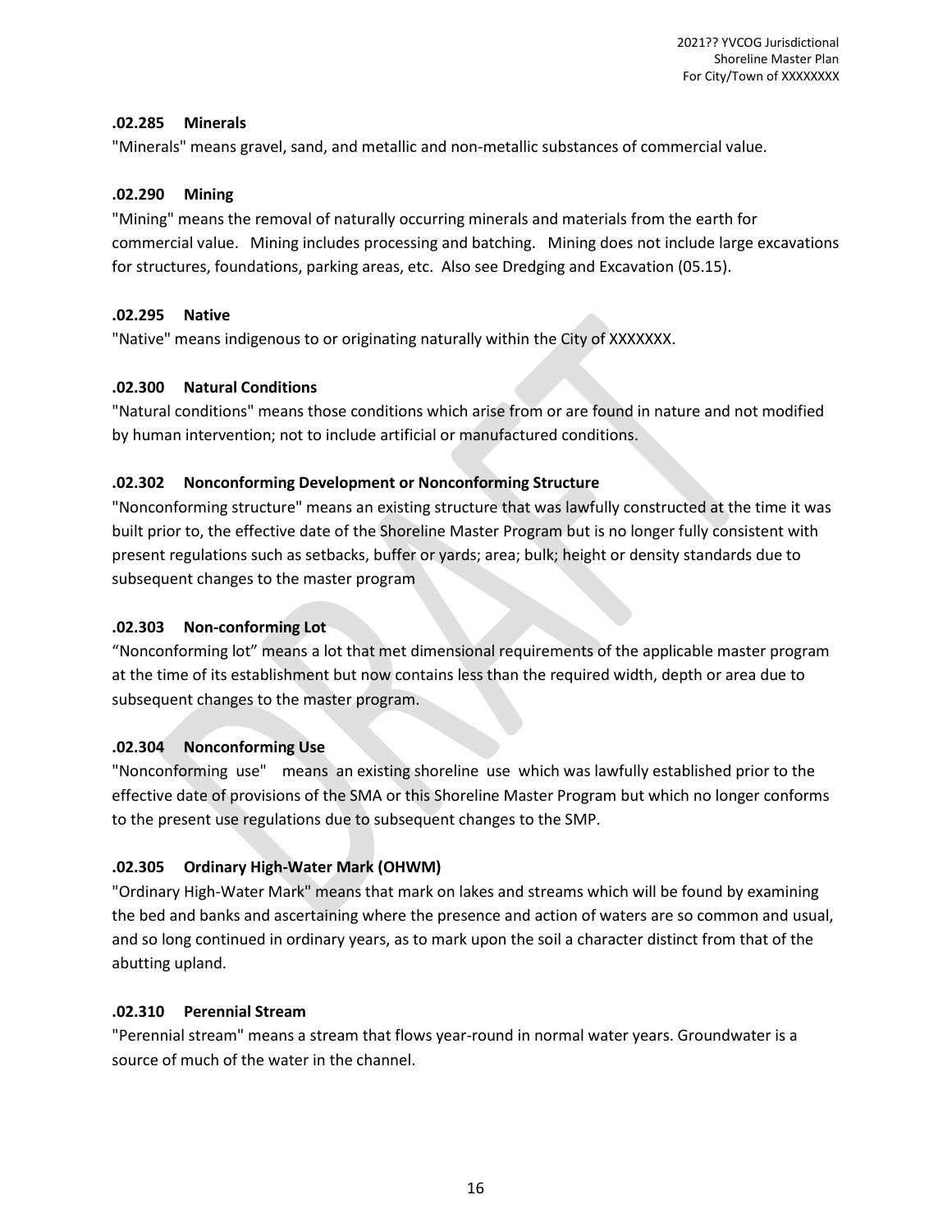### .02.285 Minerals

"Minerals" means gravel, sand, and metallic and non-metallic substances of commercial value.

### .02.290 Mining

"Mining" means the removal of naturally occurring minerals and materials from the earth for commercial value. Mining includes processing and batching. Mining does not include large excavations for structures, foundations, parking areas, etc. Also see Dredging and Excavation (05.15).

### .02.295 Native

"Native" means indigenous to or originating naturally within the City of XXXXXXX.

### .02.300 Natural Conditions

"Natural conditions" means those conditions which arise from or are found in nature and not modified by human intervention; not to include artificial or manufactured conditions.

### .02.302 Nonconforming Development or Nonconforming Structure

"Nonconforming structure" means an existing structure that was lawfully constructed at the time it was built prior to, the effective date of the Shoreline Master Program but is no longer fully consistent with present regulations such as setbacks, buffer or yards; area; bulk; height or density standards due to subsequent changes to the master program

### .02.303 Non-conforming Lot

"Nonconforming lot" means a lot that met dimensional requirements of the applicable master program at the time of its establishment but now contains less than the required width, depth or area due to subsequent changes to the master program.

### .02.304 Nonconforming Use

"Nonconforming use" means an existing shoreline use which was lawfully established prior to the effective date of provisions of the SMA or this Shoreline Master Program but which no longer conforms to the present use regulations due to subsequent changes to the SMP.

### .02.305 Ordinary High-Water Mark (OHWM)

"Ordinary High-Water Mark" means that mark on lakes and streams which will be found by examining the bed and banks and ascertaining where the presence and action of waters are so common and usual, and so long continued in ordinary years, as to mark upon the soil a character distinct from that of the abutting upland.

### .02.310 Perennial Stream

"Perennial stream" means a stream that flows year-round in normal water years. Groundwater is a source of much of the water in the channel.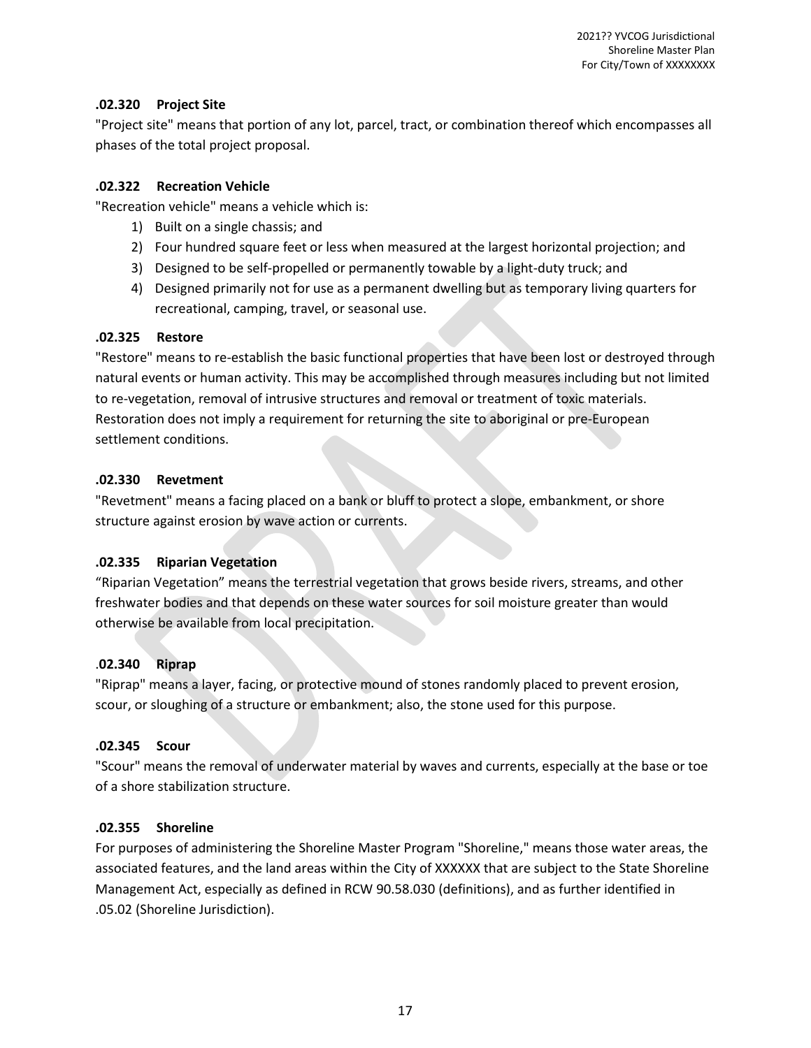#### .02.320 Project Site

"Project site" means that portion of any lot, parcel, tract, or combination thereof which encompasses all phases of the total project proposal.

#### .02.322 Recreation Vehicle

"Recreation vehicle" means a vehicle which is:

1) Built on a single chassis; and
2) Four hundred square feet or less when measured at the largest horizontal projection; and
3) Designed to be self-propelled or permanently towable by a light-duty truck; and
4) Designed primarily not for use as a permanent dwelling but as temporary living quarters for recreational, camping, travel, or seasonal use.

#### .02.325 Restore

"Restore" means to re-establish the basic functional properties that have been lost or destroyed through natural events or human activity. This may be accomplished through measures including but not limited to re-vegetation, removal of intrusive structures and removal or treatment of toxic materials. Restoration does not imply a requirement for returning the site to aboriginal or pre-European settlement conditions.

#### .02.330 Revetment

"Revetment" means a facing placed on a bank or bluff to protect a slope, embankment, or shore structure against erosion by wave action or currents.

#### .02.335 Riparian Vegetation

“Riparian Vegetation” means the terrestrial vegetation that grows beside rivers, streams, and other freshwater bodies and that depends on these water sources for soil moisture greater than would otherwise be available from local precipitation.

#### .02.340 Riprap

"Riprap" means a layer, facing, or protective mound of stones randomly placed to prevent erosion, scour, or sloughing of a structure or embankment; also, the stone used for this purpose.

#### .02.345 Scour

"Scour" means the removal of underwater material by waves and currents, especially at the base or toe of a shore stabilization structure.

#### .02.355 Shoreline

For purposes of administering the Shoreline Master Program "Shoreline," means those water areas, the associated features, and the land areas within the City of XXXXXX that are subject to the State Shoreline Management Act, especially as defined in RCW 90.58.030 (definitions), and as further identified in .05.02 (Shoreline Jurisdiction).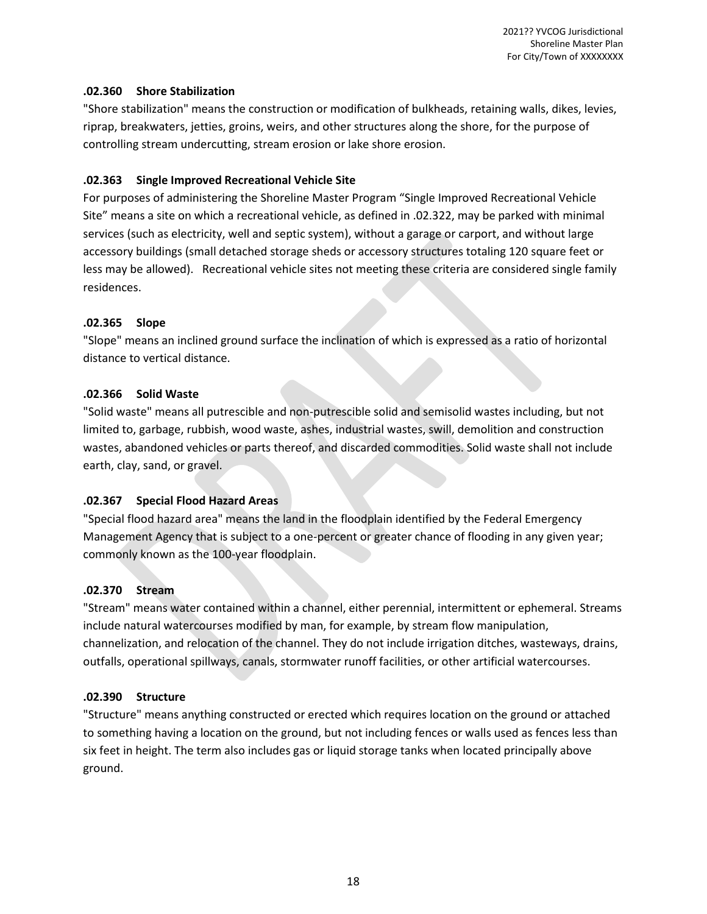### .02.360 Shore Stabilization

"Shore stabilization" means the construction or modification of bulkheads, retaining walls, dikes, levies, riprap, breakwaters, jetties, groins, weirs, and other structures along the shore, for the purpose of controlling stream undercutting, stream erosion or lake shore erosion.

### .02.363 Single Improved Recreational Vehicle Site

For purposes of administering the Shoreline Master Program "Single Improved Recreational Vehicle Site" means a site on which a recreational vehicle, as defined in .02.322, may be parked with minimal services (such as electricity, well and septic system), without a garage or carport, and without large accessory buildings (small detached storage sheds or accessory structures totaling 120 square feet or less may be allowed). Recreational vehicle sites not meeting these criteria are considered single family residences.

### .02.365 Slope

"Slope" means an inclined ground surface the inclination of which is expressed as a ratio of horizontal distance to vertical distance.

### .02.366 Solid Waste

"Solid waste" means all putrescible and non-putrescible solid and semisolid wastes including, but not limited to, garbage, rubbish, wood waste, ashes, industrial wastes, swill, demolition and construction wastes, abandoned vehicles or parts thereof, and discarded commodities. Solid waste shall not include earth, clay, sand, or gravel.

### .02.367 Special Flood Hazard Areas

"Special flood hazard area" means the land in the floodplain identified by the Federal Emergency Management Agency that is subject to a one-percent or greater chance of flooding in any given year; commonly known as the 100-year floodplain.

### .02.370 Stream

"Stream" means water contained within a channel, either perennial, intermittent or ephemeral. Streams include natural watercourses modified by man, for example, by stream flow manipulation, channelization, and relocation of the channel. They do not include irrigation ditches, wasteways, drains, outfalls, operational spillways, canals, stormwater runoff facilities, or other artificial watercourses.

### .02.390 Structure

"Structure" means anything constructed or erected which requires location on the ground or attached to something having a location on the ground, but not including fences or walls used as fences less than six feet in height. The term also includes gas or liquid storage tanks when located principally above ground.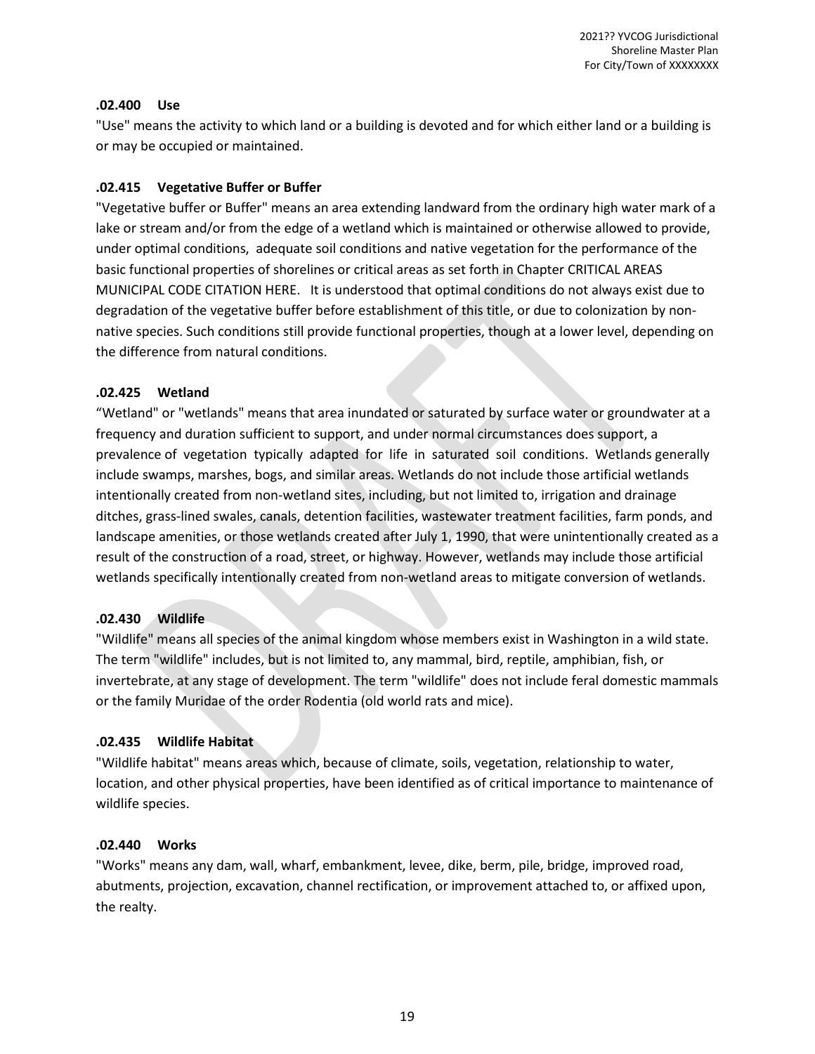**.02.400 Use**

"Use" means the activity to which land or a building is devoted and for which either land or a building is or may be occupied or maintained.

**.02.415 Vegetative Buffer or Buffer**

"Vegetative buffer or Buffer" means an area extending landward from the ordinary high water mark of a lake or stream and/or from the edge of a wetland which is maintained or otherwise allowed to provide, under optimal conditions, adequate soil conditions and native vegetation for the performance of the basic functional properties of shorelines or critical areas as set forth in Chapter CRITICAL AREAS MUNICIPAL CODE CITATION HERE. It is understood that optimal conditions do not always exist due to degradation of the vegetative buffer before establishment of this title, or due to colonization by non-native species. Such conditions still provide functional properties, though at a lower level, depending on the difference from natural conditions.

**.02.425 Wetland**

"Wetland" or "wetlands" means that area inundated or saturated by surface water or groundwater at a frequency and duration sufficient to support, and under normal circumstances does support, a prevalence of vegetation typically adapted for life in saturated soil conditions. Wetlands generally include swamps, marshes, bogs, and similar areas. Wetlands do not include those artificial wetlands intentionally created from non-wetland sites, including, but not limited to, irrigation and drainage ditches, grass-lined swales, canals, detention facilities, wastewater treatment facilities, farm ponds, and landscape amenities, or those wetlands created after July 1, 1990, that were unintentionally created as a result of the construction of a road, street, or highway. However, wetlands may include those artificial wetlands specifically intentionally created from non-wetland areas to mitigate conversion of wetlands.

**.02.430 Wildlife**

"Wildlife" means all species of the animal kingdom whose members exist in Washington in a wild state. The term "wildlife" includes, but is not limited to, any mammal, bird, reptile, amphibian, fish, or invertebrate, at any stage of development. The term "wildlife" does not include feral domestic mammals or the family Muridae of the order Rodentia (old world rats and mice).

**.02.435 Wildlife Habitat**

"Wildlife habitat" means areas which, because of climate, soils, vegetation, relationship to water, location, and other physical properties, have been identified as of critical importance to maintenance of wildlife species.

**.02.440 Works**

"Works" means any dam, wall, wharf, embankment, levee, dike, berm, pile, bridge, improved road, abutments, projection, excavation, channel rectification, or improvement attached to, or affixed upon, the realty.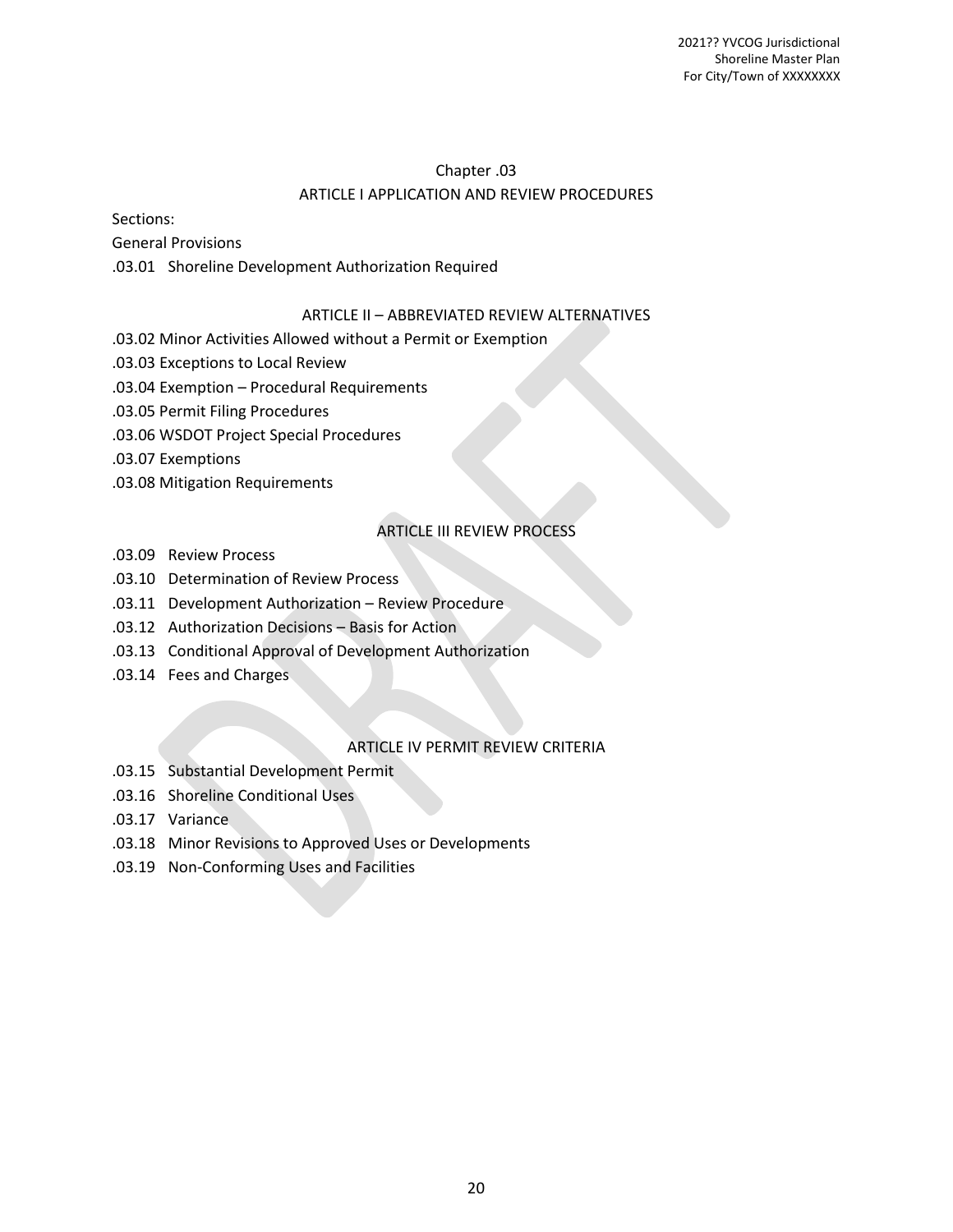# Chapter .03

## ARTICLE I APPLICATION AND REVIEW PROCEDURES

Sections:

General Provisions

.03.01 Shoreline Development Authorization Required

## ARTICLE II – ABBREVIATED REVIEW ALTERNATIVES

.03.02 Minor Activities Allowed without a Permit or Exemption

.03.03 Exceptions to Local Review

.03.04 Exemption – Procedural Requirements

.03.05 Permit Filing Procedures

.03.06 WSDOT Project Special Procedures

.03.07 Exemptions

.03.08 Mitigation Requirements

## ARTICLE III REVIEW PROCESS

.03.09 Review Process

.03.10 Determination of Review Process

.03.11 Development Authorization – Review Procedure

.03.12 Authorization Decisions – Basis for Action

.03.13 Conditional Approval of Development Authorization

.03.14 Fees and Charges

## ARTICLE IV PERMIT REVIEW CRITERIA

.03.15 Substantial Development Permit

.03.16 Shoreline Conditional Uses

.03.17 Variance

.03.18 Minor Revisions to Approved Uses or Developments

.03.19 Non-Conforming Uses and Facilities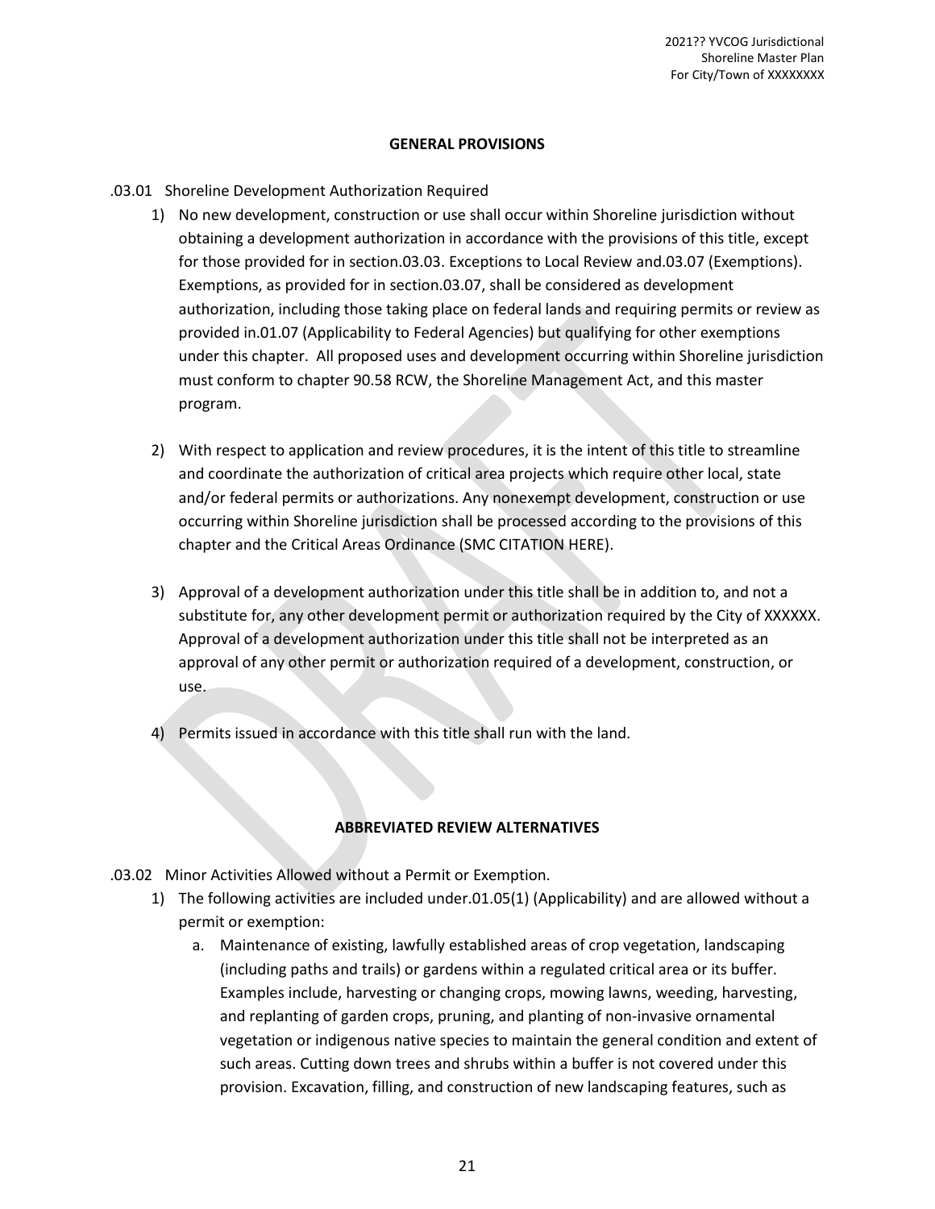## GENERAL PROVISIONS

.03.01 Shoreline Development Authorization Required

1) No new development, construction or use shall occur within Shoreline jurisdiction without obtaining a development authorization in accordance with the provisions of this title, except for those provided for in section.03.03. Exceptions to Local Review and.03.07 (Exemptions). Exemptions, as provided for in section.03.07, shall be considered as development authorization, including those taking place on federal lands and requiring permits or review as provided in.01.07 (Applicability to Federal Agencies) but qualifying for other exemptions under this chapter. All proposed uses and development occurring within Shoreline jurisdiction must conform to chapter 90.58 RCW, the Shoreline Management Act, and this master program.

2) With respect to application and review procedures, it is the intent of this title to streamline and coordinate the authorization of critical area projects which require other local, state and/or federal permits or authorizations. Any nonexempt development, construction or use occurring within Shoreline jurisdiction shall be processed according to the provisions of this chapter and the Critical Areas Ordinance (SMC CITATION HERE).

3) Approval of a development authorization under this title shall be in addition to, and not a substitute for, any other development permit or authorization required by the City of XXXXXX. Approval of a development authorization under this title shall not be interpreted as an approval of any other permit or authorization required of a development, construction, or use.

4) Permits issued in accordance with this title shall run with the land.

## ABBREVIATED REVIEW ALTERNATIVES

.03.02 Minor Activities Allowed without a Permit or Exemption.

1) The following activities are included under.01.05(1) (Applicability) and are allowed without a permit or exemption:
   a. Maintenance of existing, lawfully established areas of crop vegetation, landscaping (including paths and trails) or gardens within a regulated critical area or its buffer. Examples include, harvesting or changing crops, mowing lawns, weeding, harvesting, and replanting of garden crops, pruning, and planting of non-invasive ornamental vegetation or indigenous native species to maintain the general condition and extent of such areas. Cutting down trees and shrubs within a buffer is not covered under this provision. Excavation, filling, and construction of new landscaping features, such as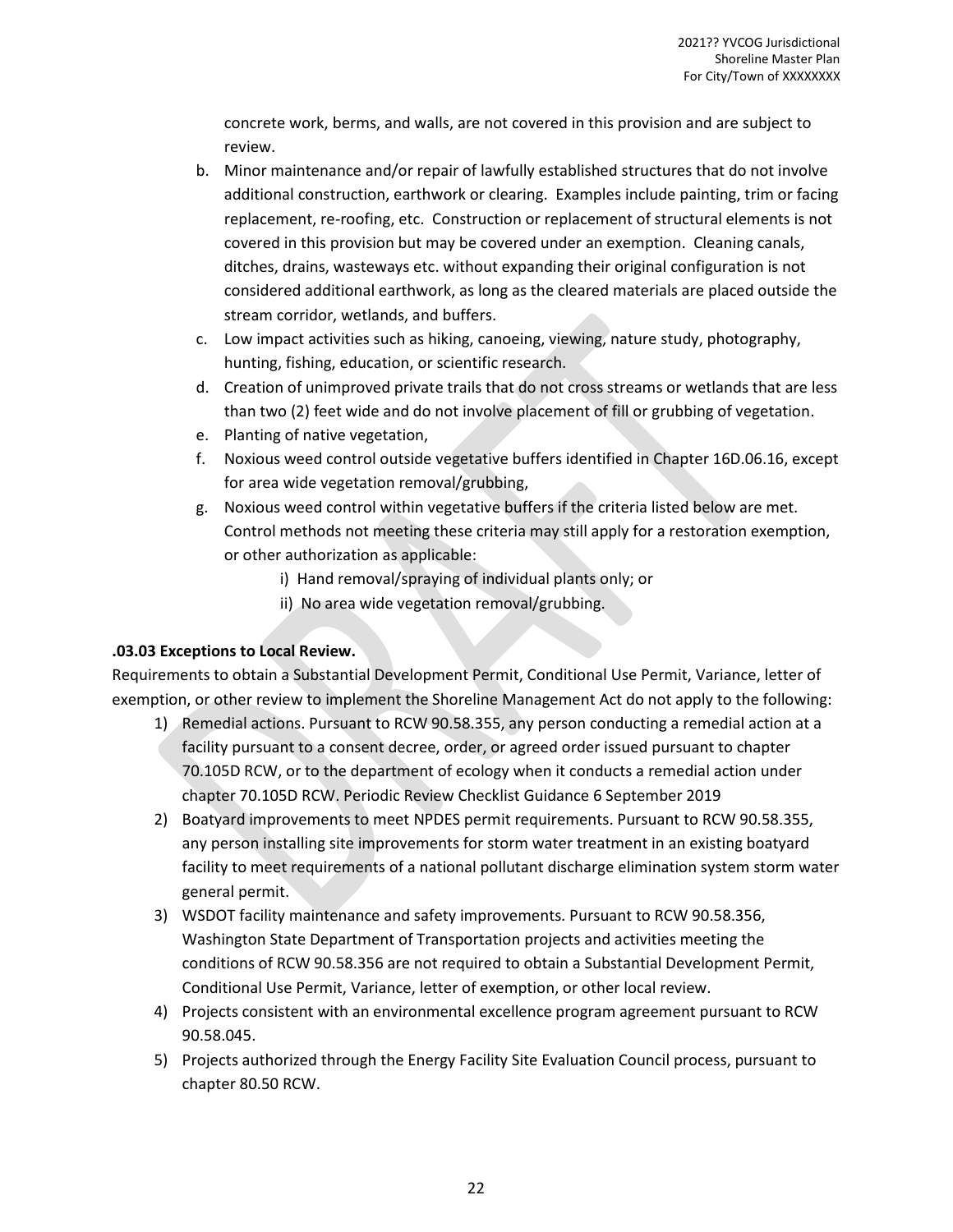concrete work, berms, and walls, are not covered in this provision and are subject to review.

b. Minor maintenance and/or repair of lawfully established structures that do not involve additional construction, earthwork or clearing. Examples include painting, trim or facing replacement, re-roofing, etc. Construction or replacement of structural elements is not covered in this provision but may be covered under an exemption. Cleaning canals, ditches, drains, wasteways etc. without expanding their original configuration is not considered additional earthwork, as long as the cleared materials are placed outside the stream corridor, wetlands, and buffers.
c. Low impact activities such as hiking, canoeing, viewing, nature study, photography, hunting, fishing, education, or scientific research.
d. Creation of unimproved private trails that do not cross streams or wetlands that are less than two (2) feet wide and do not involve placement of fill or grubbing of vegetation.
e. Planting of native vegetation,
f. Noxious weed control outside vegetative buffers identified in Chapter 16D.06.16, except for area wide vegetation removal/grubbing,
g. Noxious weed control within vegetative buffers if the criteria listed below are met. Control methods not meeting these criteria may still apply for a restoration exemption, or other authorization as applicable:
   i) Hand removal/spraying of individual plants only; or
   ii) No area wide vegetation removal/grubbing.

**.03.03 Exceptions to Local Review.**

Requirements to obtain a Substantial Development Permit, Conditional Use Permit, Variance, letter of exemption, or other review to implement the Shoreline Management Act do not apply to the following:

1) Remedial actions. Pursuant to RCW 90.58.355, any person conducting a remedial action at a facility pursuant to a consent decree, order, or agreed order issued pursuant to chapter 70.105D RCW, or to the department of ecology when it conducts a remedial action under chapter 70.105D RCW. Periodic Review Checklist Guidance 6 September 2019
2) Boatyard improvements to meet NPDES permit requirements. Pursuant to RCW 90.58.355, any person installing site improvements for storm water treatment in an existing boatyard facility to meet requirements of a national pollutant discharge elimination system storm water general permit.
3) WSDOT facility maintenance and safety improvements. Pursuant to RCW 90.58.356, Washington State Department of Transportation projects and activities meeting the conditions of RCW 90.58.356 are not required to obtain a Substantial Development Permit, Conditional Use Permit, Variance, letter of exemption, or other local review.
4) Projects consistent with an environmental excellence program agreement pursuant to RCW 90.58.045.
5) Projects authorized through the Energy Facility Site Evaluation Council process, pursuant to chapter 80.50 RCW.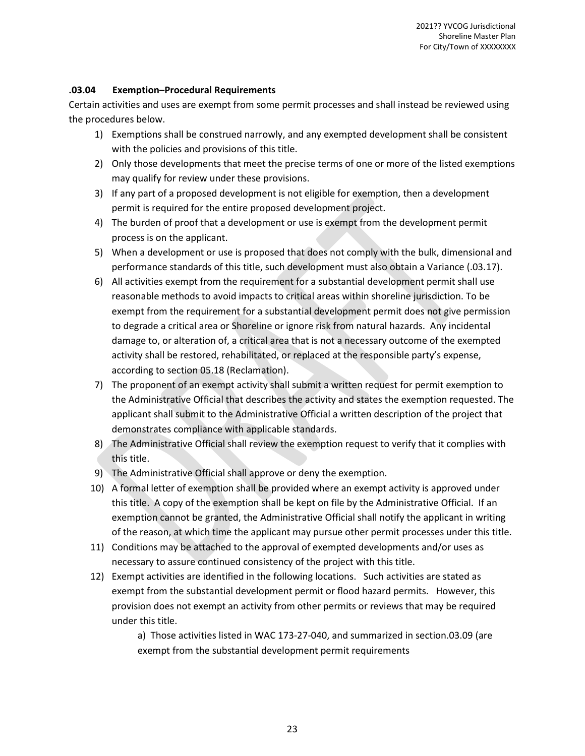### .03.04 Exemption–Procedural Requirements

Certain activities and uses are exempt from some permit processes and shall instead be reviewed using the procedures below.

1) Exemptions shall be construed narrowly, and any exempted development shall be consistent with the policies and provisions of this title.
2) Only those developments that meet the precise terms of one or more of the listed exemptions may qualify for review under these provisions.
3) If any part of a proposed development is not eligible for exemption, then a development permit is required for the entire proposed development project.
4) The burden of proof that a development or use is exempt from the development permit process is on the applicant.
5) When a development or use is proposed that does not comply with the bulk, dimensional and performance standards of this title, such development must also obtain a Variance (.03.17).
6) All activities exempt from the requirement for a substantial development permit shall use reasonable methods to avoid impacts to critical areas within shoreline jurisdiction. To be exempt from the requirement for a substantial development permit does not give permission to degrade a critical area or Shoreline or ignore risk from natural hazards. Any incidental damage to, or alteration of, a critical area that is not a necessary outcome of the exempted activity shall be restored, rehabilitated, or replaced at the responsible party's expense, according to section 05.18 (Reclamation).
7) The proponent of an exempt activity shall submit a written request for permit exemption to the Administrative Official that describes the activity and states the exemption requested. The applicant shall submit to the Administrative Official a written description of the project that demonstrates compliance with applicable standards.
8) The Administrative Official shall review the exemption request to verify that it complies with this title.
9) The Administrative Official shall approve or deny the exemption.
10) A formal letter of exemption shall be provided where an exempt activity is approved under this title. A copy of the exemption shall be kept on file by the Administrative Official. If an exemption cannot be granted, the Administrative Official shall notify the applicant in writing of the reason, at which time the applicant may pursue other permit processes under this title.
11) Conditions may be attached to the approval of exempted developments and/or uses as necessary to assure continued consistency of the project with this title.
12) Exempt activities are identified in the following locations. Such activities are stated as exempt from the substantial development permit or flood hazard permits. However, this provision does not exempt an activity from other permits or reviews that may be required under this title.

    a) Those activities listed in WAC 173-27-040, and summarized in section.03.09 (are exempt from the substantial development permit requirements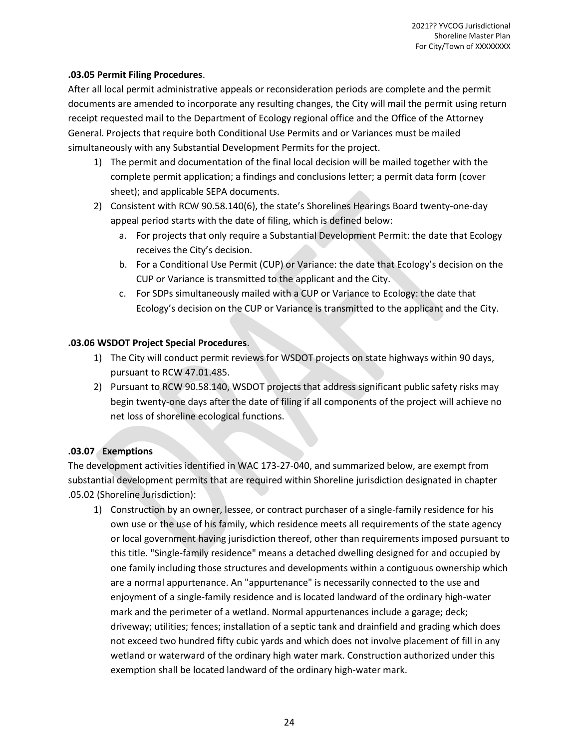**.03.05 Permit Filing Procedures**.

After all local permit administrative appeals or reconsideration periods are complete and the permit documents are amended to incorporate any resulting changes, the City will mail the permit using return receipt requested mail to the Department of Ecology regional office and the Office of the Attorney General. Projects that require both Conditional Use Permits and or Variances must be mailed simultaneously with any Substantial Development Permits for the project.

1) The permit and documentation of the final local decision will be mailed together with the complete permit application; a findings and conclusions letter; a permit data form (cover sheet); and applicable SEPA documents.
2) Consistent with RCW 90.58.140(6), the state's Shorelines Hearings Board twenty-one-day appeal period starts with the date of filing, which is defined below:
   a. For projects that only require a Substantial Development Permit: the date that Ecology receives the City's decision.
   b. For a Conditional Use Permit (CUP) or Variance: the date that Ecology's decision on the CUP or Variance is transmitted to the applicant and the City.
   c. For SDPs simultaneously mailed with a CUP or Variance to Ecology: the date that Ecology's decision on the CUP or Variance is transmitted to the applicant and the City.

**.03.06 WSDOT Project Special Procedures**.

1) The City will conduct permit reviews for WSDOT projects on state highways within 90 days, pursuant to RCW 47.01.485.
2) Pursuant to RCW 90.58.140, WSDOT projects that address significant public safety risks may begin twenty-one days after the date of filing if all components of the project will achieve no net loss of shoreline ecological functions.

**.03.07 Exemptions**

The development activities identified in WAC 173-27-040, and summarized below, are exempt from substantial development permits that are required within Shoreline jurisdiction designated in chapter .05.02 (Shoreline Jurisdiction):

1) Construction by an owner, lessee, or contract purchaser of a single-family residence for his own use or the use of his family, which residence meets all requirements of the state agency or local government having jurisdiction thereof, other than requirements imposed pursuant to this title. "Single-family residence" means a detached dwelling designed for and occupied by one family including those structures and developments within a contiguous ownership which are a normal appurtenance. An "appurtenance" is necessarily connected to the use and enjoyment of a single-family residence and is located landward of the ordinary high-water mark and the perimeter of a wetland. Normal appurtenances include a garage; deck; driveway; utilities; fences; installation of a septic tank and drainfield and grading which does not exceed two hundred fifty cubic yards and which does not involve placement of fill in any wetland or waterward of the ordinary high water mark. Construction authorized under this exemption shall be located landward of the ordinary high-water mark.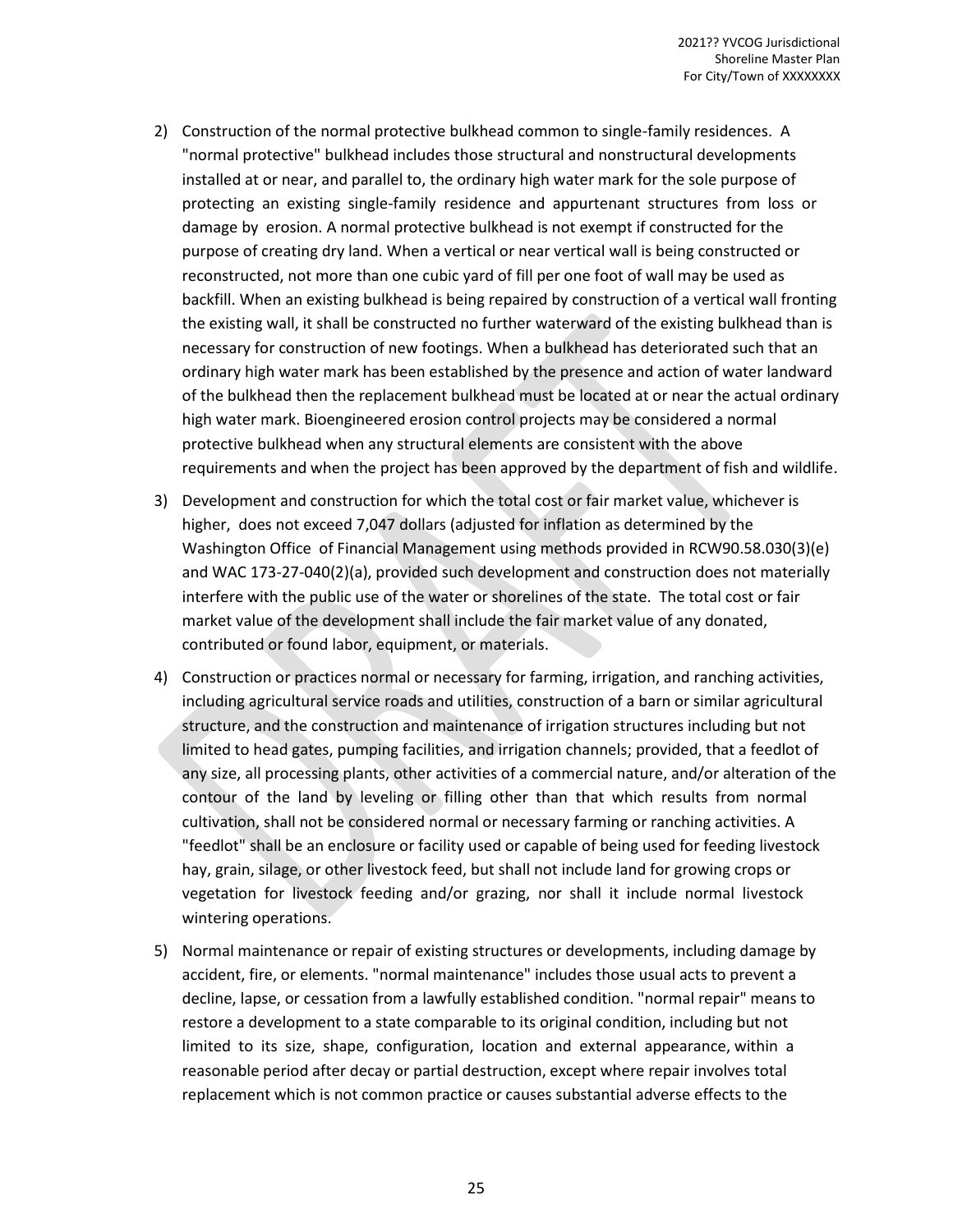2) Construction of the normal protective bulkhead common to single-family residences. A "normal protective" bulkhead includes those structural and nonstructural developments installed at or near, and parallel to, the ordinary high water mark for the sole purpose of protecting an existing single-family residence and appurtenant structures from loss or damage by erosion. A normal protective bulkhead is not exempt if constructed for the purpose of creating dry land. When a vertical or near vertical wall is being constructed or reconstructed, not more than one cubic yard of fill per one foot of wall may be used as backfill. When an existing bulkhead is being repaired by construction of a vertical wall fronting the existing wall, it shall be constructed no further waterward of the existing bulkhead than is necessary for construction of new footings. When a bulkhead has deteriorated such that an ordinary high water mark has been established by the presence and action of water landward of the bulkhead then the replacement bulkhead must be located at or near the actual ordinary high water mark. Bioengineered erosion control projects may be considered a normal protective bulkhead when any structural elements are consistent with the above requirements and when the project has been approved by the department of fish and wildlife.

3) Development and construction for which the total cost or fair market value, whichever is higher, does not exceed 7,047 dollars (adjusted for inflation as determined by the Washington Office of Financial Management using methods provided in RCW90.58.030(3)(e) and WAC 173-27-040(2)(a), provided such development and construction does not materially interfere with the public use of the water or shorelines of the state. The total cost or fair market value of the development shall include the fair market value of any donated, contributed or found labor, equipment, or materials.

4) Construction or practices normal or necessary for farming, irrigation, and ranching activities, including agricultural service roads and utilities, construction of a barn or similar agricultural structure, and the construction and maintenance of irrigation structures including but not limited to head gates, pumping facilities, and irrigation channels; provided, that a feedlot of any size, all processing plants, other activities of a commercial nature, and/or alteration of the contour of the land by leveling or filling other than that which results from normal cultivation, shall not be considered normal or necessary farming or ranching activities. A "feedlot" shall be an enclosure or facility used or capable of being used for feeding livestock hay, grain, silage, or other livestock feed, but shall not include land for growing crops or vegetation for livestock feeding and/or grazing, nor shall it include normal livestock wintering operations.

5) Normal maintenance or repair of existing structures or developments, including damage by accident, fire, or elements. "normal maintenance" includes those usual acts to prevent a decline, lapse, or cessation from a lawfully established condition. "normal repair" means to restore a development to a state comparable to its original condition, including but not limited to its size, shape, configuration, location and external appearance, within a reasonable period after decay or partial destruction, except where repair involves total replacement which is not common practice or causes substantial adverse effects to the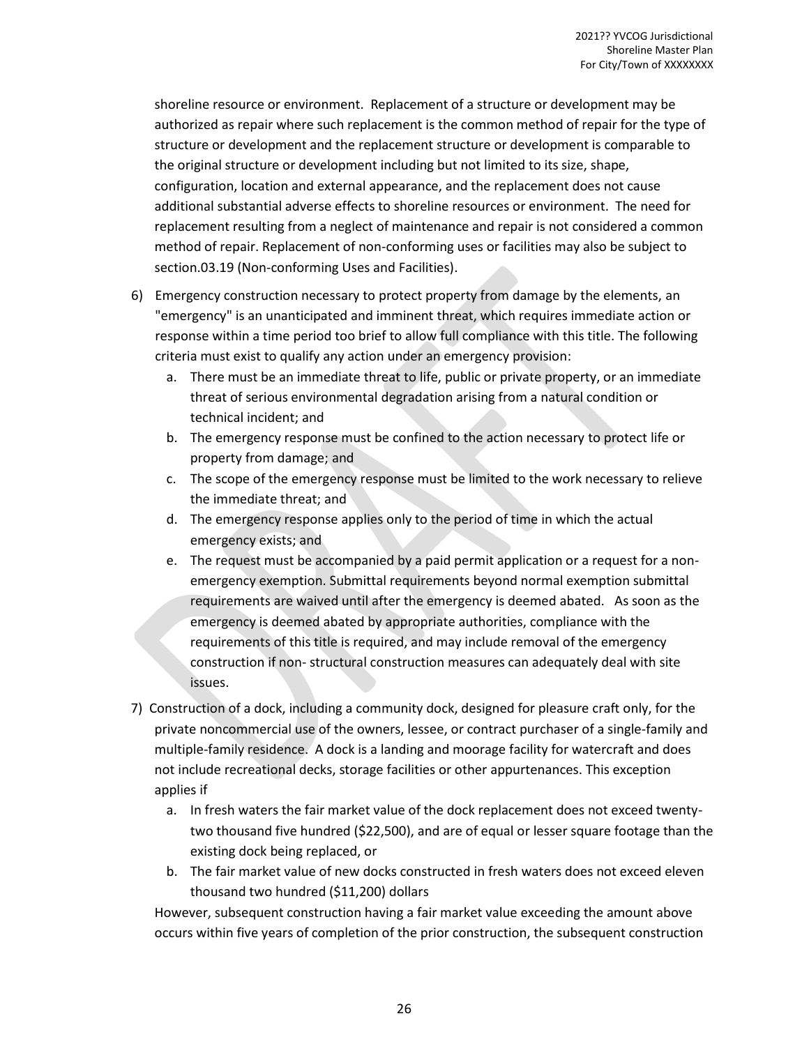shoreline resource or environment. Replacement of a structure or development may be authorized as repair where such replacement is the common method of repair for the type of structure or development and the replacement structure or development is comparable to the original structure or development including but not limited to its size, shape, configuration, location and external appearance, and the replacement does not cause additional substantial adverse effects to shoreline resources or environment. The need for replacement resulting from a neglect of maintenance and repair is not considered a common method of repair. Replacement of non-conforming uses or facilities may also be subject to section.03.19 (Non-conforming Uses and Facilities).

6) Emergency construction necessary to protect property from damage by the elements, an "emergency" is an unanticipated and imminent threat, which requires immediate action or response within a time period too brief to allow full compliance with this title. The following criteria must exist to qualify any action under an emergency provision:
   a. There must be an immediate threat to life, public or private property, or an immediate threat of serious environmental degradation arising from a natural condition or technical incident; and
   b. The emergency response must be confined to the action necessary to protect life or property from damage; and
   c. The scope of the emergency response must be limited to the work necessary to relieve the immediate threat; and
   d. The emergency response applies only to the period of time in which the actual emergency exists; and
   e. The request must be accompanied by a paid permit application or a request for a non-emergency exemption. Submittal requirements beyond normal exemption submittal requirements are waived until after the emergency is deemed abated. As soon as the emergency is deemed abated by appropriate authorities, compliance with the requirements of this title is required, and may include removal of the emergency construction if non- structural construction measures can adequately deal with site issues.

7) Construction of a dock, including a community dock, designed for pleasure craft only, for the private noncommercial use of the owners, lessee, or contract purchaser of a single-family and multiple-family residence. A dock is a landing and moorage facility for watercraft and does not include recreational decks, storage facilities or other appurtenances. This exception applies if
   a. In fresh waters the fair market value of the dock replacement does not exceed twenty-two thousand five hundred ($22,500), and are of equal or lesser square footage than the existing dock being replaced, or
   b. The fair market value of new docks constructed in fresh waters does not exceed eleven thousand two hundred ($11,200) dollars

   However, subsequent construction having a fair market value exceeding the amount above occurs within five years of completion of the prior construction, the subsequent construction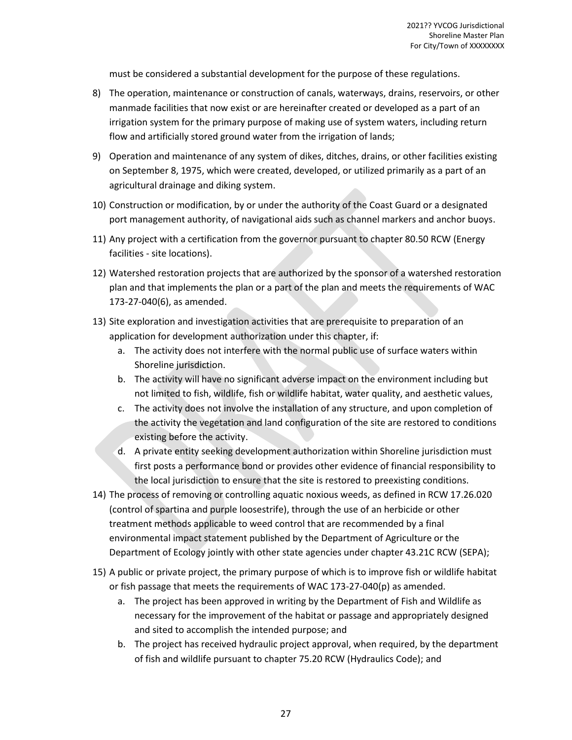must be considered a substantial development for the purpose of these regulations.

8) The operation, maintenance or construction of canals, waterways, drains, reservoirs, or other manmade facilities that now exist or are hereinafter created or developed as a part of an irrigation system for the primary purpose of making use of system waters, including return flow and artificially stored ground water from the irrigation of lands;

9) Operation and maintenance of any system of dikes, ditches, drains, or other facilities existing on September 8, 1975, which were created, developed, or utilized primarily as a part of an agricultural drainage and diking system.

10) Construction or modification, by or under the authority of the Coast Guard or a designated port management authority, of navigational aids such as channel markers and anchor buoys.

11) Any project with a certification from the governor pursuant to chapter 80.50 RCW (Energy facilities - site locations).

12) Watershed restoration projects that are authorized by the sponsor of a watershed restoration plan and that implements the plan or a part of the plan and meets the requirements of WAC 173-27-040(6), as amended.

13) Site exploration and investigation activities that are prerequisite to preparation of an application for development authorization under this chapter, if:
    a. The activity does not interfere with the normal public use of surface waters within Shoreline jurisdiction.
    b. The activity will have no significant adverse impact on the environment including but not limited to fish, wildlife, fish or wildlife habitat, water quality, and aesthetic values,
    c. The activity does not involve the installation of any structure, and upon completion of the activity the vegetation and land configuration of the site are restored to conditions existing before the activity.
    d. A private entity seeking development authorization within Shoreline jurisdiction must first posts a performance bond or provides other evidence of financial responsibility to the local jurisdiction to ensure that the site is restored to preexisting conditions.

14) The process of removing or controlling aquatic noxious weeds, as defined in RCW 17.26.020 (control of spartina and purple loosestrife), through the use of an herbicide or other treatment methods applicable to weed control that are recommended by a final environmental impact statement published by the Department of Agriculture or the Department of Ecology jointly with other state agencies under chapter 43.21C RCW (SEPA);

15) A public or private project, the primary purpose of which is to improve fish or wildlife habitat or fish passage that meets the requirements of WAC 173-27-040(p) as amended.
    a. The project has been approved in writing by the Department of Fish and Wildlife as necessary for the improvement of the habitat or passage and appropriately designed and sited to accomplish the intended purpose; and
    b. The project has received hydraulic project approval, when required, by the department of fish and wildlife pursuant to chapter 75.20 RCW (Hydraulics Code); and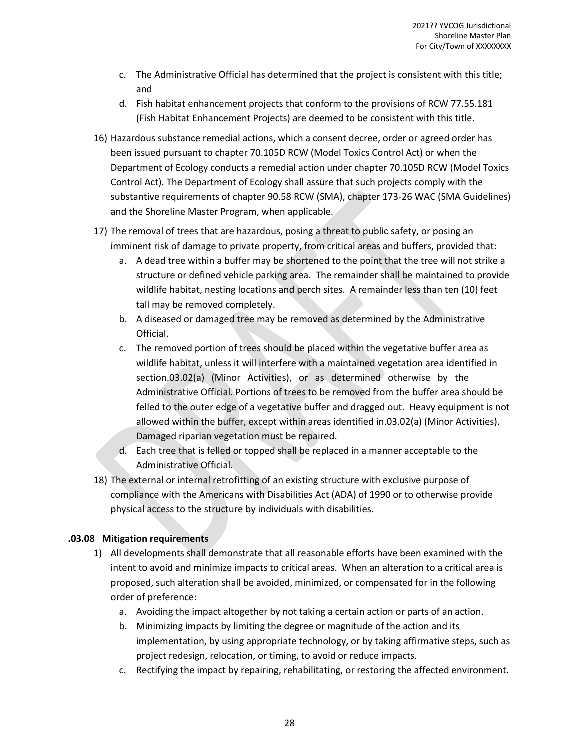c. The Administrative Official has determined that the project is consistent with this title; and
d. Fish habitat enhancement projects that conform to the provisions of RCW 77.55.181 (Fish Habitat Enhancement Projects) are deemed to be consistent with this title.

16) Hazardous substance remedial actions, which a consent decree, order or agreed order has been issued pursuant to chapter 70.105D RCW (Model Toxics Control Act) or when the Department of Ecology conducts a remedial action under chapter 70.105D RCW (Model Toxics Control Act). The Department of Ecology shall assure that such projects comply with the substantive requirements of chapter 90.58 RCW (SMA), chapter 173-26 WAC (SMA Guidelines) and the Shoreline Master Program, when applicable.

17) The removal of trees that are hazardous, posing a threat to public safety, or posing an imminent risk of damage to private property, from critical areas and buffers, provided that:
   a. A dead tree within a buffer may be shortened to the point that the tree will not strike a structure or defined vehicle parking area. The remainder shall be maintained to provide wildlife habitat, nesting locations and perch sites. A remainder less than ten (10) feet tall may be removed completely.
   b. A diseased or damaged tree may be removed as determined by the Administrative Official.
   c. The removed portion of trees should be placed within the vegetative buffer area as wildlife habitat, unless it will interfere with a maintained vegetation area identified in section.03.02(a) (Minor Activities), or as determined otherwise by the Administrative Official. Portions of trees to be removed from the buffer area should be felled to the outer edge of a vegetative buffer and dragged out. Heavy equipment is not allowed within the buffer, except within areas identified in.03.02(a) (Minor Activities). Damaged riparian vegetation must be repaired.
   d. Each tree that is felled or topped shall be replaced in a manner acceptable to the Administrative Official.

18) The external or internal retrofitting of an existing structure with exclusive purpose of compliance with the Americans with Disabilities Act (ADA) of 1990 or to otherwise provide physical access to the structure by individuals with disabilities.

### .03.08 Mitigation requirements

1) All developments shall demonstrate that all reasonable efforts have been examined with the intent to avoid and minimize impacts to critical areas. When an alteration to a critical area is proposed, such alteration shall be avoided, minimized, or compensated for in the following order of preference:
   a. Avoiding the impact altogether by not taking a certain action or parts of an action.
   b. Minimizing impacts by limiting the degree or magnitude of the action and its implementation, by using appropriate technology, or by taking affirmative steps, such as project redesign, relocation, or timing, to avoid or reduce impacts.
   c. Rectifying the impact by repairing, rehabilitating, or restoring the affected environment.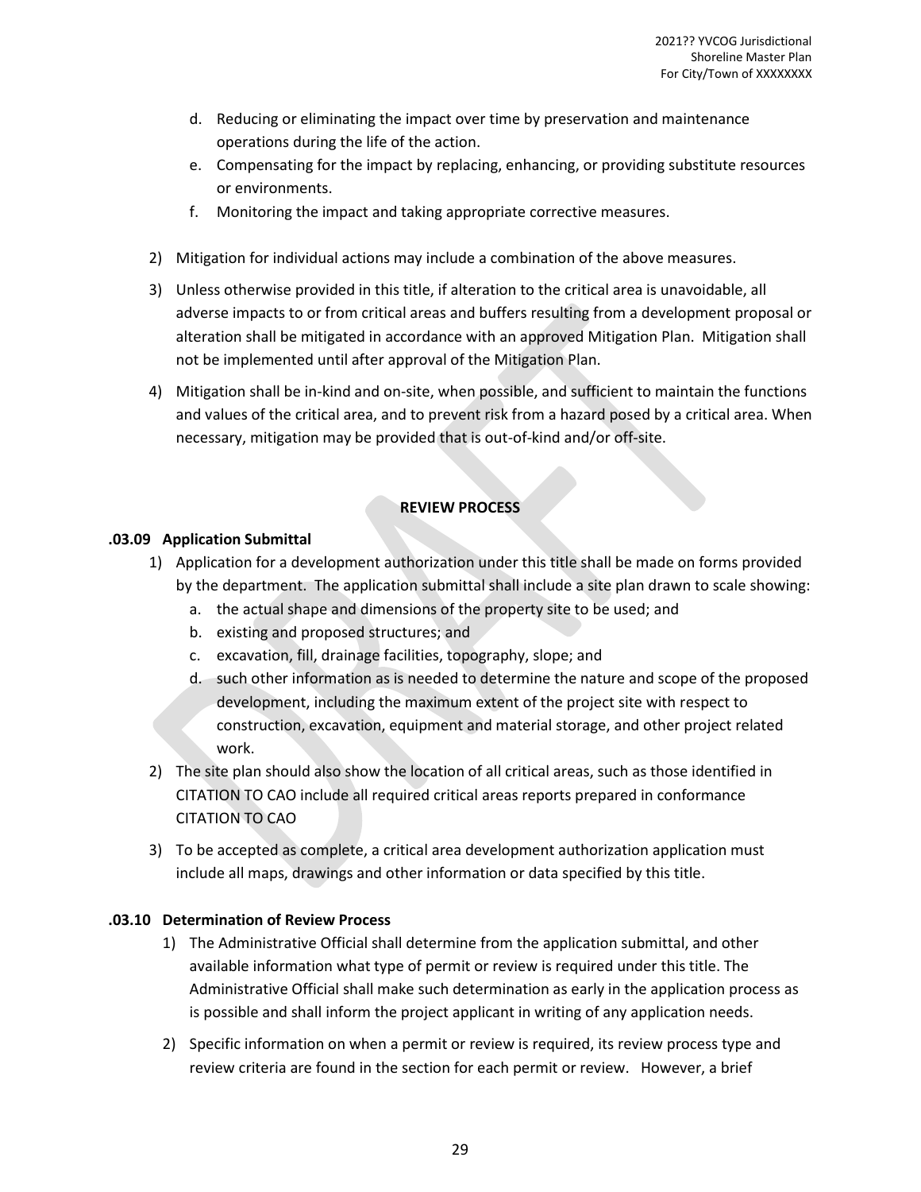d. Reducing or eliminating the impact over time by preservation and maintenance operations during the life of the action.
e. Compensating for the impact by replacing, enhancing, or providing substitute resources or environments.
f. Monitoring the impact and taking appropriate corrective measures.

2) Mitigation for individual actions may include a combination of the above measures.

3) Unless otherwise provided in this title, if alteration to the critical area is unavoidable, all adverse impacts to or from critical areas and buffers resulting from a development proposal or alteration shall be mitigated in accordance with an approved Mitigation Plan. Mitigation shall not be implemented until after approval of the Mitigation Plan.

4) Mitigation shall be in-kind and on-site, when possible, and sufficient to maintain the functions and values of the critical area, and to prevent risk from a hazard posed by a critical area. When necessary, mitigation may be provided that is out-of-kind and/or off-site.

## REVIEW PROCESS

### .03.09 Application Submittal

1) Application for a development authorization under this title shall be made on forms provided by the department. The application submittal shall include a site plan drawn to scale showing:
   a. the actual shape and dimensions of the property site to be used; and
   b. existing and proposed structures; and
   c. excavation, fill, drainage facilities, topography, slope; and
   d. such other information as is needed to determine the nature and scope of the proposed development, including the maximum extent of the project site with respect to construction, excavation, equipment and material storage, and other project related work.

2) The site plan should also show the location of all critical areas, such as those identified in CITATION TO CAO include all required critical areas reports prepared in conformance CITATION TO CAO

3) To be accepted as complete, a critical area development authorization application must include all maps, drawings and other information or data specified by this title.

### .03.10 Determination of Review Process

1) The Administrative Official shall determine from the application submittal, and other available information what type of permit or review is required under this title. The Administrative Official shall make such determination as early in the application process as is possible and shall inform the project applicant in writing of any application needs.

2) Specific information on when a permit or review is required, its review process type and review criteria are found in the section for each permit or review. However, a brief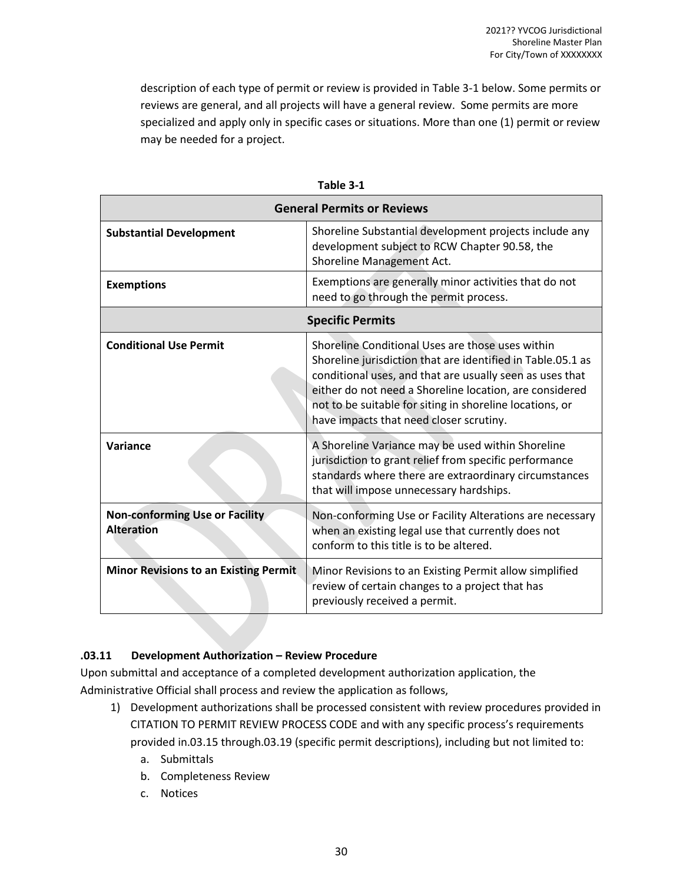description of each type of permit or review is provided in Table 3-1 below. Some permits or reviews are general, and all projects will have a general review. Some permits are more specialized and apply only in specific cases or situations. More than one (1) permit or review may be needed for a project.

**Table 3-1**

| **General Permits or Reviews** | |
|---|---|
| **Substantial Development** | Shoreline Substantial development projects include any development subject to RCW Chapter 90.58, the Shoreline Management Act. |
| **Exemptions** | Exemptions are generally minor activities that do not need to go through the permit process. |
| **Specific Permits** | |
| **Conditional Use Permit** | Shoreline Conditional Uses are those uses within Shoreline jurisdiction that are identified in Table.05.1 as conditional uses, and that are usually seen as uses that either do not need a Shoreline location, are considered not to be suitable for siting in shoreline locations, or have impacts that need closer scrutiny. |
| **Variance** | A Shoreline Variance may be used within Shoreline jurisdiction to grant relief from specific performance standards where there are extraordinary circumstances that will impose unnecessary hardships. |
| **Non-conforming Use or Facility Alteration** | Non-conforming Use or Facility Alterations are necessary when an existing legal use that currently does not conform to this title is to be altered. |
| **Minor Revisions to an Existing Permit** | Minor Revisions to an Existing Permit allow simplified review of certain changes to a project that has previously received a permit. |

### .03.11 Development Authorization – Review Procedure

Upon submittal and acceptance of a completed development authorization application, the Administrative Official shall process and review the application as follows,

1) Development authorizations shall be processed consistent with review procedures provided in CITATION TO PERMIT REVIEW PROCESS CODE and with any specific process's requirements provided in.03.15 through.03.19 (specific permit descriptions), including but not limited to:
   a. Submittals
   b. Completeness Review
   c. Notices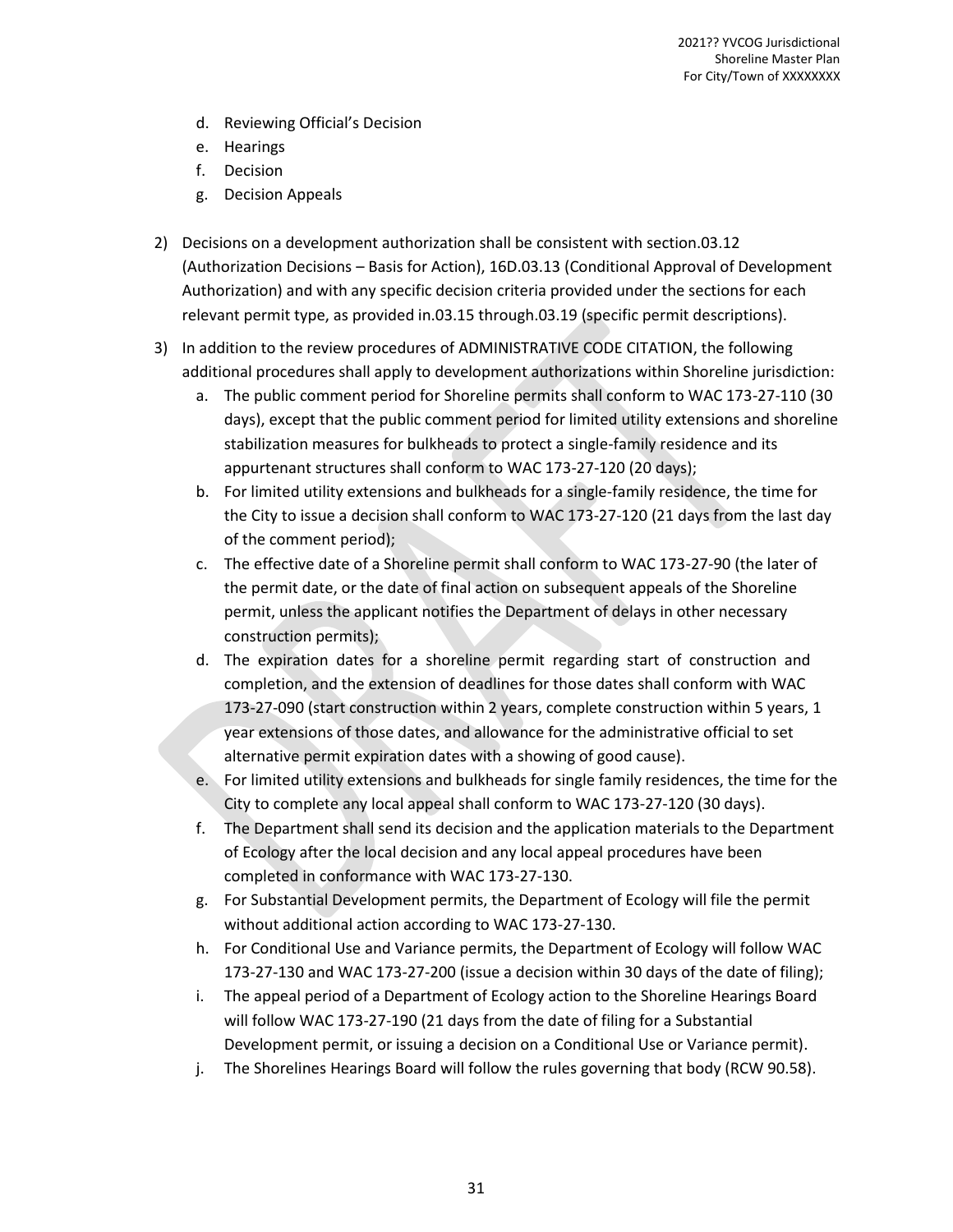d. Reviewing Official's Decision
   e. Hearings
   f. Decision
   g. Decision Appeals

2) Decisions on a development authorization shall be consistent with section.03.12 (Authorization Decisions – Basis for Action), 16D.03.13 (Conditional Approval of Development Authorization) and with any specific decision criteria provided under the sections for each relevant permit type, as provided in.03.15 through.03.19 (specific permit descriptions).

3) In addition to the review procedures of ADMINISTRATIVE CODE CITATION, the following additional procedures shall apply to development authorizations within Shoreline jurisdiction:
   a. The public comment period for Shoreline permits shall conform to WAC 173-27-110 (30 days), except that the public comment period for limited utility extensions and shoreline stabilization measures for bulkheads to protect a single-family residence and its appurtenant structures shall conform to WAC 173-27-120 (20 days);
   b. For limited utility extensions and bulkheads for a single-family residence, the time for the City to issue a decision shall conform to WAC 173-27-120 (21 days from the last day of the comment period);
   c. The effective date of a Shoreline permit shall conform to WAC 173-27-90 (the later of the permit date, or the date of final action on subsequent appeals of the Shoreline permit, unless the applicant notifies the Department of delays in other necessary construction permits);
   d. The expiration dates for a shoreline permit regarding start of construction and completion, and the extension of deadlines for those dates shall conform with WAC 173-27-090 (start construction within 2 years, complete construction within 5 years, 1 year extensions of those dates, and allowance for the administrative official to set alternative permit expiration dates with a showing of good cause).
   e. For limited utility extensions and bulkheads for single family residences, the time for the City to complete any local appeal shall conform to WAC 173-27-120 (30 days).
   f. The Department shall send its decision and the application materials to the Department of Ecology after the local decision and any local appeal procedures have been completed in conformance with WAC 173-27-130.
   g. For Substantial Development permits, the Department of Ecology will file the permit without additional action according to WAC 173-27-130.
   h. For Conditional Use and Variance permits, the Department of Ecology will follow WAC 173-27-130 and WAC 173-27-200 (issue a decision within 30 days of the date of filing);
   i. The appeal period of a Department of Ecology action to the Shoreline Hearings Board will follow WAC 173-27-190 (21 days from the date of filing for a Substantial Development permit, or issuing a decision on a Conditional Use or Variance permit).
   j. The Shorelines Hearings Board will follow the rules governing that body (RCW 90.58).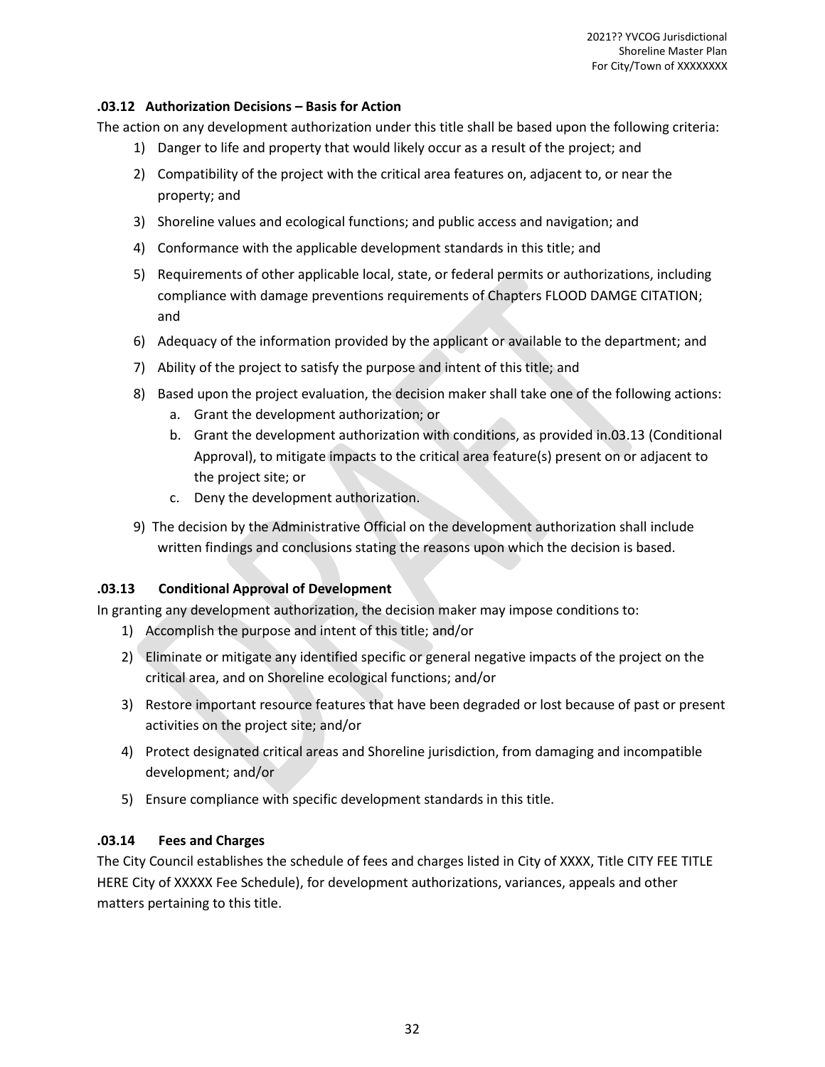### .03.12 Authorization Decisions – Basis for Action

The action on any development authorization under this title shall be based upon the following criteria:

1) Danger to life and property that would likely occur as a result of the project; and
2) Compatibility of the project with the critical area features on, adjacent to, or near the property; and
3) Shoreline values and ecological functions; and public access and navigation; and
4) Conformance with the applicable development standards in this title; and
5) Requirements of other applicable local, state, or federal permits or authorizations, including compliance with damage preventions requirements of Chapters FLOOD DAMGE CITATION; and
6) Adequacy of the information provided by the applicant or available to the department; and
7) Ability of the project to satisfy the purpose and intent of this title; and
8) Based upon the project evaluation, the decision maker shall take one of the following actions:
   a. Grant the development authorization; or
   b. Grant the development authorization with conditions, as provided in.03.13 (Conditional Approval), to mitigate impacts to the critical area feature(s) present on or adjacent to the project site; or
   c. Deny the development authorization.
9) The decision by the Administrative Official on the development authorization shall include written findings and conclusions stating the reasons upon which the decision is based.

### .03.13 Conditional Approval of Development

In granting any development authorization, the decision maker may impose conditions to:

1) Accomplish the purpose and intent of this title; and/or
2) Eliminate or mitigate any identified specific or general negative impacts of the project on the critical area, and on Shoreline ecological functions; and/or
3) Restore important resource features that have been degraded or lost because of past or present activities on the project site; and/or
4) Protect designated critical areas and Shoreline jurisdiction, from damaging and incompatible development; and/or
5) Ensure compliance with specific development standards in this title.

### .03.14 Fees and Charges

The City Council establishes the schedule of fees and charges listed in City of XXXX, Title CITY FEE TITLE HERE City of XXXXX Fee Schedule), for development authorizations, variances, appeals and other matters pertaining to this title.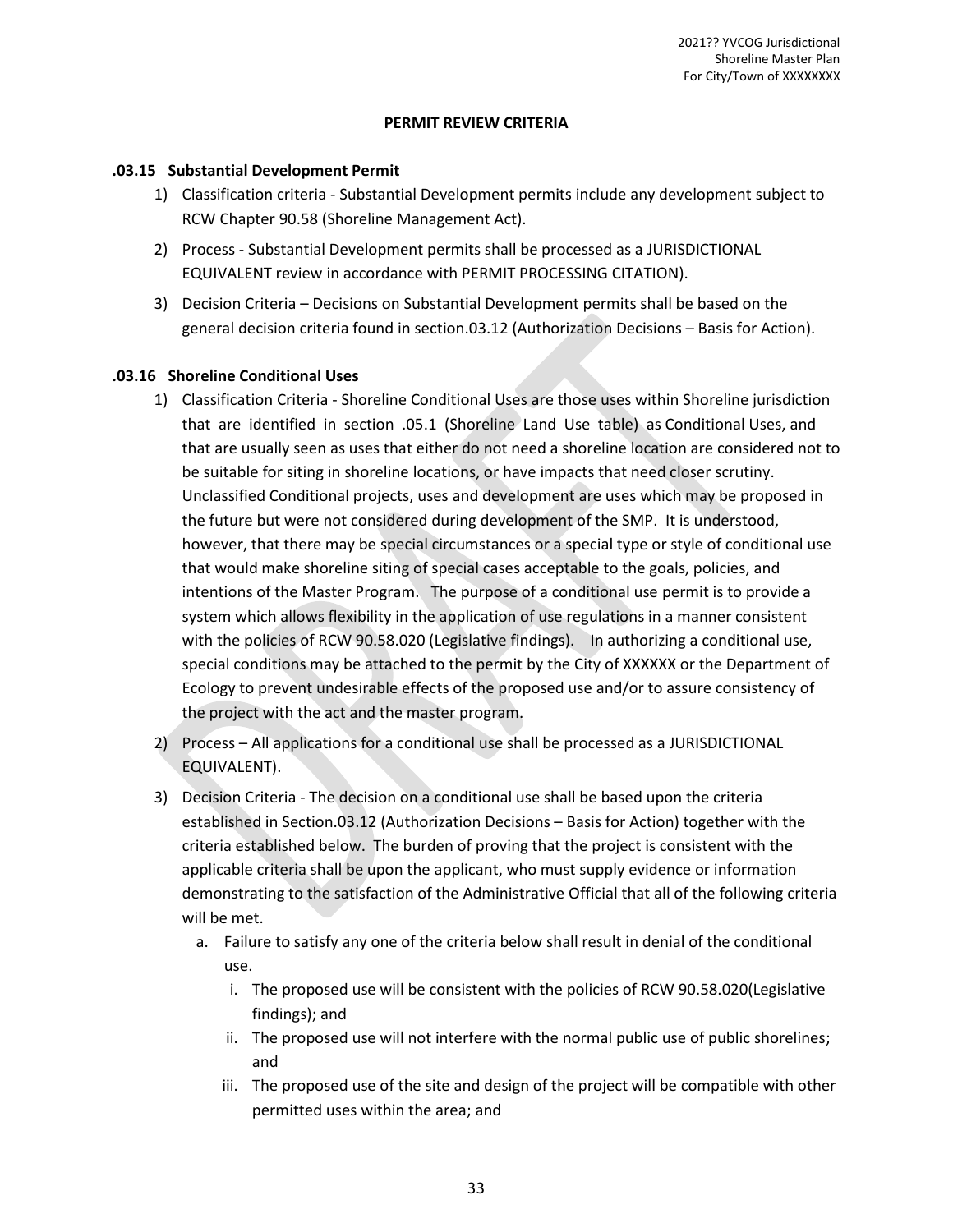## PERMIT REVIEW CRITERIA

### .03.15 Substantial Development Permit

1) Classification criteria - Substantial Development permits include any development subject to RCW Chapter 90.58 (Shoreline Management Act).
2) Process - Substantial Development permits shall be processed as a JURISDICTIONAL EQUIVALENT review in accordance with PERMIT PROCESSING CITATION).
3) Decision Criteria – Decisions on Substantial Development permits shall be based on the general decision criteria found in section.03.12 (Authorization Decisions – Basis for Action).

### .03.16 Shoreline Conditional Uses

1) Classification Criteria - Shoreline Conditional Uses are those uses within Shoreline jurisdiction that are identified in section .05.1 (Shoreline Land Use table) as Conditional Uses, and that are usually seen as uses that either do not need a shoreline location are considered not to be suitable for siting in shoreline locations, or have impacts that need closer scrutiny. Unclassified Conditional projects, uses and development are uses which may be proposed in the future but were not considered during development of the SMP. It is understood, however, that there may be special circumstances or a special type or style of conditional use that would make shoreline siting of special cases acceptable to the goals, policies, and intentions of the Master Program. The purpose of a conditional use permit is to provide a system which allows flexibility in the application of use regulations in a manner consistent with the policies of RCW 90.58.020 (Legislative findings). In authorizing a conditional use, special conditions may be attached to the permit by the City of XXXXXX or the Department of Ecology to prevent undesirable effects of the proposed use and/or to assure consistency of the project with the act and the master program.
2) Process – All applications for a conditional use shall be processed as a JURISDICTIONAL EQUIVALENT).
3) Decision Criteria - The decision on a conditional use shall be based upon the criteria established in Section.03.12 (Authorization Decisions – Basis for Action) together with the criteria established below. The burden of proving that the project is consistent with the applicable criteria shall be upon the applicant, who must supply evidence or information demonstrating to the satisfaction of the Administrative Official that all of the following criteria will be met.
   a. Failure to satisfy any one of the criteria below shall result in denial of the conditional use.
      i. The proposed use will be consistent with the policies of RCW 90.58.020(Legislative findings); and
      ii. The proposed use will not interfere with the normal public use of public shorelines; and
      iii. The proposed use of the site and design of the project will be compatible with other permitted uses within the area; and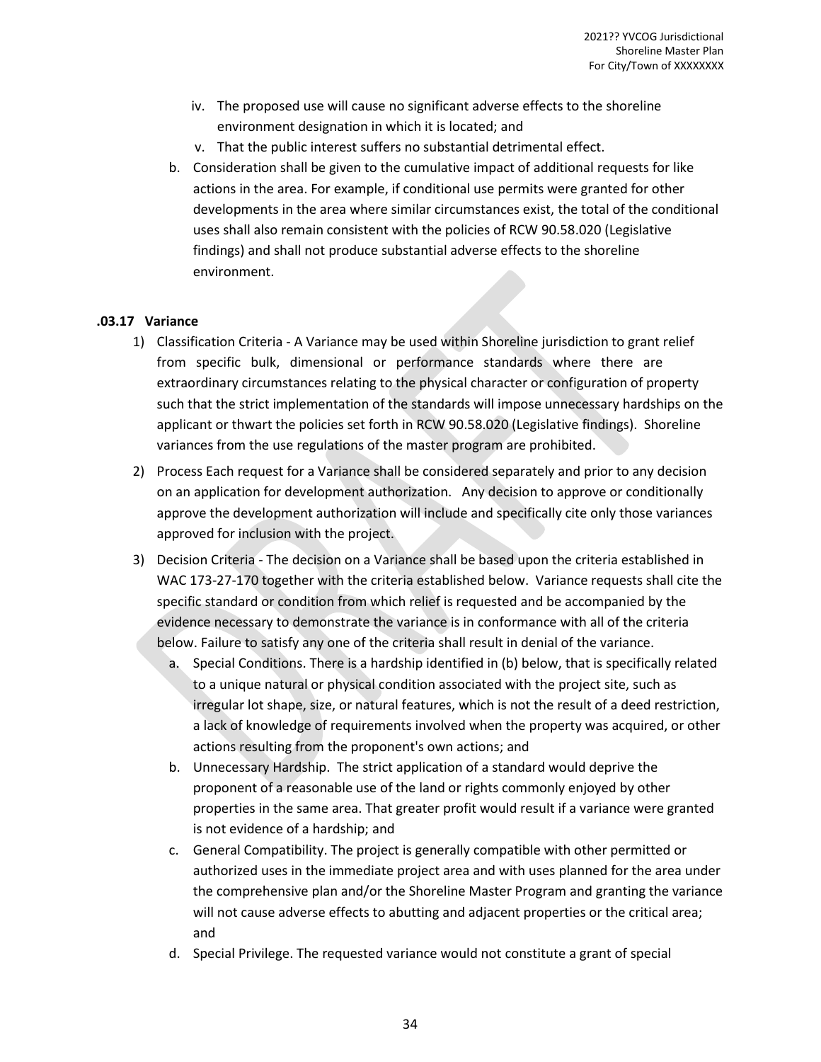iv. The proposed use will cause no significant adverse effects to the shoreline environment designation in which it is located; and

v. That the public interest suffers no substantial detrimental effect.

b. Consideration shall be given to the cumulative impact of additional requests for like actions in the area. For example, if conditional use permits were granted for other developments in the area where similar circumstances exist, the total of the conditional uses shall also remain consistent with the policies of RCW 90.58.020 (Legislative findings) and shall not produce substantial adverse effects to the shoreline environment.

### .03.17 Variance

1) Classification Criteria - A Variance may be used within Shoreline jurisdiction to grant relief from specific bulk, dimensional or performance standards where there are extraordinary circumstances relating to the physical character or configuration of property such that the strict implementation of the standards will impose unnecessary hardships on the applicant or thwart the policies set forth in RCW 90.58.020 (Legislative findings). Shoreline variances from the use regulations of the master program are prohibited.

2) Process Each request for a Variance shall be considered separately and prior to any decision on an application for development authorization. Any decision to approve or conditionally approve the development authorization will include and specifically cite only those variances approved for inclusion with the project.

3) Decision Criteria - The decision on a Variance shall be based upon the criteria established in WAC 173-27-170 together with the criteria established below. Variance requests shall cite the specific standard or condition from which relief is requested and be accompanied by the evidence necessary to demonstrate the variance is in conformance with all of the criteria below. Failure to satisfy any one of the criteria shall result in denial of the variance.

   a. Special Conditions. There is a hardship identified in (b) below, that is specifically related to a unique natural or physical condition associated with the project site, such as irregular lot shape, size, or natural features, which is not the result of a deed restriction, a lack of knowledge of requirements involved when the property was acquired, or other actions resulting from the proponent's own actions; and

   b. Unnecessary Hardship. The strict application of a standard would deprive the proponent of a reasonable use of the land or rights commonly enjoyed by other properties in the same area. That greater profit would result if a variance were granted is not evidence of a hardship; and

   c. General Compatibility. The project is generally compatible with other permitted or authorized uses in the immediate project area and with uses planned for the area under the comprehensive plan and/or the Shoreline Master Program and granting the variance will not cause adverse effects to abutting and adjacent properties or the critical area; and

   d. Special Privilege. The requested variance would not constitute a grant of special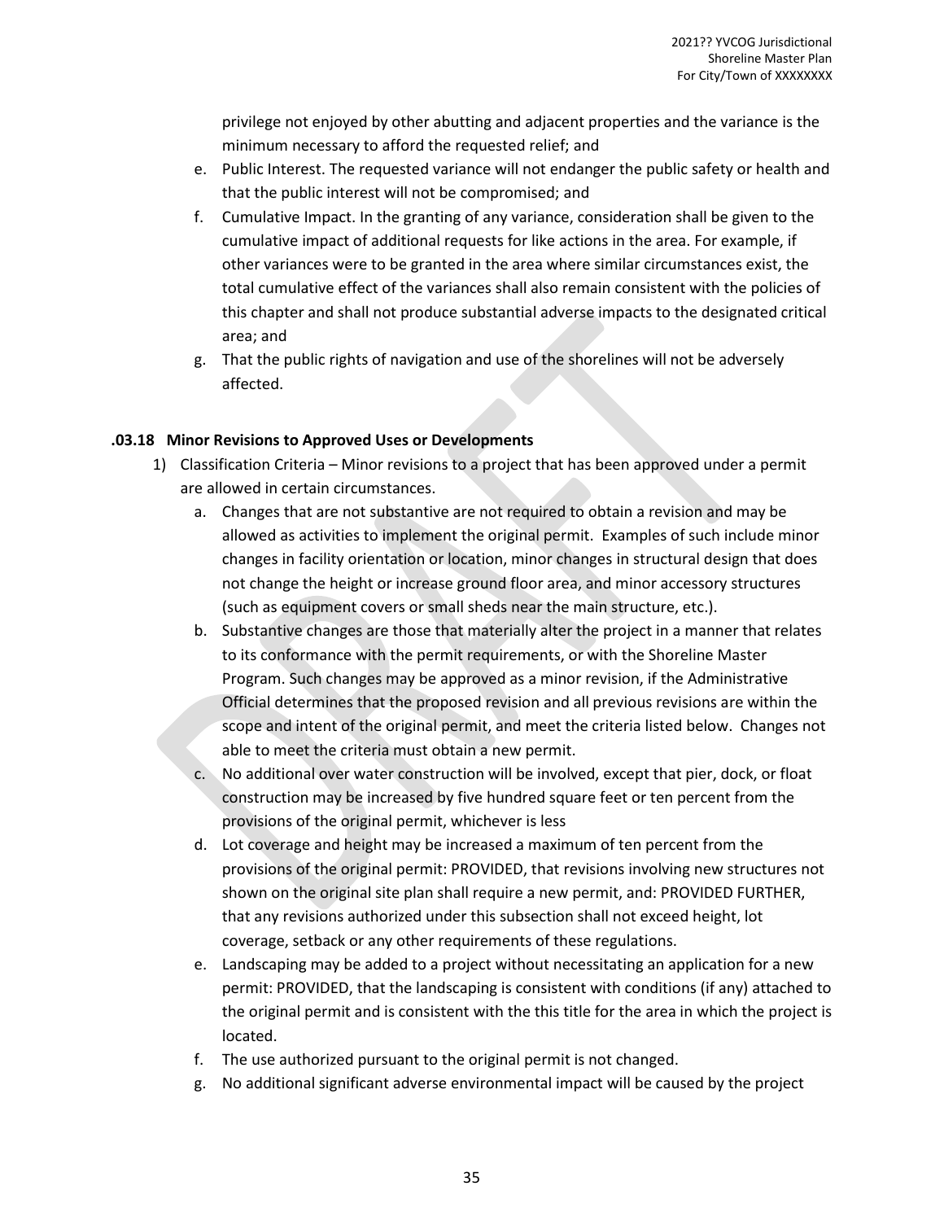privilege not enjoyed by other abutting and adjacent properties and the variance is the minimum necessary to afford the requested relief; and

e. Public Interest. The requested variance will not endanger the public safety or health and that the public interest will not be compromised; and
f. Cumulative Impact. In the granting of any variance, consideration shall be given to the cumulative impact of additional requests for like actions in the area. For example, if other variances were to be granted in the area where similar circumstances exist, the total cumulative effect of the variances shall also remain consistent with the policies of this chapter and shall not produce substantial adverse impacts to the designated critical area; and
g. That the public rights of navigation and use of the shorelines will not be adversely affected.

### .03.18 Minor Revisions to Approved Uses or Developments

1) Classification Criteria – Minor revisions to a project that has been approved under a permit are allowed in certain circumstances.
   a. Changes that are not substantive are not required to obtain a revision and may be allowed as activities to implement the original permit. Examples of such include minor changes in facility orientation or location, minor changes in structural design that does not change the height or increase ground floor area, and minor accessory structures (such as equipment covers or small sheds near the main structure, etc.).
   b. Substantive changes are those that materially alter the project in a manner that relates to its conformance with the permit requirements, or with the Shoreline Master Program. Such changes may be approved as a minor revision, if the Administrative Official determines that the proposed revision and all previous revisions are within the scope and intent of the original permit, and meet the criteria listed below. Changes not able to meet the criteria must obtain a new permit.
   c. No additional over water construction will be involved, except that pier, dock, or float construction may be increased by five hundred square feet or ten percent from the provisions of the original permit, whichever is less
   d. Lot coverage and height may be increased a maximum of ten percent from the provisions of the original permit: PROVIDED, that revisions involving new structures not shown on the original site plan shall require a new permit, and: PROVIDED FURTHER, that any revisions authorized under this subsection shall not exceed height, lot coverage, setback or any other requirements of these regulations.
   e. Landscaping may be added to a project without necessitating an application for a new permit: PROVIDED, that the landscaping is consistent with conditions (if any) attached to the original permit and is consistent with the this title for the area in which the project is located.
   f. The use authorized pursuant to the original permit is not changed.
   g. No additional significant adverse environmental impact will be caused by the project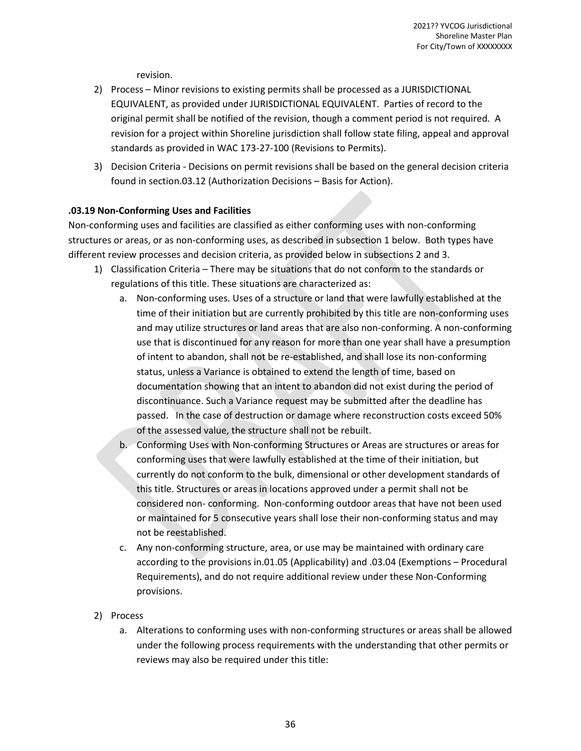revision.

2) Process – Minor revisions to existing permits shall be processed as a JURISDICTIONAL EQUIVALENT, as provided under JURISDICTIONAL EQUIVALENT. Parties of record to the original permit shall be notified of the revision, though a comment period is not required. A revision for a project within Shoreline jurisdiction shall follow state filing, appeal and approval standards as provided in WAC 173-27-100 (Revisions to Permits).
3) Decision Criteria - Decisions on permit revisions shall be based on the general decision criteria found in section.03.12 (Authorization Decisions – Basis for Action).

**.03.19 Non-Conforming Uses and Facilities**

Non-conforming uses and facilities are classified as either conforming uses with non-conforming structures or areas, or as non-conforming uses, as described in subsection 1 below. Both types have different review processes and decision criteria, as provided below in subsections 2 and 3.

1) Classification Criteria – There may be situations that do not conform to the standards or regulations of this title. These situations are characterized as:
   a. Non-conforming uses. Uses of a structure or land that were lawfully established at the time of their initiation but are currently prohibited by this title are non-conforming uses and may utilize structures or land areas that are also non-conforming. A non-conforming use that is discontinued for any reason for more than one year shall have a presumption of intent to abandon, shall not be re-established, and shall lose its non-conforming status, unless a Variance is obtained to extend the length of time, based on documentation showing that an intent to abandon did not exist during the period of discontinuance. Such a Variance request may be submitted after the deadline has passed. In the case of destruction or damage where reconstruction costs exceed 50% of the assessed value, the structure shall not be rebuilt.
   b. Conforming Uses with Non-conforming Structures or Areas are structures or areas for conforming uses that were lawfully established at the time of their initiation, but currently do not conform to the bulk, dimensional or other development standards of this title. Structures or areas in locations approved under a permit shall not be considered non- conforming. Non-conforming outdoor areas that have not been used or maintained for 5 consecutive years shall lose their non-conforming status and may not be reestablished.
   c. Any non-conforming structure, area, or use may be maintained with ordinary care according to the provisions in.01.05 (Applicability) and .03.04 (Exemptions – Procedural Requirements), and do not require additional review under these Non-Conforming provisions.
2) Process
   a. Alterations to conforming uses with non-conforming structures or areas shall be allowed under the following process requirements with the understanding that other permits or reviews may also be required under this title: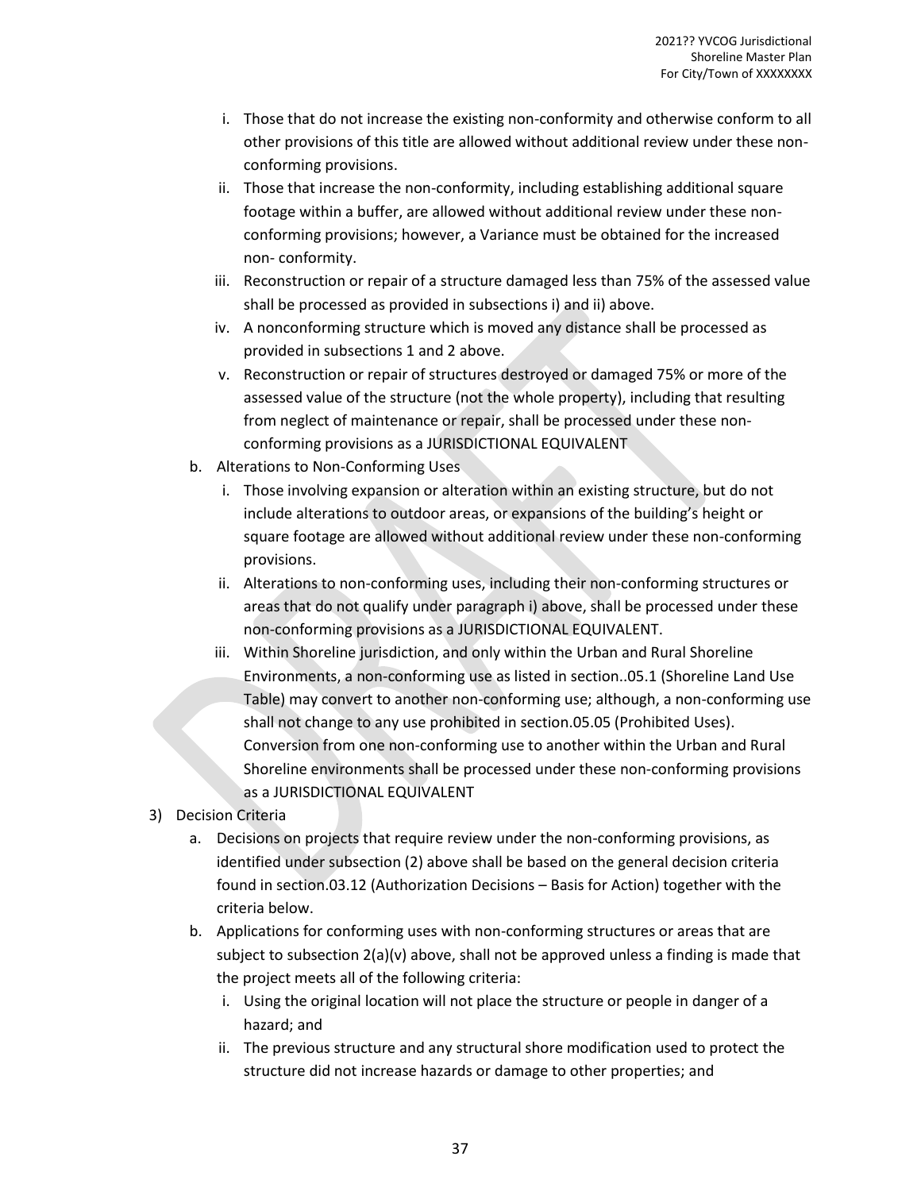i. Those that do not increase the existing non-conformity and otherwise conform to all other provisions of this title are allowed without additional review under these non-conforming provisions.
   ii. Those that increase the non-conformity, including establishing additional square footage within a buffer, are allowed without additional review under these non-conforming provisions; however, a Variance must be obtained for the increased non- conformity.
   iii. Reconstruction or repair of a structure damaged less than 75% of the assessed value shall be processed as provided in subsections i) and ii) above.
   iv. A nonconforming structure which is moved any distance shall be processed as provided in subsections 1 and 2 above.
   v. Reconstruction or repair of structures destroyed or damaged 75% or more of the assessed value of the structure (not the whole property), including that resulting from neglect of maintenance or repair, shall be processed under these non-conforming provisions as a JURISDICTIONAL EQUIVALENT

b. Alterations to Non-Conforming Uses
   i. Those involving expansion or alteration within an existing structure, but do not include alterations to outdoor areas, or expansions of the building's height or square footage are allowed without additional review under these non-conforming provisions.
   ii. Alterations to non-conforming uses, including their non-conforming structures or areas that do not qualify under paragraph i) above, shall be processed under these non-conforming provisions as a JURISDICTIONAL EQUIVALENT.
   iii. Within Shoreline jurisdiction, and only within the Urban and Rural Shoreline Environments, a non-conforming use as listed in section..05.1 (Shoreline Land Use Table) may convert to another non-conforming use; although, a non-conforming use shall not change to any use prohibited in section.05.05 (Prohibited Uses). Conversion from one non-conforming use to another within the Urban and Rural Shoreline environments shall be processed under these non-conforming provisions as a JURISDICTIONAL EQUIVALENT

3) Decision Criteria
   a. Decisions on projects that require review under the non-conforming provisions, as identified under subsection (2) above shall be based on the general decision criteria found in section.03.12 (Authorization Decisions – Basis for Action) together with the criteria below.
   b. Applications for conforming uses with non-conforming structures or areas that are subject to subsection 2(a)(v) above, shall not be approved unless a finding is made that the project meets all of the following criteria:
      i. Using the original location will not place the structure or people in danger of a hazard; and
      ii. The previous structure and any structural shore modification used to protect the structure did not increase hazards or damage to other properties; and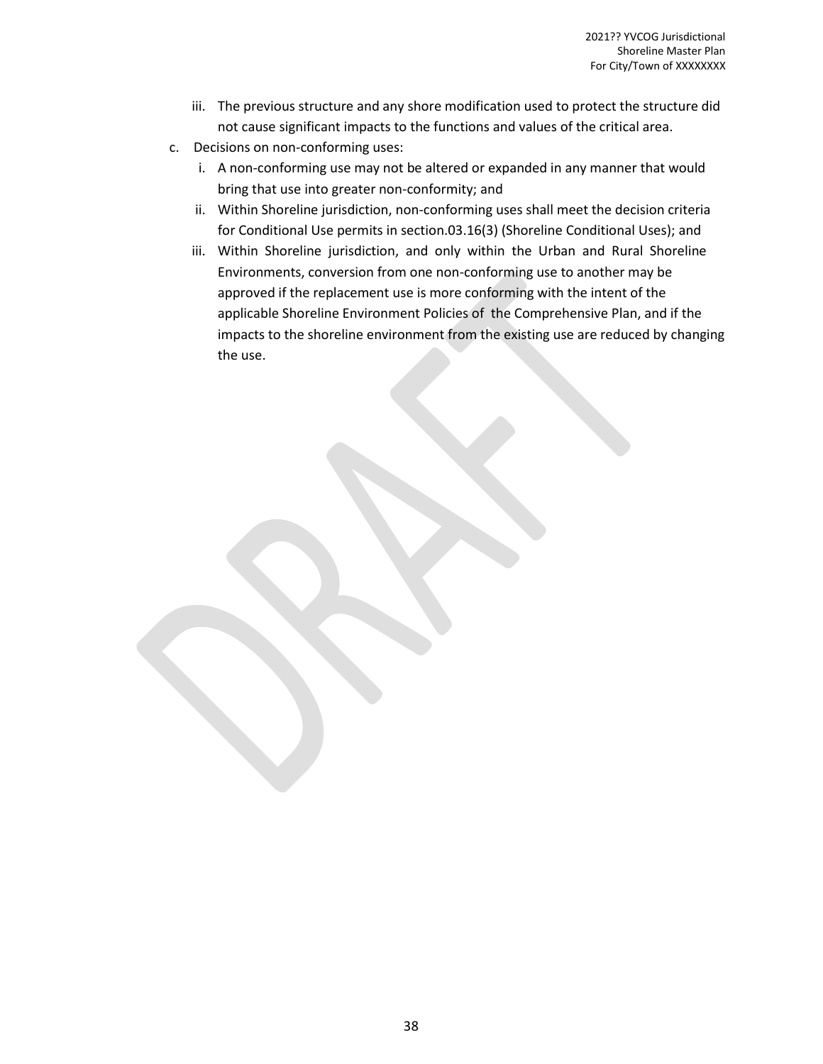iii. The previous structure and any shore modification used to protect the structure did not cause significant impacts to the functions and values of the critical area.

c. Decisions on non-conforming uses:

   i. A non-conforming use may not be altered or expanded in any manner that would bring that use into greater non-conformity; and

   ii. Within Shoreline jurisdiction, non-conforming uses shall meet the decision criteria for Conditional Use permits in section.03.16(3) (Shoreline Conditional Uses); and

   iii. Within Shoreline jurisdiction, and only within the Urban and Rural Shoreline Environments, conversion from one non-conforming use to another may be approved if the replacement use is more conforming with the intent of the applicable Shoreline Environment Policies of the Comprehensive Plan, and if the impacts to the shoreline environment from the existing use are reduced by changing the use.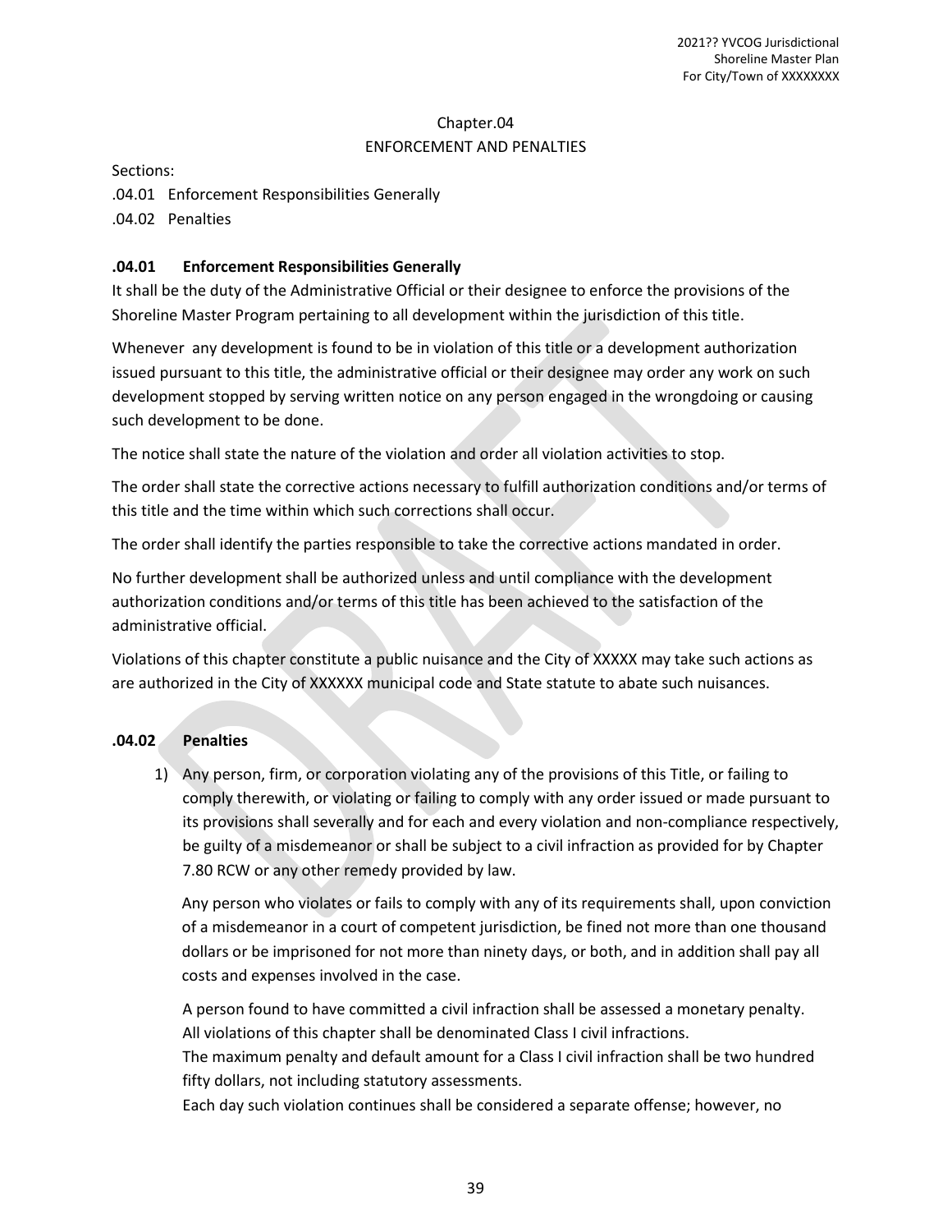# Chapter.04

## ENFORCEMENT AND PENALTIES

Sections:

.04.01 Enforcement Responsibilities Generally

.04.02 Penalties

### .04.01 Enforcement Responsibilities Generally

It shall be the duty of the Administrative Official or their designee to enforce the provisions of the Shoreline Master Program pertaining to all development within the jurisdiction of this title.

Whenever any development is found to be in violation of this title or a development authorization issued pursuant to this title, the administrative official or their designee may order any work on such development stopped by serving written notice on any person engaged in the wrongdoing or causing such development to be done.

The notice shall state the nature of the violation and order all violation activities to stop.

The order shall state the corrective actions necessary to fulfill authorization conditions and/or terms of this title and the time within which such corrections shall occur.

The order shall identify the parties responsible to take the corrective actions mandated in order.

No further development shall be authorized unless and until compliance with the development authorization conditions and/or terms of this title has been achieved to the satisfaction of the administrative official.

Violations of this chapter constitute a public nuisance and the City of XXXXX may take such actions as are authorized in the City of XXXXXX municipal code and State statute to abate such nuisances.

### .04.02 Penalties

1) Any person, firm, or corporation violating any of the provisions of this Title, or failing to comply therewith, or violating or failing to comply with any order issued or made pursuant to its provisions shall severally and for each and every violation and non-compliance respectively, be guilty of a misdemeanor or shall be subject to a civil infraction as provided for by Chapter 7.80 RCW or any other remedy provided by law.

   Any person who violates or fails to comply with any of its requirements shall, upon conviction of a misdemeanor in a court of competent jurisdiction, be fined not more than one thousand dollars or be imprisoned for not more than ninety days, or both, and in addition shall pay all costs and expenses involved in the case.

   A person found to have committed a civil infraction shall be assessed a monetary penalty. All violations of this chapter shall be denominated Class I civil infractions.
   The maximum penalty and default amount for a Class I civil infraction shall be two hundred fifty dollars, not including statutory assessments.
   Each day such violation continues shall be considered a separate offense; however, no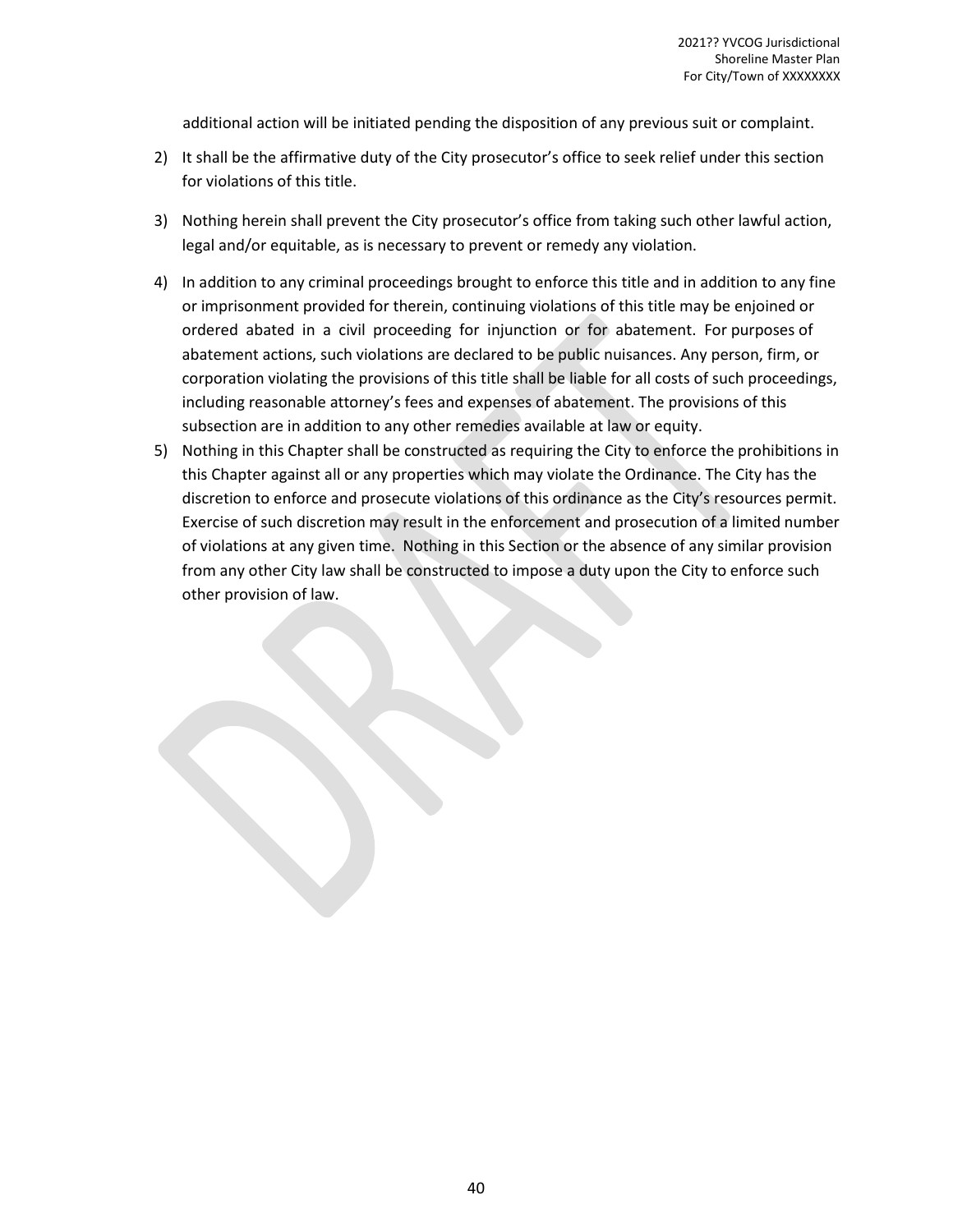additional action will be initiated pending the disposition of any previous suit or complaint.

2) It shall be the affirmative duty of the City prosecutor's office to seek relief under this section for violations of this title.

3) Nothing herein shall prevent the City prosecutor's office from taking such other lawful action, legal and/or equitable, as is necessary to prevent or remedy any violation.

4) In addition to any criminal proceedings brought to enforce this title and in addition to any fine or imprisonment provided for therein, continuing violations of this title may be enjoined or ordered abated in a civil proceeding for injunction or for abatement. For purposes of abatement actions, such violations are declared to be public nuisances. Any person, firm, or corporation violating the provisions of this title shall be liable for all costs of such proceedings, including reasonable attorney's fees and expenses of abatement. The provisions of this subsection are in addition to any other remedies available at law or equity.

5) Nothing in this Chapter shall be constructed as requiring the City to enforce the prohibitions in this Chapter against all or any properties which may violate the Ordinance. The City has the discretion to enforce and prosecute violations of this ordinance as the City's resources permit. Exercise of such discretion may result in the enforcement and prosecution of a limited number of violations at any given time. Nothing in this Section or the absence of any similar provision from any other City law shall be constructed to impose a duty upon the City to enforce such other provision of law.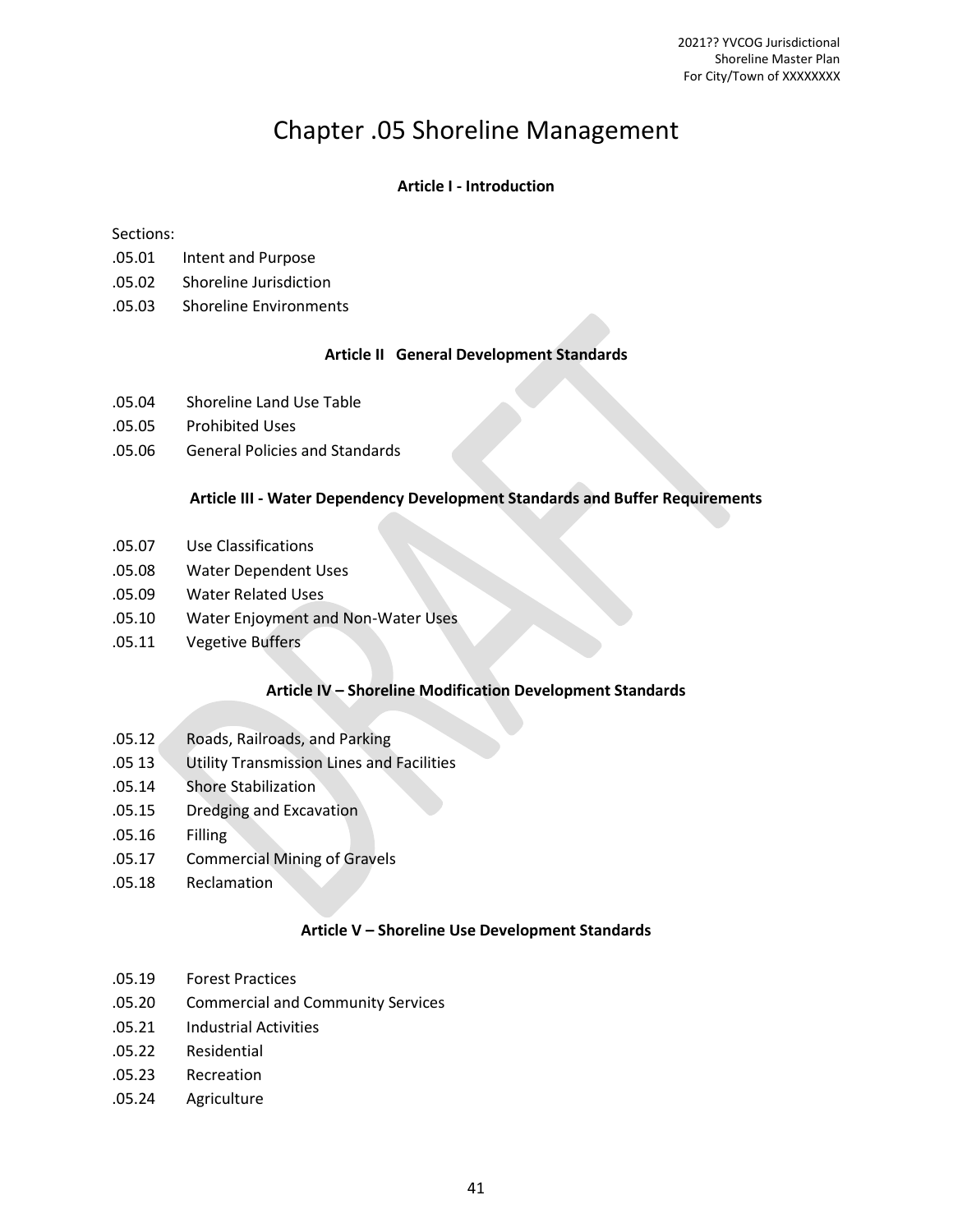# Chapter .05 Shoreline Management

**Article I - Introduction**

Sections:

.05.01 Intent and Purpose

.05.02 Shoreline Jurisdiction

.05.03 Shoreline Environments

**Article II General Development Standards**

.05.04 Shoreline Land Use Table

.05.05 Prohibited Uses

.05.06 General Policies and Standards

**Article III - Water Dependency Development Standards and Buffer Requirements**

.05.07 Use Classifications

.05.08 Water Dependent Uses

.05.09 Water Related Uses

.05.10 Water Enjoyment and Non-Water Uses

.05.11 Vegetive Buffers

**Article IV – Shoreline Modification Development Standards**

.05.12 Roads, Railroads, and Parking

.05 13 Utility Transmission Lines and Facilities

.05.14 Shore Stabilization

.05.15 Dredging and Excavation

.05.16 Filling

.05.17 Commercial Mining of Gravels

.05.18 Reclamation

**Article V – Shoreline Use Development Standards**

.05.19 Forest Practices

.05.20 Commercial and Community Services

.05.21 Industrial Activities

.05.22 Residential

.05.23 Recreation

.05.24 Agriculture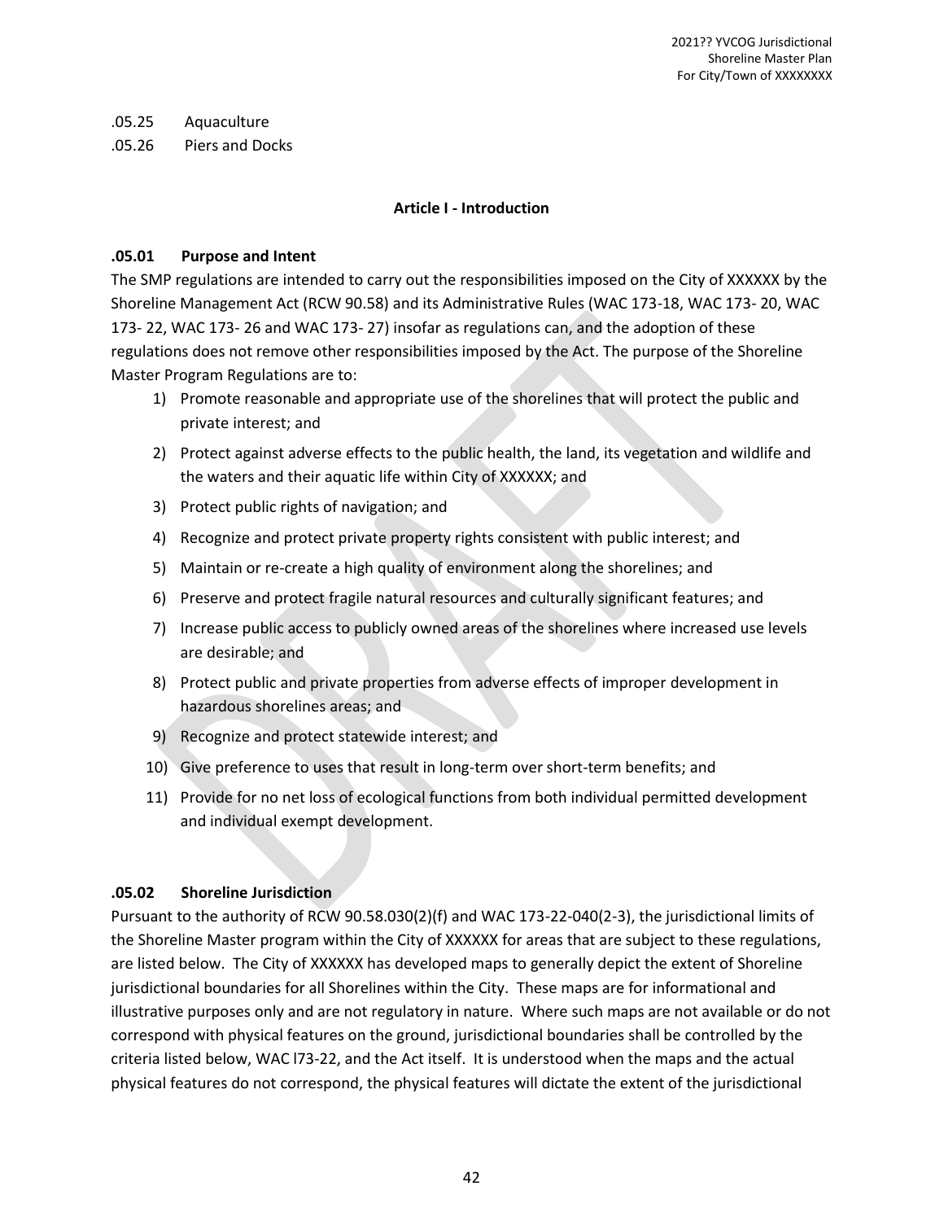.05.25 Aquaculture

.05.26 Piers and Docks

## Article I - Introduction

### .05.01 Purpose and Intent

The SMP regulations are intended to carry out the responsibilities imposed on the City of XXXXXX by the Shoreline Management Act (RCW 90.58) and its Administrative Rules (WAC 173-18, WAC 173- 20, WAC 173- 22, WAC 173- 26 and WAC 173- 27) insofar as regulations can, and the adoption of these regulations does not remove other responsibilities imposed by the Act. The purpose of the Shoreline Master Program Regulations are to:

1) Promote reasonable and appropriate use of the shorelines that will protect the public and private interest; and
2) Protect against adverse effects to the public health, the land, its vegetation and wildlife and the waters and their aquatic life within City of XXXXXX; and
3) Protect public rights of navigation; and
4) Recognize and protect private property rights consistent with public interest; and
5) Maintain or re-create a high quality of environment along the shorelines; and
6) Preserve and protect fragile natural resources and culturally significant features; and
7) Increase public access to publicly owned areas of the shorelines where increased use levels are desirable; and
8) Protect public and private properties from adverse effects of improper development in hazardous shorelines areas; and
9) Recognize and protect statewide interest; and
10) Give preference to uses that result in long-term over short-term benefits; and
11) Provide for no net loss of ecological functions from both individual permitted development and individual exempt development.

### .05.02 Shoreline Jurisdiction

Pursuant to the authority of RCW 90.58.030(2)(f) and WAC 173-22-040(2-3), the jurisdictional limits of the Shoreline Master program within the City of XXXXXX for areas that are subject to these regulations, are listed below. The City of XXXXXX has developed maps to generally depict the extent of Shoreline jurisdictional boundaries for all Shorelines within the City. These maps are for informational and illustrative purposes only and are not regulatory in nature. Where such maps are not available or do not correspond with physical features on the ground, jurisdictional boundaries shall be controlled by the criteria listed below, WAC l73-22, and the Act itself. It is understood when the maps and the actual physical features do not correspond, the physical features will dictate the extent of the jurisdictional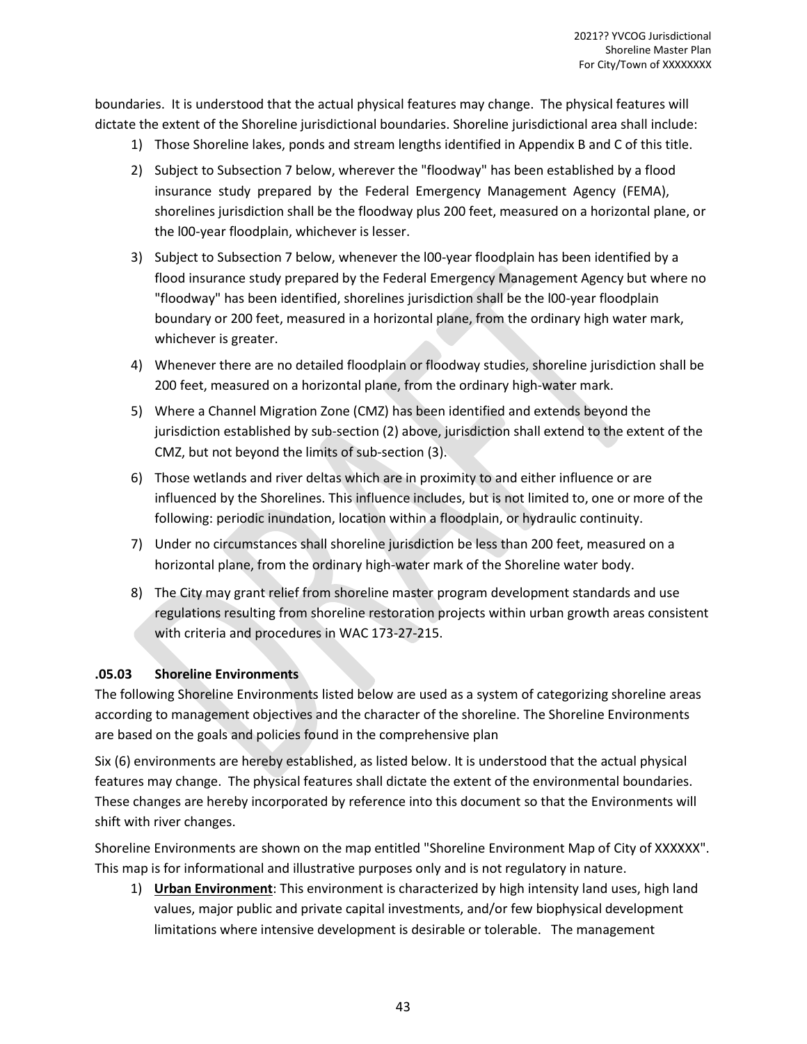boundaries. It is understood that the actual physical features may change. The physical features will dictate the extent of the Shoreline jurisdictional boundaries. Shoreline jurisdictional area shall include:

1) Those Shoreline lakes, ponds and stream lengths identified in Appendix B and C of this title.
2) Subject to Subsection 7 below, wherever the "floodway" has been established by a flood insurance study prepared by the Federal Emergency Management Agency (FEMA), shorelines jurisdiction shall be the floodway plus 200 feet, measured on a horizontal plane, or the l00-year floodplain, whichever is lesser.
3) Subject to Subsection 7 below, whenever the l00-year floodplain has been identified by a flood insurance study prepared by the Federal Emergency Management Agency but where no "floodway" has been identified, shorelines jurisdiction shall be the l00-year floodplain boundary or 200 feet, measured in a horizontal plane, from the ordinary high water mark, whichever is greater.
4) Whenever there are no detailed floodplain or floodway studies, shoreline jurisdiction shall be 200 feet, measured on a horizontal plane, from the ordinary high-water mark.
5) Where a Channel Migration Zone (CMZ) has been identified and extends beyond the jurisdiction established by sub-section (2) above, jurisdiction shall extend to the extent of the CMZ, but not beyond the limits of sub-section (3).
6) Those wetlands and river deltas which are in proximity to and either influence or are influenced by the Shorelines. This influence includes, but is not limited to, one or more of the following: periodic inundation, location within a floodplain, or hydraulic continuity.
7) Under no circumstances shall shoreline jurisdiction be less than 200 feet, measured on a horizontal plane, from the ordinary high-water mark of the Shoreline water body.
8) The City may grant relief from shoreline master program development standards and use regulations resulting from shoreline restoration projects within urban growth areas consistent with criteria and procedures in WAC 173-27-215.

### .05.03 Shoreline Environments

The following Shoreline Environments listed below are used as a system of categorizing shoreline areas according to management objectives and the character of the shoreline. The Shoreline Environments are based on the goals and policies found in the comprehensive plan

Six (6) environments are hereby established, as listed below. It is understood that the actual physical features may change. The physical features shall dictate the extent of the environmental boundaries. These changes are hereby incorporated by reference into this document so that the Environments will shift with river changes.

Shoreline Environments are shown on the map entitled "Shoreline Environment Map of City of XXXXXX". This map is for informational and illustrative purposes only and is not regulatory in nature.

1) **Urban Environment**: This environment is characterized by high intensity land uses, high land values, major public and private capital investments, and/or few biophysical development limitations where intensive development is desirable or tolerable. The management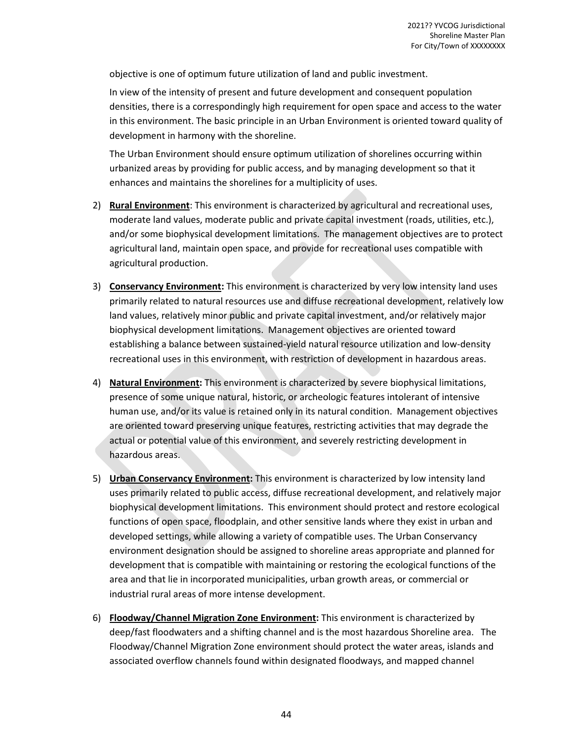objective is one of optimum future utilization of land and public investment.

In view of the intensity of present and future development and consequent population densities, there is a correspondingly high requirement for open space and access to the water in this environment. The basic principle in an Urban Environment is oriented toward quality of development in harmony with the shoreline.

The Urban Environment should ensure optimum utilization of shorelines occurring within urbanized areas by providing for public access, and by managing development so that it enhances and maintains the shorelines for a multiplicity of uses.

2) **Rural Environment**: This environment is characterized by agricultural and recreational uses, moderate land values, moderate public and private capital investment (roads, utilities, etc.), and/or some biophysical development limitations. The management objectives are to protect agricultural land, maintain open space, and provide for recreational uses compatible with agricultural production.

3) **Conservancy Environment:** This environment is characterized by very low intensity land uses primarily related to natural resources use and diffuse recreational development, relatively low land values, relatively minor public and private capital investment, and/or relatively major biophysical development limitations. Management objectives are oriented toward establishing a balance between sustained-yield natural resource utilization and low-density recreational uses in this environment, with restriction of development in hazardous areas.

4) **Natural Environment:** This environment is characterized by severe biophysical limitations, presence of some unique natural, historic, or archeologic features intolerant of intensive human use, and/or its value is retained only in its natural condition. Management objectives are oriented toward preserving unique features, restricting activities that may degrade the actual or potential value of this environment, and severely restricting development in hazardous areas.

5) **Urban Conservancy Environment:** This environment is characterized by low intensity land uses primarily related to public access, diffuse recreational development, and relatively major biophysical development limitations. This environment should protect and restore ecological functions of open space, floodplain, and other sensitive lands where they exist in urban and developed settings, while allowing a variety of compatible uses. The Urban Conservancy environment designation should be assigned to shoreline areas appropriate and planned for development that is compatible with maintaining or restoring the ecological functions of the area and that lie in incorporated municipalities, urban growth areas, or commercial or industrial rural areas of more intense development.

6) **Floodway/Channel Migration Zone Environment:** This environment is characterized by deep/fast floodwaters and a shifting channel and is the most hazardous Shoreline area. The Floodway/Channel Migration Zone environment should protect the water areas, islands and associated overflow channels found within designated floodways, and mapped channel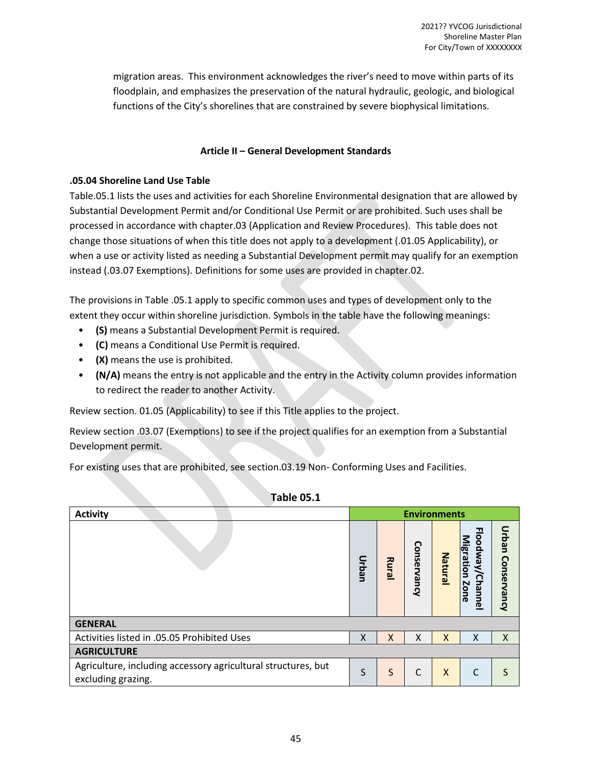migration areas. This environment acknowledges the river's need to move within parts of its floodplain, and emphasizes the preservation of the natural hydraulic, geologic, and biological functions of the City's shorelines that are constrained by severe biophysical limitations.

### Article II – General Development Standards

#### .05.04 Shoreline Land Use Table

Table.05.1 lists the uses and activities for each Shoreline Environmental designation that are allowed by Substantial Development Permit and/or Conditional Use Permit or are prohibited. Such uses shall be processed in accordance with chapter.03 (Application and Review Procedures). This table does not change those situations of when this title does not apply to a development (.01.05 Applicability), or when a use or activity listed as needing a Substantial Development permit may qualify for an exemption instead (.03.07 Exemptions). Definitions for some uses are provided in chapter.02.

The provisions in Table .05.1 apply to specific common uses and types of development only to the extent they occur within shoreline jurisdiction. Symbols in the table have the following meanings:

- **(S)** means a Substantial Development Permit is required.
- **(C)** means a Conditional Use Permit is required.
- **(X)** means the use is prohibited.
- **(N/A)** means the entry is not applicable and the entry in the Activity column provides information to redirect the reader to another Activity.

Review section. 01.05 (Applicability) to see if this Title applies to the project.

Review section .03.07 (Exemptions) to see if the project qualifies for an exemption from a Substantial Development permit.

For existing uses that are prohibited, see section.03.19 Non- Conforming Uses and Facilities.

**Table 05.1**

| Activity | Environments | | | | | |
|---|---|---|---|---|---|---|
| | Urban | Rural | Conservancy | Natural | Floodway/Channel Migration Zone | Urban Conservancy |
| **GENERAL** | | | | | | |
| Activities listed in .05.05 Prohibited Uses | X | X | X | X | X | X |
| **AGRICULTURE** | | | | | | |
| Agriculture, including accessory agricultural structures, but excluding grazing. | S | S | C | X | C | S |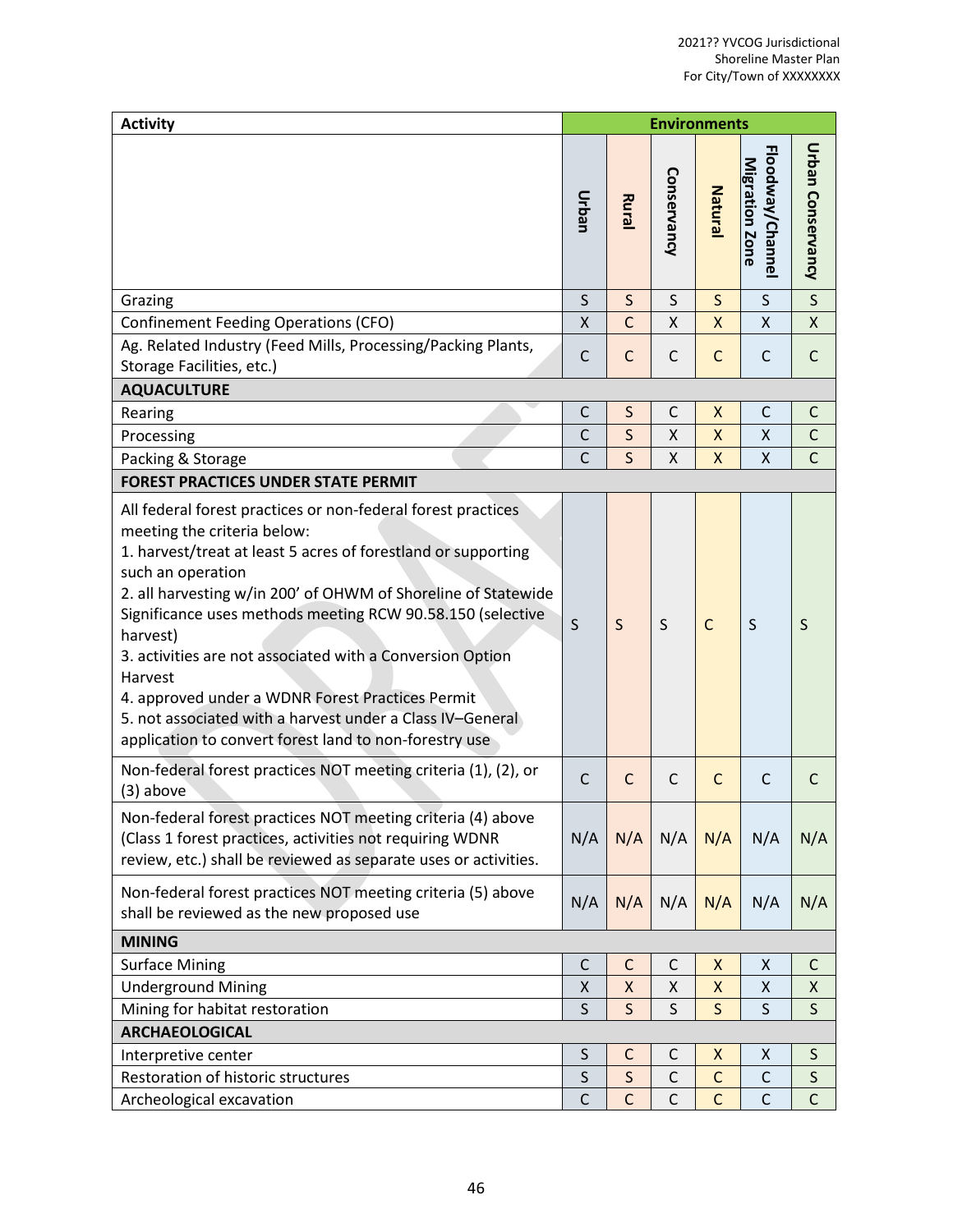| Activity | Environments | | | | | |
|---|---|---|---|---|---|---|
| | Urban | Rural | Conservancy | Natural | Floodway/Channel Migration Zone | Urban Conservancy |
| Grazing | S | S | S | S | S | S |
| Confinement Feeding Operations (CFO) | X | C | X | X | X | X |
| Ag. Related Industry (Feed Mills, Processing/Packing Plants, Storage Facilities, etc.) | C | C | C | C | C | C |
| **AQUACULTURE** | | | | | | |
| Rearing | C | S | C | X | C | C |
| Processing | C | S | X | X | X | C |
| Packing & Storage | C | S | X | X | X | C |
| **FOREST PRACTICES UNDER STATE PERMIT** | | | | | | |
| All federal forest practices or non-federal forest practices meeting the criteria below:<br>1. harvest/treat at least 5 acres of forestland or supporting such an operation<br>2. all harvesting w/in 200' of OHWM of Shoreline of Statewide Significance uses methods meeting RCW 90.58.150 (selective harvest)<br>3. activities are not associated with a Conversion Option Harvest<br>4. approved under a WDNR Forest Practices Permit<br>5. not associated with a harvest under a Class IV–General application to convert forest land to non-forestry use | S | S | S | C | S | S |
| Non-federal forest practices NOT meeting criteria (1), (2), or (3) above | C | C | C | C | C | C |
| Non-federal forest practices NOT meeting criteria (4) above (Class 1 forest practices, activities not requiring WDNR review, etc.) shall be reviewed as separate uses or activities. | N/A | N/A | N/A | N/A | N/A | N/A |
| Non-federal forest practices NOT meeting criteria (5) above shall be reviewed as the new proposed use | N/A | N/A | N/A | N/A | N/A | N/A |
| **MINING** | | | | | | |
| Surface Mining | C | C | C | X | X | C |
| Underground Mining | X | X | X | X | X | X |
| Mining for habitat restoration | S | S | S | S | S | S |
| **ARCHAEOLOGICAL** | | | | | | |
| Interpretive center | S | C | C | X | X | S |
| Restoration of historic structures | S | S | C | C | C | S |
| Archeological excavation | C | C | C | C | C | C |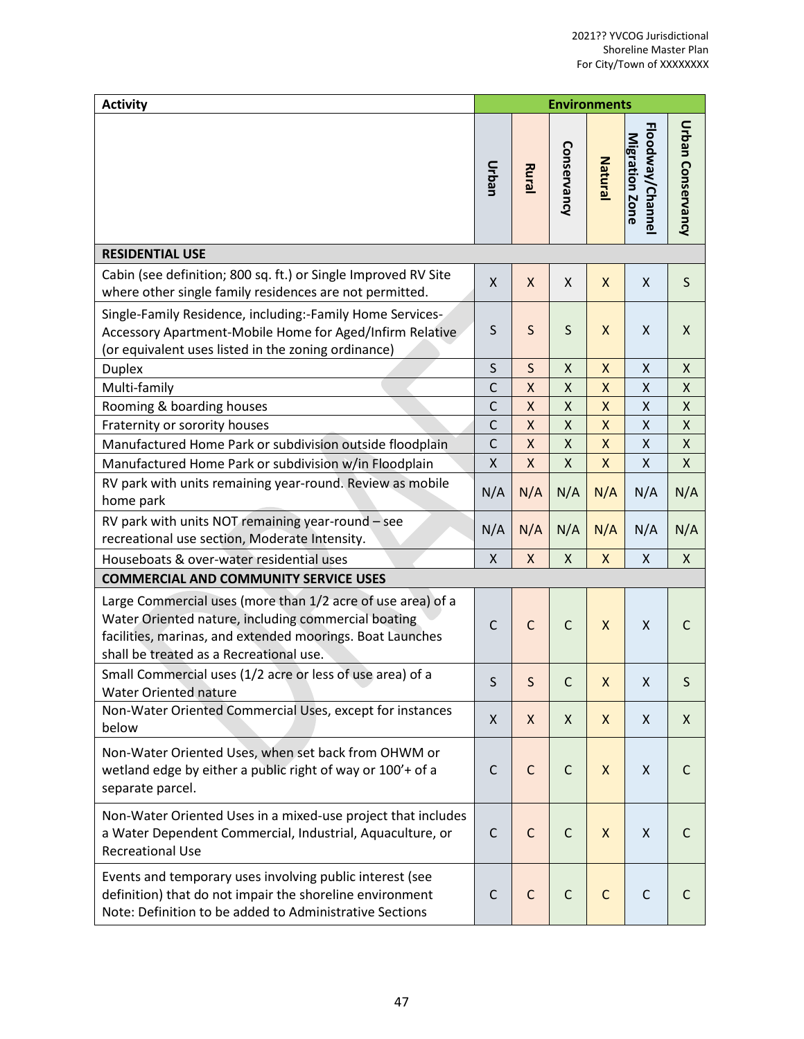| Activity | Environments | | | | | |
|---|---|---|---|---|---|---|
| | Urban | Rural | Conservancy | Natural | Floodway/Channel Migration Zone | Urban Conservancy |
| **RESIDENTIAL USE** | | | | | | |
| Cabin (see definition; 800 sq. ft.) or Single Improved RV Site where other single family residences are not permitted. | X | X | X | X | X | S |
| Single-Family Residence, including:-Family Home Services-Accessory Apartment-Mobile Home for Aged/Infirm Relative (or equivalent uses listed in the zoning ordinance) | S | S | S | X | X | X |
| Duplex | S | S | X | X | X | X |
| Multi-family | C | X | X | X | X | X |
| Rooming & boarding houses | C | X | X | X | X | X |
| Fraternity or sorority houses | C | X | X | X | X | X |
| Manufactured Home Park or subdivision outside floodplain | C | X | X | X | X | X |
| Manufactured Home Park or subdivision w/in Floodplain | X | X | X | X | X | X |
| RV park with units remaining year-round. Review as mobile home park | N/A | N/A | N/A | N/A | N/A | N/A |
| RV park with units NOT remaining year-round – see recreational use section, Moderate Intensity. | N/A | N/A | N/A | N/A | N/A | N/A |
| Houseboats & over-water residential uses | X | X | X | X | X | X |
| **COMMERCIAL AND COMMUNITY SERVICE USES** | | | | | | |
| Large Commercial uses (more than 1/2 acre of use area) of a Water Oriented nature, including commercial boating facilities, marinas, and extended moorings. Boat Launches shall be treated as a Recreational use. | C | C | C | X | X | C |
| Small Commercial uses (1/2 acre or less of use area) of a Water Oriented nature | S | S | C | X | X | S |
| Non-Water Oriented Commercial Uses, except for instances below | X | X | X | X | X | X |
| Non-Water Oriented Uses, when set back from OHWM or wetland edge by either a public right of way or 100'+ of a separate parcel. | C | C | C | X | X | C |
| Non-Water Oriented Uses in a mixed-use project that includes a Water Dependent Commercial, Industrial, Aquaculture, or Recreational Use | C | C | C | X | X | C |
| Events and temporary uses involving public interest (see definition) that do not impair the shoreline environment Note: Definition to be added to Administrative Sections | C | C | C | C | C | C |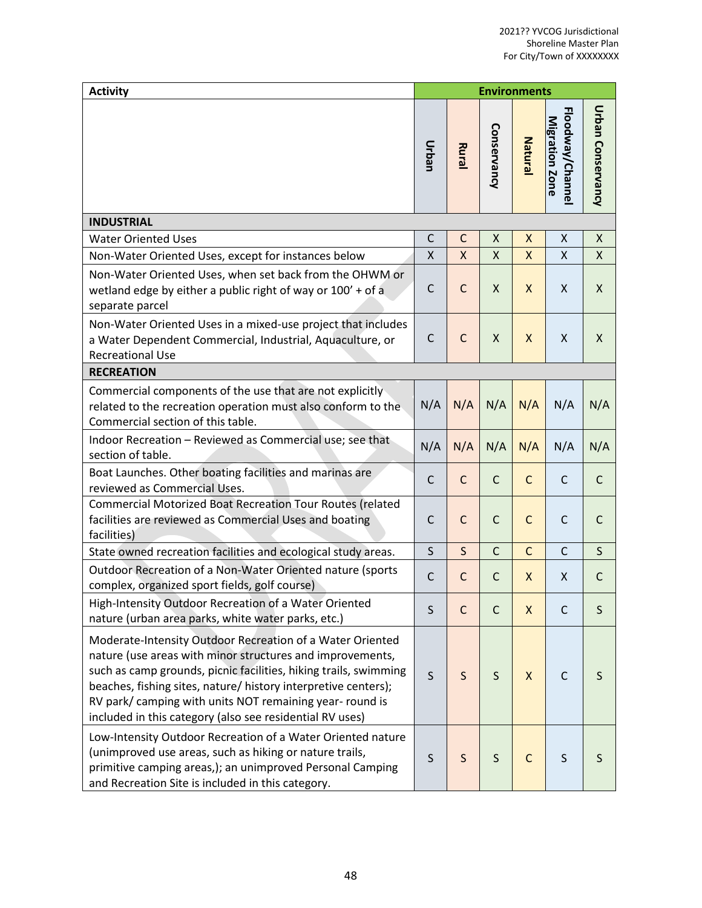| Activity | Environments | | | | | |
|---|---|---|---|---|---|---|
| | Urban | Rural | Conservancy | Natural | Floodway/Channel Migration Zone | Urban Conservancy |
| **INDUSTRIAL** | | | | | | |
| Water Oriented Uses | C | C | X | X | X | X |
| Non-Water Oriented Uses, except for instances below | X | X | X | X | X | X |
| Non-Water Oriented Uses, when set back from the OHWM or wetland edge by either a public right of way or 100' + of a separate parcel | C | C | X | X | X | X |
| Non-Water Oriented Uses in a mixed-use project that includes a Water Dependent Commercial, Industrial, Aquaculture, or Recreational Use | C | C | X | X | X | X |
| **RECREATION** | | | | | | |
| Commercial components of the use that are not explicitly related to the recreation operation must also conform to the Commercial section of this table. | N/A | N/A | N/A | N/A | N/A | N/A |
| Indoor Recreation – Reviewed as Commercial use; see that section of table. | N/A | N/A | N/A | N/A | N/A | N/A |
| Boat Launches. Other boating facilities and marinas are reviewed as Commercial Uses. | C | C | C | C | C | C |
| Commercial Motorized Boat Recreation Tour Routes (related facilities are reviewed as Commercial Uses and boating facilities) | C | C | C | C | C | C |
| State owned recreation facilities and ecological study areas. | S | S | C | C | C | S |
| Outdoor Recreation of a Non-Water Oriented nature (sports complex, organized sport fields, golf course) | C | C | C | X | X | C |
| High-Intensity Outdoor Recreation of a Water Oriented nature (urban area parks, white water parks, etc.) | S | C | C | X | C | S |
| Moderate-Intensity Outdoor Recreation of a Water Oriented nature (use areas with minor structures and improvements, such as camp grounds, picnic facilities, hiking trails, swimming beaches, fishing sites, nature/ history interpretive centers); RV park/ camping with units NOT remaining year- round is included in this category (also see residential RV uses) | S | S | S | X | C | S |
| Low-Intensity Outdoor Recreation of a Water Oriented nature (unimproved use areas, such as hiking or nature trails, primitive camping areas,); an unimproved Personal Camping and Recreation Site is included in this category. | S | S | S | C | S | S |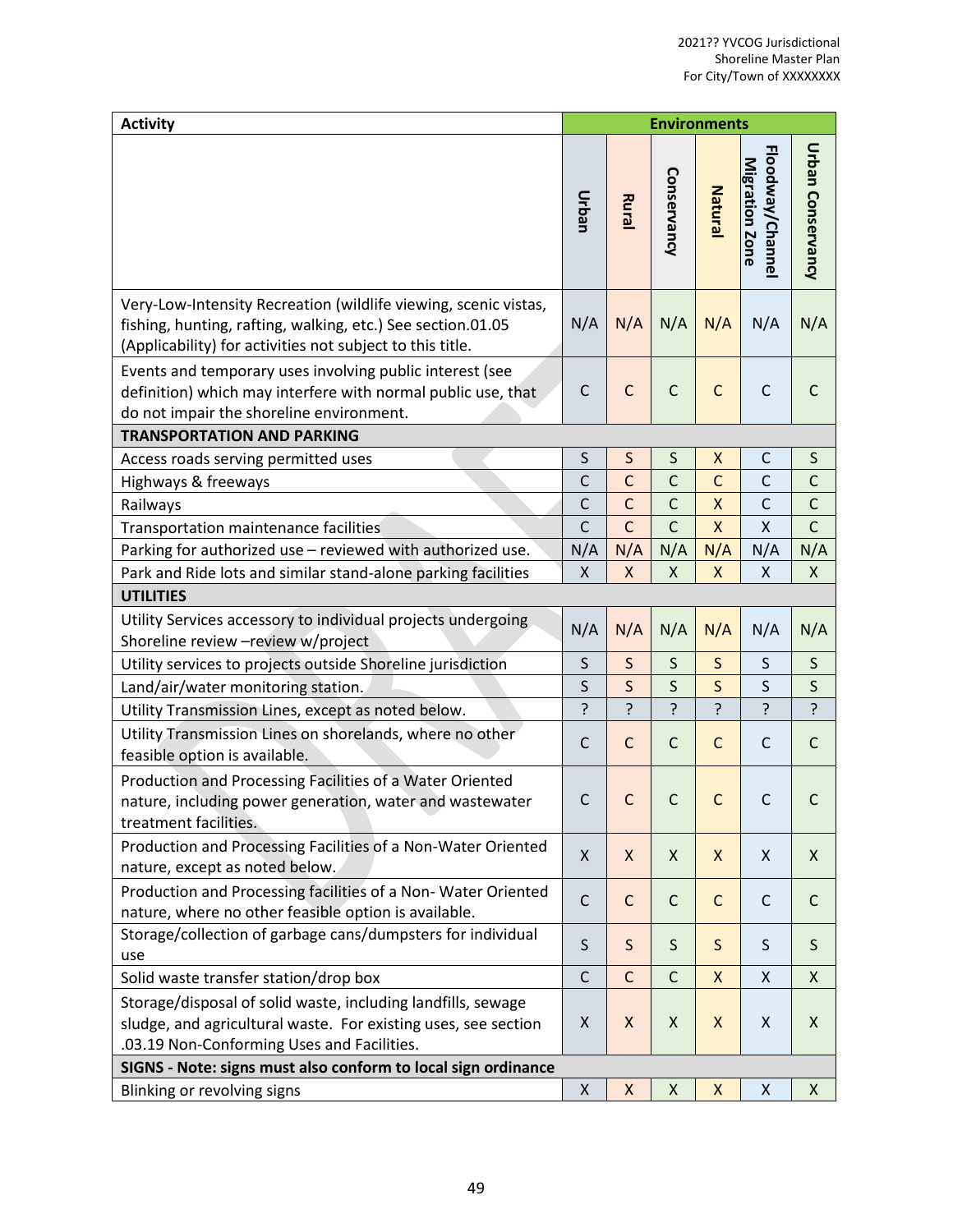| Activity | Environments | | | | | |
|---|---|---|---|---|---|---|
| | Urban | Rural | Conservancy | Natural | Floodway/Channel Migration Zone | Urban Conservancy |
| Very-Low-Intensity Recreation (wildlife viewing, scenic vistas, fishing, hunting, rafting, walking, etc.) See section.01.05 (Applicability) for activities not subject to this title. | N/A | N/A | N/A | N/A | N/A | N/A |
| Events and temporary uses involving public interest (see definition) which may interfere with normal public use, that do not impair the shoreline environment. | C | C | C | C | C | C |
| **TRANSPORTATION AND PARKING** | | | | | | |
| Access roads serving permitted uses | S | S | S | X | C | S |
| Highways & freeways | C | C | C | C | C | C |
| Railways | C | C | C | X | C | C |
| Transportation maintenance facilities | C | C | C | X | X | C |
| Parking for authorized use – reviewed with authorized use. | N/A | N/A | N/A | N/A | N/A | N/A |
| Park and Ride lots and similar stand-alone parking facilities | X | X | X | X | X | X |
| **UTILITIES** | | | | | | |
| Utility Services accessory to individual projects undergoing Shoreline review –review w/project | N/A | N/A | N/A | N/A | N/A | N/A |
| Utility services to projects outside Shoreline jurisdiction | S | S | S | S | S | S |
| Land/air/water monitoring station. | S | S | S | S | S | S |
| Utility Transmission Lines, except as noted below. | ? | ? | ? | ? | ? | ? |
| Utility Transmission Lines on shorelands, where no other feasible option is available. | C | C | C | C | C | C |
| Production and Processing Facilities of a Water Oriented nature, including power generation, water and wastewater treatment facilities. | C | C | C | C | C | C |
| Production and Processing Facilities of a Non-Water Oriented nature, except as noted below. | X | X | X | X | X | X |
| Production and Processing facilities of a Non- Water Oriented nature, where no other feasible option is available. | C | C | C | C | C | C |
| Storage/collection of garbage cans/dumpsters for individual use | S | S | S | S | S | S |
| Solid waste transfer station/drop box | C | C | C | X | X | X |
| Storage/disposal of solid waste, including landfills, sewage sludge, and agricultural waste. For existing uses, see section .03.19 Non-Conforming Uses and Facilities. | X | X | X | X | X | X |
| **SIGNS - Note: signs must also conform to local sign ordinance** | | | | | | |
| Blinking or revolving signs | X | X | X | X | X | X |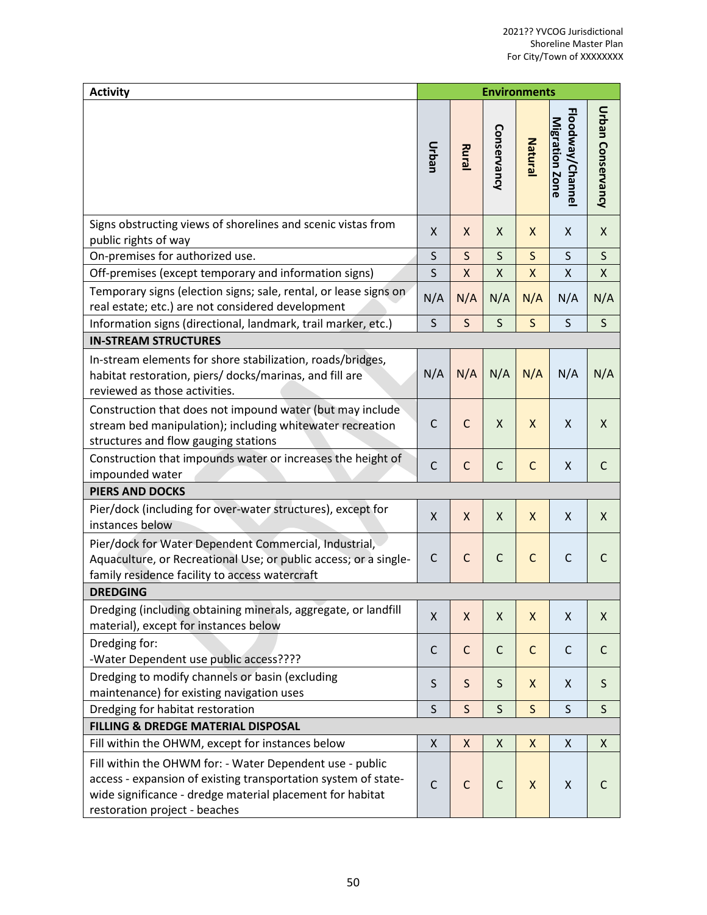| Activity | Environments | | | | | |
|---|---|---|---|---|---|---|
| | Urban | Rural | Conservancy | Natural | Floodway/Channel Migration Zone | Urban Conservancy |
| Signs obstructing views of shorelines and scenic vistas from public rights of way | X | X | X | X | X | X |
| On-premises for authorized use. | S | S | S | S | S | S |
| Off-premises (except temporary and information signs) | S | X | X | X | X | X |
| Temporary signs (election signs; sale, rental, or lease signs on real estate; etc.) are not considered development | N/A | N/A | N/A | N/A | N/A | N/A |
| Information signs (directional, landmark, trail marker, etc.) | S | S | S | S | S | S |
| **IN-STREAM STRUCTURES** | | | | | | |
| In-stream elements for shore stabilization, roads/bridges, habitat restoration, piers/ docks/marinas, and fill are reviewed as those activities. | N/A | N/A | N/A | N/A | N/A | N/A |
| Construction that does not impound water (but may include stream bed manipulation); including whitewater recreation structures and flow gauging stations | C | C | X | X | X | X |
| Construction that impounds water or increases the height of impounded water | C | C | C | C | X | C |
| **PIERS AND DOCKS** | | | | | | |
| Pier/dock (including for over-water structures), except for instances below | X | X | X | X | X | X |
| Pier/dock for Water Dependent Commercial, Industrial, Aquaculture, or Recreational Use; or public access; or a single-family residence facility to access watercraft | C | C | C | C | C | C |
| **DREDGING** | | | | | | |
| Dredging (including obtaining minerals, aggregate, or landfill material), except for instances below | X | X | X | X | X | X |
| Dredging for:<br>-Water Dependent use public access???? | C | C | C | C | C | C |
| Dredging to modify channels or basin (excluding maintenance) for existing navigation uses | S | S | S | X | X | S |
| Dredging for habitat restoration | S | S | S | S | S | S |
| **FILLING & DREDGE MATERIAL DISPOSAL** | | | | | | |
| Fill within the OHWM, except for instances below | X | X | X | X | X | X |
| Fill within the OHWM for: - Water Dependent use - public access - expansion of existing transportation system of state-wide significance - dredge material placement for habitat restoration project - beaches | C | C | C | X | X | C |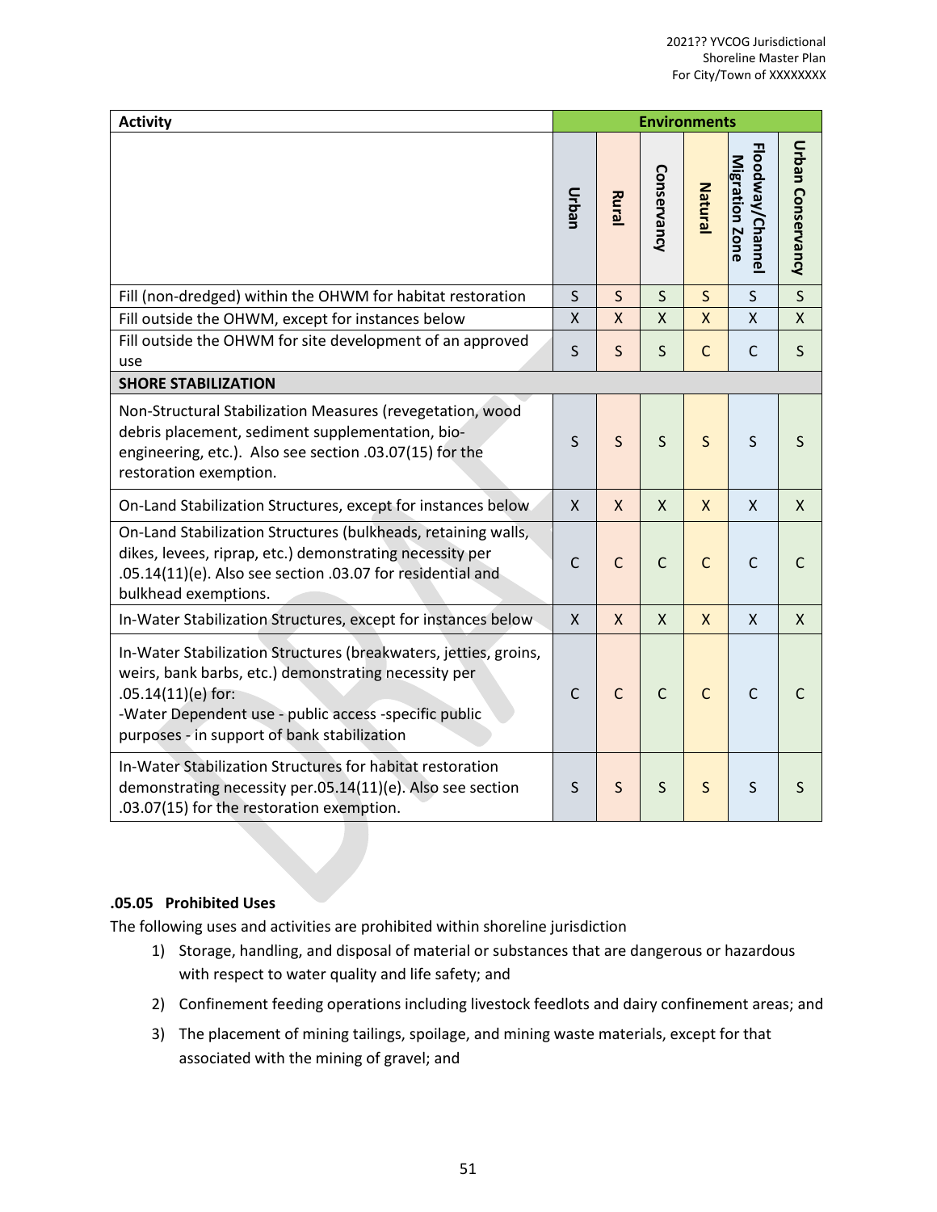| Activity | Environments | | | | | |
|---|---|---|---|---|---|---|
| | Urban | Rural | Conservancy | Natural | Floodway/Channel Migration Zone | Urban Conservancy |
| Fill (non-dredged) within the OHWM for habitat restoration | S | S | S | S | S | S |
| Fill outside the OHWM, except for instances below | X | X | X | X | X | X |
| Fill outside the OHWM for site development of an approved use | S | S | S | C | C | S |
| **SHORE STABILIZATION** | | | | | | |
| Non-Structural Stabilization Measures (revegetation, wood debris placement, sediment supplementation, bio-engineering, etc.). Also see section .03.07(15) for the restoration exemption. | S | S | S | S | S | S |
| On-Land Stabilization Structures, except for instances below | X | X | X | X | X | X |
| On-Land Stabilization Structures (bulkheads, retaining walls, dikes, levees, riprap, etc.) demonstrating necessity per .05.14(11)(e). Also see section .03.07 for residential and bulkhead exemptions. | C | C | C | C | C | C |
| In-Water Stabilization Structures, except for instances below | X | X | X | X | X | X |
| In-Water Stabilization Structures (breakwaters, jetties, groins, weirs, bank barbs, etc.) demonstrating necessity per .05.14(11)(e) for: -Water Dependent use - public access -specific public purposes - in support of bank stabilization | C | C | C | C | C | C |
| In-Water Stabilization Structures for habitat restoration demonstrating necessity per.05.14(11)(e). Also see section .03.07(15) for the restoration exemption. | S | S | S | S | S | S |

### .05.05 Prohibited Uses

The following uses and activities are prohibited within shoreline jurisdiction

1) Storage, handling, and disposal of material or substances that are dangerous or hazardous with respect to water quality and life safety; and
2) Confinement feeding operations including livestock feedlots and dairy confinement areas; and
3) The placement of mining tailings, spoilage, and mining waste materials, except for that associated with the mining of gravel; and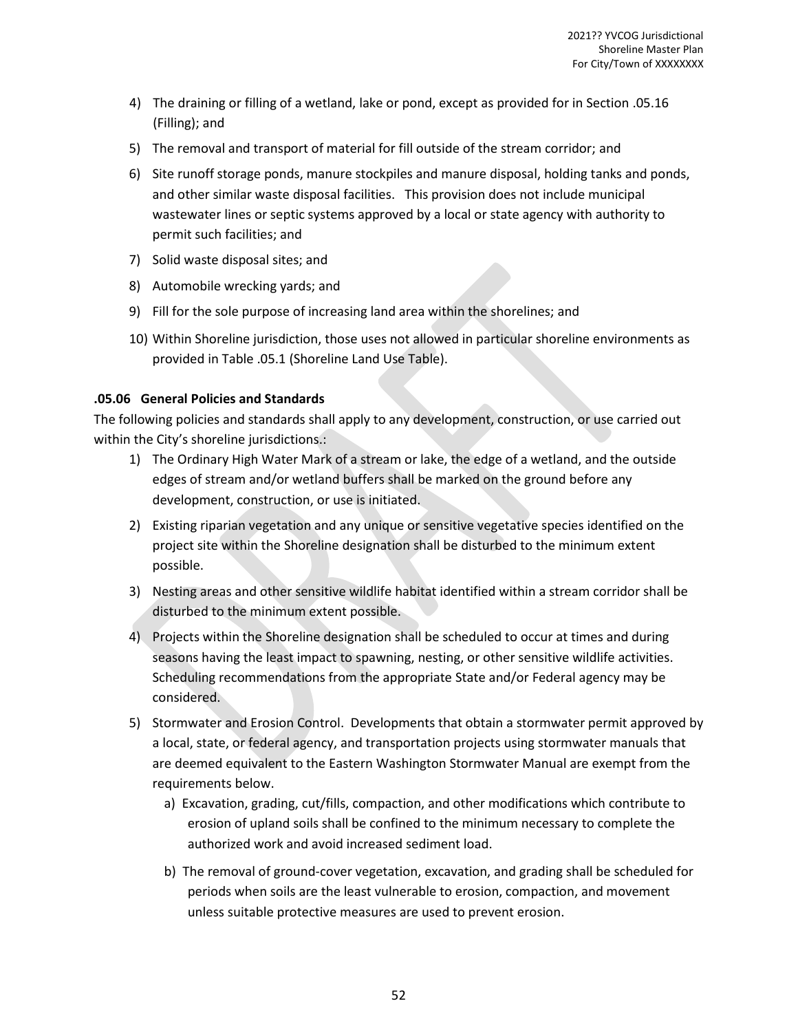4) The draining or filling of a wetland, lake or pond, except as provided for in Section .05.16 (Filling); and
5) The removal and transport of material for fill outside of the stream corridor; and
6) Site runoff storage ponds, manure stockpiles and manure disposal, holding tanks and ponds, and other similar waste disposal facilities. This provision does not include municipal wastewater lines or septic systems approved by a local or state agency with authority to permit such facilities; and
7) Solid waste disposal sites; and
8) Automobile wrecking yards; and
9) Fill for the sole purpose of increasing land area within the shorelines; and
10) Within Shoreline jurisdiction, those uses not allowed in particular shoreline environments as provided in Table .05.1 (Shoreline Land Use Table).

**.05.06 General Policies and Standards**

The following policies and standards shall apply to any development, construction, or use carried out within the City's shoreline jurisdictions.:

1) The Ordinary High Water Mark of a stream or lake, the edge of a wetland, and the outside edges of stream and/or wetland buffers shall be marked on the ground before any development, construction, or use is initiated.
2) Existing riparian vegetation and any unique or sensitive vegetative species identified on the project site within the Shoreline designation shall be disturbed to the minimum extent possible.
3) Nesting areas and other sensitive wildlife habitat identified within a stream corridor shall be disturbed to the minimum extent possible.
4) Projects within the Shoreline designation shall be scheduled to occur at times and during seasons having the least impact to spawning, nesting, or other sensitive wildlife activities. Scheduling recommendations from the appropriate State and/or Federal agency may be considered.
5) Stormwater and Erosion Control. Developments that obtain a stormwater permit approved by a local, state, or federal agency, and transportation projects using stormwater manuals that are deemed equivalent to the Eastern Washington Stormwater Manual are exempt from the requirements below.
   a) Excavation, grading, cut/fills, compaction, and other modifications which contribute to erosion of upland soils shall be confined to the minimum necessary to complete the authorized work and avoid increased sediment load.
   b) The removal of ground-cover vegetation, excavation, and grading shall be scheduled for periods when soils are the least vulnerable to erosion, compaction, and movement unless suitable protective measures are used to prevent erosion.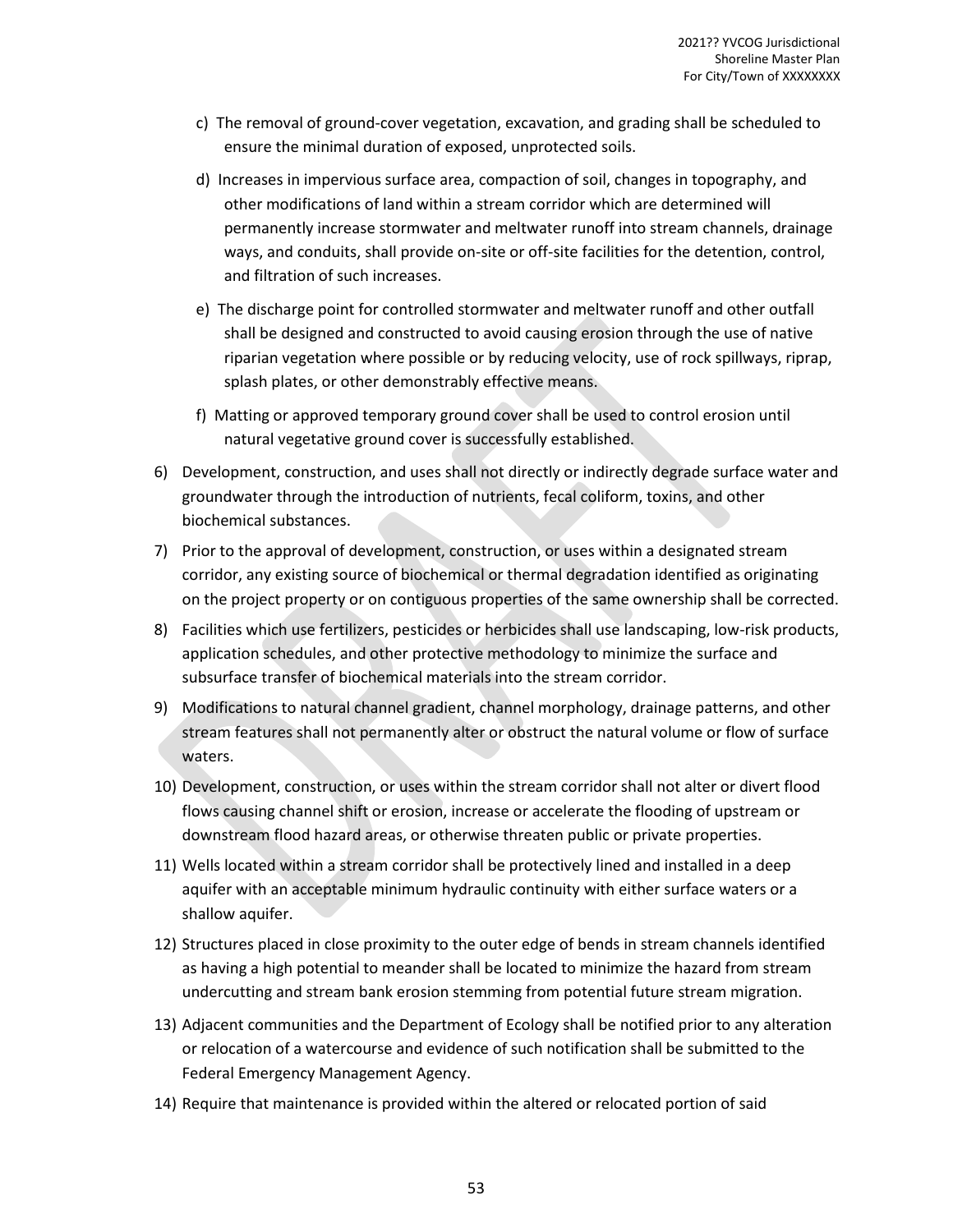c) The removal of ground-cover vegetation, excavation, and grading shall be scheduled to ensure the minimal duration of exposed, unprotected soils.

d) Increases in impervious surface area, compaction of soil, changes in topography, and other modifications of land within a stream corridor which are determined will permanently increase stormwater and meltwater runoff into stream channels, drainage ways, and conduits, shall provide on-site or off-site facilities for the detention, control, and filtration of such increases.

e) The discharge point for controlled stormwater and meltwater runoff and other outfall shall be designed and constructed to avoid causing erosion through the use of native riparian vegetation where possible or by reducing velocity, use of rock spillways, riprap, splash plates, or other demonstrably effective means.

f) Matting or approved temporary ground cover shall be used to control erosion until natural vegetative ground cover is successfully established.

6) Development, construction, and uses shall not directly or indirectly degrade surface water and groundwater through the introduction of nutrients, fecal coliform, toxins, and other biochemical substances.

7) Prior to the approval of development, construction, or uses within a designated stream corridor, any existing source of biochemical or thermal degradation identified as originating on the project property or on contiguous properties of the same ownership shall be corrected.

8) Facilities which use fertilizers, pesticides or herbicides shall use landscaping, low-risk products, application schedules, and other protective methodology to minimize the surface and subsurface transfer of biochemical materials into the stream corridor.

9) Modifications to natural channel gradient, channel morphology, drainage patterns, and other stream features shall not permanently alter or obstruct the natural volume or flow of surface waters.

10) Development, construction, or uses within the stream corridor shall not alter or divert flood flows causing channel shift or erosion, increase or accelerate the flooding of upstream or downstream flood hazard areas, or otherwise threaten public or private properties.

11) Wells located within a stream corridor shall be protectively lined and installed in a deep aquifer with an acceptable minimum hydraulic continuity with either surface waters or a shallow aquifer.

12) Structures placed in close proximity to the outer edge of bends in stream channels identified as having a high potential to meander shall be located to minimize the hazard from stream undercutting and stream bank erosion stemming from potential future stream migration.

13) Adjacent communities and the Department of Ecology shall be notified prior to any alteration or relocation of a watercourse and evidence of such notification shall be submitted to the Federal Emergency Management Agency.

14) Require that maintenance is provided within the altered or relocated portion of said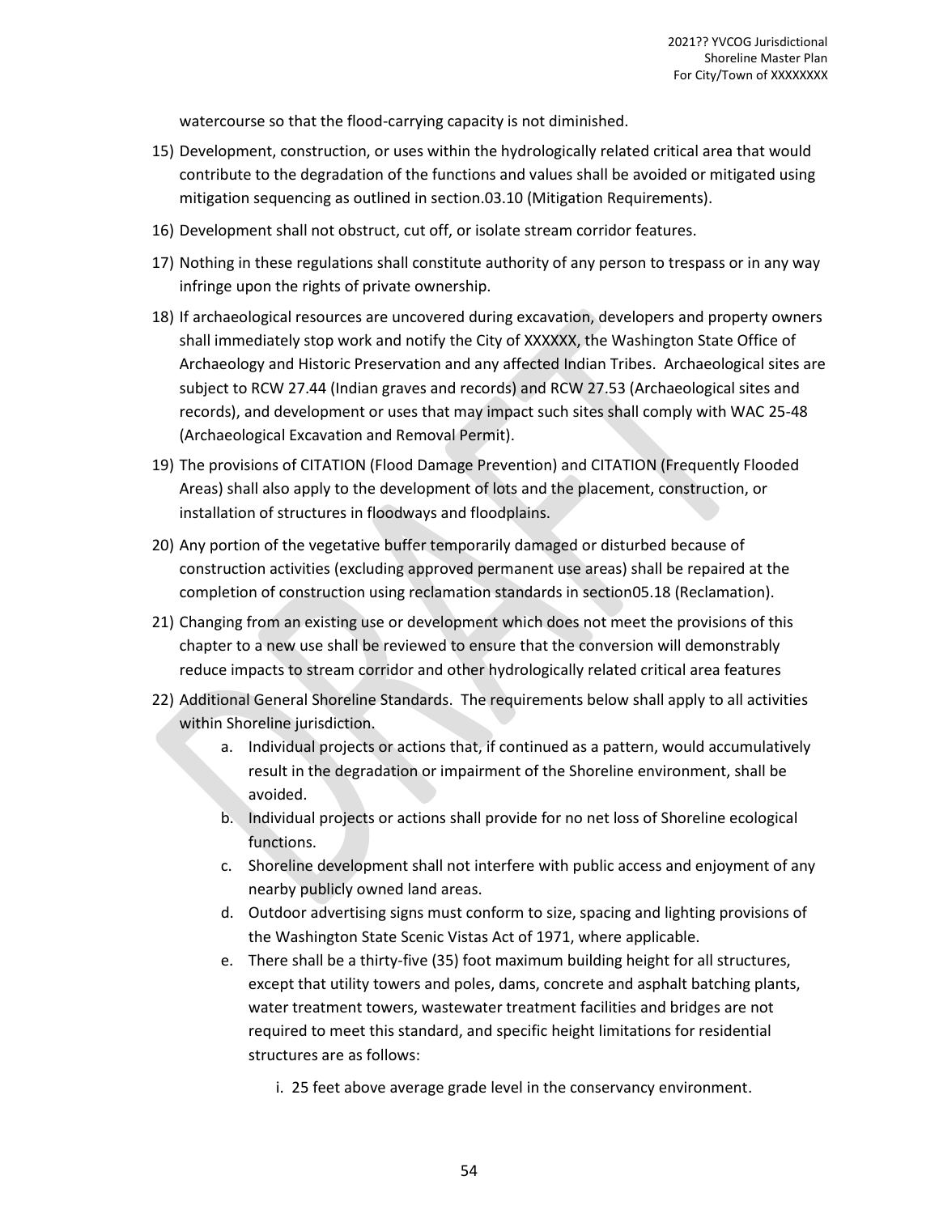watercourse so that the flood-carrying capacity is not diminished.

15) Development, construction, or uses within the hydrologically related critical area that would contribute to the degradation of the functions and values shall be avoided or mitigated using mitigation sequencing as outlined in section.03.10 (Mitigation Requirements).

16) Development shall not obstruct, cut off, or isolate stream corridor features.

17) Nothing in these regulations shall constitute authority of any person to trespass or in any way infringe upon the rights of private ownership.

18) If archaeological resources are uncovered during excavation, developers and property owners shall immediately stop work and notify the City of XXXXXX, the Washington State Office of Archaeology and Historic Preservation and any affected Indian Tribes. Archaeological sites are subject to RCW 27.44 (Indian graves and records) and RCW 27.53 (Archaeological sites and records), and development or uses that may impact such sites shall comply with WAC 25-48 (Archaeological Excavation and Removal Permit).

19) The provisions of CITATION (Flood Damage Prevention) and CITATION (Frequently Flooded Areas) shall also apply to the development of lots and the placement, construction, or installation of structures in floodways and floodplains.

20) Any portion of the vegetative buffer temporarily damaged or disturbed because of construction activities (excluding approved permanent use areas) shall be repaired at the completion of construction using reclamation standards in section05.18 (Reclamation).

21) Changing from an existing use or development which does not meet the provisions of this chapter to a new use shall be reviewed to ensure that the conversion will demonstrably reduce impacts to stream corridor and other hydrologically related critical area features

22) Additional General Shoreline Standards. The requirements below shall apply to all activities within Shoreline jurisdiction.
    a. Individual projects or actions that, if continued as a pattern, would accumulatively result in the degradation or impairment of the Shoreline environment, shall be avoided.
    b. Individual projects or actions shall provide for no net loss of Shoreline ecological functions.
    c. Shoreline development shall not interfere with public access and enjoyment of any nearby publicly owned land areas.
    d. Outdoor advertising signs must conform to size, spacing and lighting provisions of the Washington State Scenic Vistas Act of 1971, where applicable.
    e. There shall be a thirty-five (35) foot maximum building height for all structures, except that utility towers and poles, dams, concrete and asphalt batching plants, water treatment towers, wastewater treatment facilities and bridges are not required to meet this standard, and specific height limitations for residential structures are as follows:
        i. 25 feet above average grade level in the conservancy environment.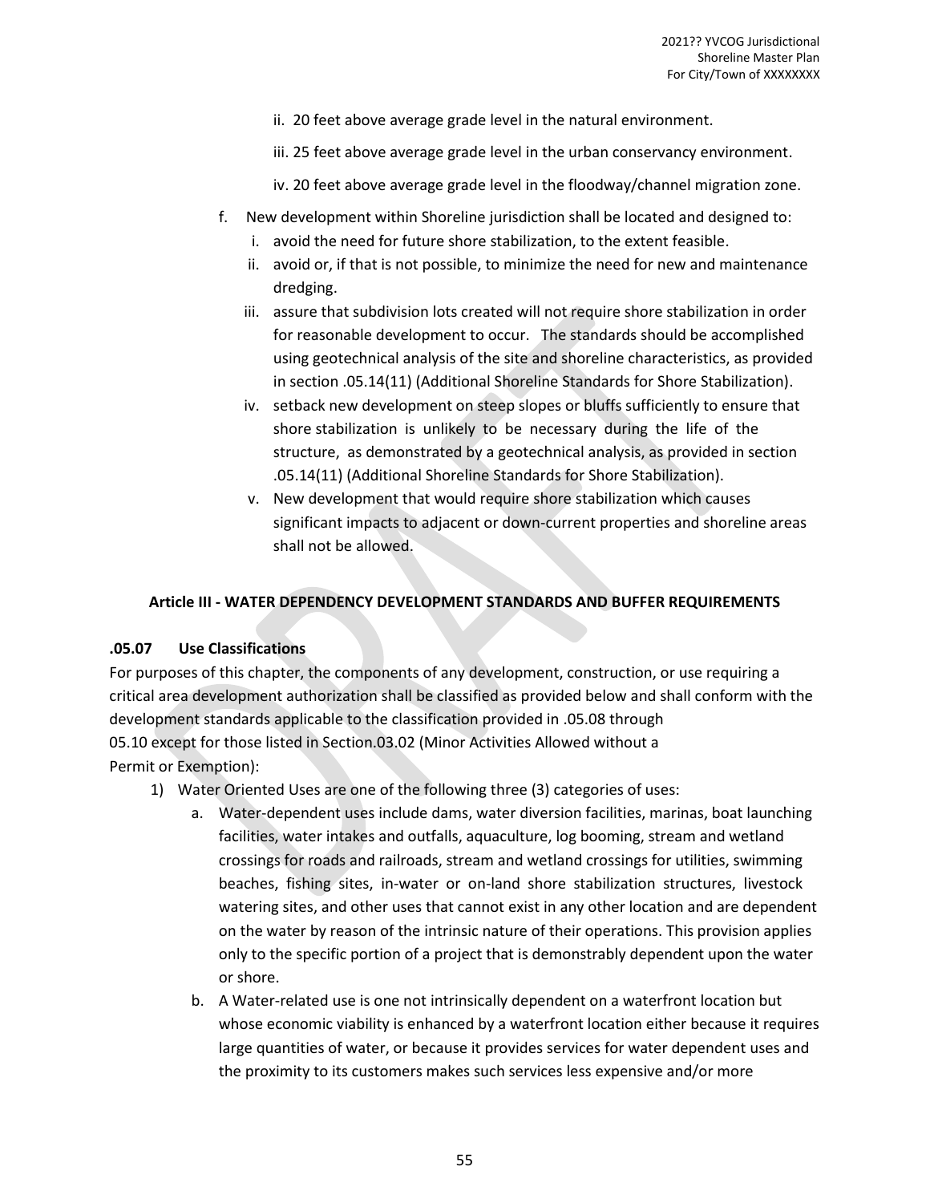ii. 20 feet above average grade level in the natural environment.

iii. 25 feet above average grade level in the urban conservancy environment.

iv. 20 feet above average grade level in the floodway/channel migration zone.

f. New development within Shoreline jurisdiction shall be located and designed to:
   i. avoid the need for future shore stabilization, to the extent feasible.
   ii. avoid or, if that is not possible, to minimize the need for new and maintenance dredging.
   iii. assure that subdivision lots created will not require shore stabilization in order for reasonable development to occur. The standards should be accomplished using geotechnical analysis of the site and shoreline characteristics, as provided in section .05.14(11) (Additional Shoreline Standards for Shore Stabilization).
   iv. setback new development on steep slopes or bluffs sufficiently to ensure that shore stabilization is unlikely to be necessary during the life of the structure, as demonstrated by a geotechnical analysis, as provided in section .05.14(11) (Additional Shoreline Standards for Shore Stabilization).
   v. New development that would require shore stabilization which causes significant impacts to adjacent or down-current properties and shoreline areas shall not be allowed.

## Article III - WATER DEPENDENCY DEVELOPMENT STANDARDS AND BUFFER REQUIREMENTS

### .05.07 Use Classifications

For purposes of this chapter, the components of any development, construction, or use requiring a critical area development authorization shall be classified as provided below and shall conform with the development standards applicable to the classification provided in .05.08 through 05.10 except for those listed in Section.03.02 (Minor Activities Allowed without a Permit or Exemption):

1) Water Oriented Uses are one of the following three (3) categories of uses:
   a. Water-dependent uses include dams, water diversion facilities, marinas, boat launching facilities, water intakes and outfalls, aquaculture, log booming, stream and wetland crossings for roads and railroads, stream and wetland crossings for utilities, swimming beaches, fishing sites, in-water or on-land shore stabilization structures, livestock watering sites, and other uses that cannot exist in any other location and are dependent on the water by reason of the intrinsic nature of their operations. This provision applies only to the specific portion of a project that is demonstrably dependent upon the water or shore.
   b. A Water-related use is one not intrinsically dependent on a waterfront location but whose economic viability is enhanced by a waterfront location either because it requires large quantities of water, or because it provides services for water dependent uses and the proximity to its customers makes such services less expensive and/or more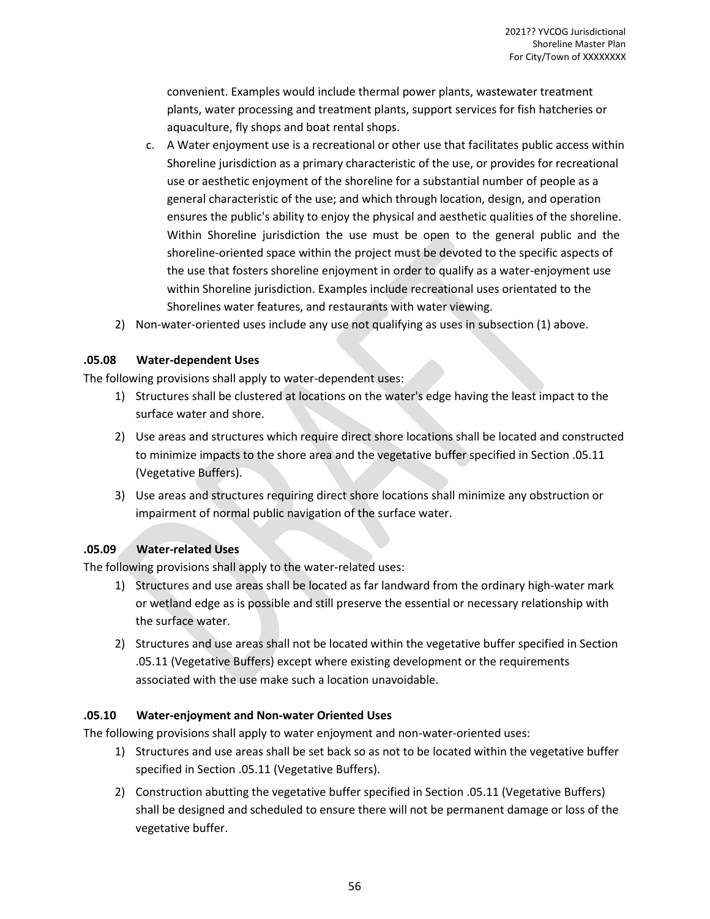convenient. Examples would include thermal power plants, wastewater treatment plants, water processing and treatment plants, support services for fish hatcheries or aquaculture, fly shops and boat rental shops.

   c. A Water enjoyment use is a recreational or other use that facilitates public access within Shoreline jurisdiction as a primary characteristic of the use, or provides for recreational use or aesthetic enjoyment of the shoreline for a substantial number of people as a general characteristic of the use; and which through location, design, and operation ensures the public's ability to enjoy the physical and aesthetic qualities of the shoreline. Within Shoreline jurisdiction the use must be open to the general public and the shoreline-oriented space within the project must be devoted to the specific aspects of the use that fosters shoreline enjoyment in order to qualify as a water-enjoyment use within Shoreline jurisdiction. Examples include recreational uses orientated to the Shorelines water features, and restaurants with water viewing.

2) Non-water-oriented uses include any use not qualifying as uses in subsection (1) above.

### .05.08 Water-dependent Uses

The following provisions shall apply to water-dependent uses:

1) Structures shall be clustered at locations on the water's edge having the least impact to the surface water and shore.
2) Use areas and structures which require direct shore locations shall be located and constructed to minimize impacts to the shore area and the vegetative buffer specified in Section .05.11 (Vegetative Buffers).
3) Use areas and structures requiring direct shore locations shall minimize any obstruction or impairment of normal public navigation of the surface water.

### .05.09 Water-related Uses

The following provisions shall apply to the water-related uses:

1) Structures and use areas shall be located as far landward from the ordinary high-water mark or wetland edge as is possible and still preserve the essential or necessary relationship with the surface water.
2) Structures and use areas shall not be located within the vegetative buffer specified in Section .05.11 (Vegetative Buffers) except where existing development or the requirements associated with the use make such a location unavoidable.

### .05.10 Water-enjoyment and Non-water Oriented Uses

The following provisions shall apply to water enjoyment and non-water-oriented uses:

1) Structures and use areas shall be set back so as not to be located within the vegetative buffer specified in Section .05.11 (Vegetative Buffers).
2) Construction abutting the vegetative buffer specified in Section .05.11 (Vegetative Buffers) shall be designed and scheduled to ensure there will not be permanent damage or loss of the vegetative buffer.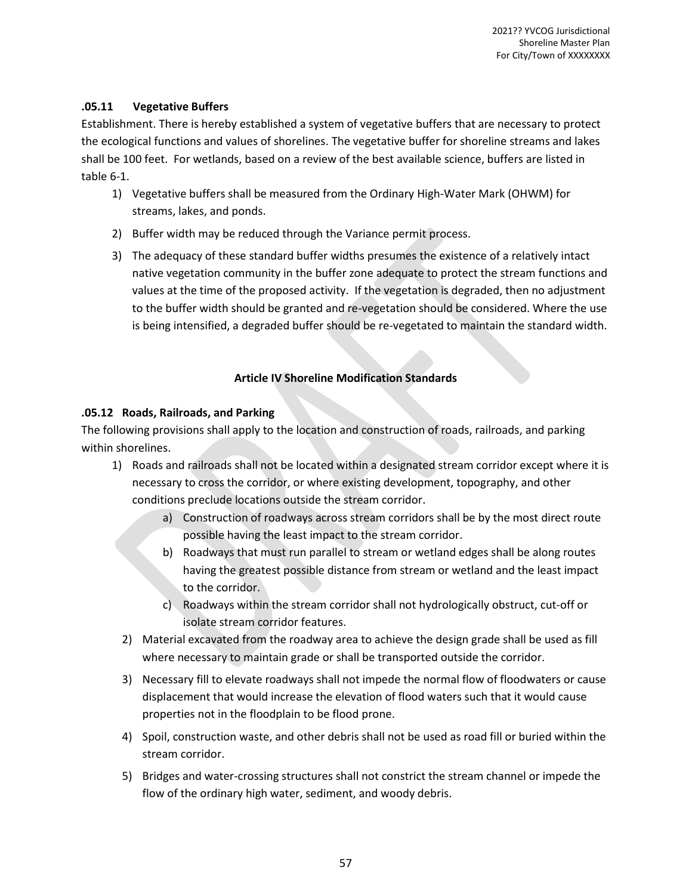### .05.11 Vegetative Buffers

Establishment. There is hereby established a system of vegetative buffers that are necessary to protect the ecological functions and values of shorelines. The vegetative buffer for shoreline streams and lakes shall be 100 feet. For wetlands, based on a review of the best available science, buffers are listed in table 6-1.

1) Vegetative buffers shall be measured from the Ordinary High-Water Mark (OHWM) for streams, lakes, and ponds.
2) Buffer width may be reduced through the Variance permit process.
3) The adequacy of these standard buffer widths presumes the existence of a relatively intact native vegetation community in the buffer zone adequate to protect the stream functions and values at the time of the proposed activity. If the vegetation is degraded, then no adjustment to the buffer width should be granted and re-vegetation should be considered. Where the use is being intensified, a degraded buffer should be re-vegetated to maintain the standard width.

## Article IV Shoreline Modification Standards

### .05.12 Roads, Railroads, and Parking

The following provisions shall apply to the location and construction of roads, railroads, and parking within shorelines.

1) Roads and railroads shall not be located within a designated stream corridor except where it is necessary to cross the corridor, or where existing development, topography, and other conditions preclude locations outside the stream corridor.
   a) Construction of roadways across stream corridors shall be by the most direct route possible having the least impact to the stream corridor.
   b) Roadways that must run parallel to stream or wetland edges shall be along routes having the greatest possible distance from stream or wetland and the least impact to the corridor.
   c) Roadways within the stream corridor shall not hydrologically obstruct, cut-off or isolate stream corridor features.
2) Material excavated from the roadway area to achieve the design grade shall be used as fill where necessary to maintain grade or shall be transported outside the corridor.
3) Necessary fill to elevate roadways shall not impede the normal flow of floodwaters or cause displacement that would increase the elevation of flood waters such that it would cause properties not in the floodplain to be flood prone.
4) Spoil, construction waste, and other debris shall not be used as road fill or buried within the stream corridor.
5) Bridges and water-crossing structures shall not constrict the stream channel or impede the flow of the ordinary high water, sediment, and woody debris.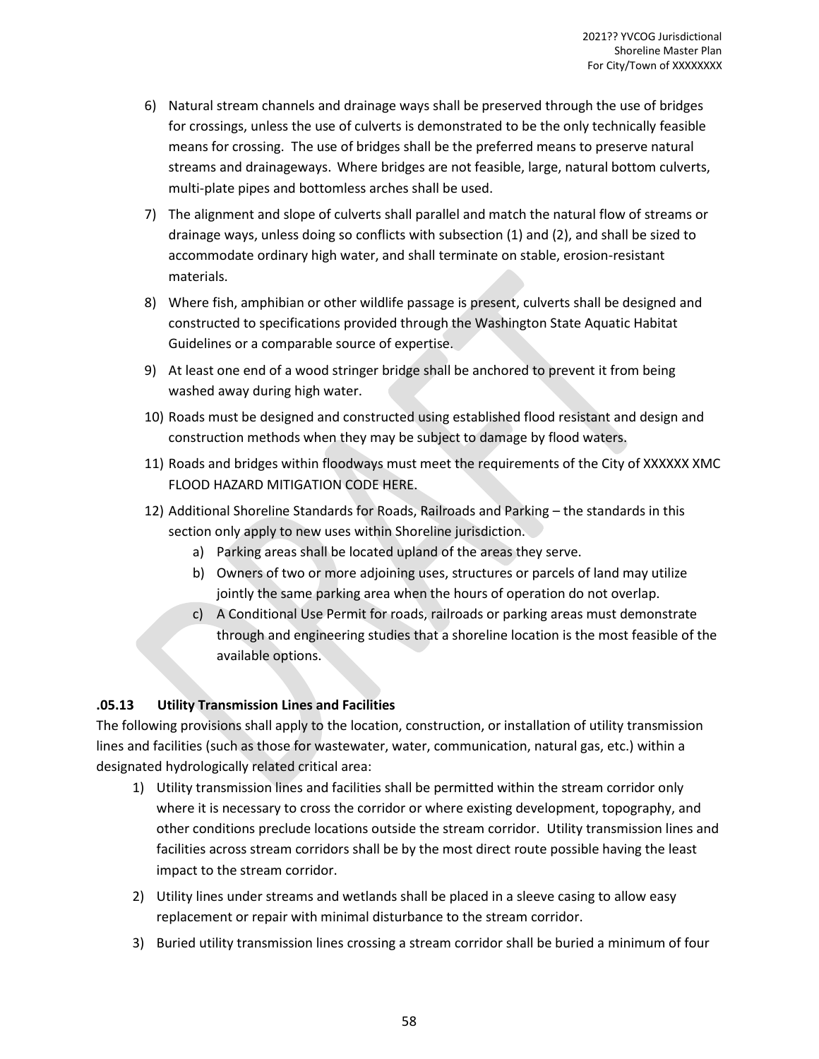6) Natural stream channels and drainage ways shall be preserved through the use of bridges for crossings, unless the use of culverts is demonstrated to be the only technically feasible means for crossing. The use of bridges shall be the preferred means to preserve natural streams and drainageways. Where bridges are not feasible, large, natural bottom culverts, multi-plate pipes and bottomless arches shall be used.

7) The alignment and slope of culverts shall parallel and match the natural flow of streams or drainage ways, unless doing so conflicts with subsection (1) and (2), and shall be sized to accommodate ordinary high water, and shall terminate on stable, erosion-resistant materials.

8) Where fish, amphibian or other wildlife passage is present, culverts shall be designed and constructed to specifications provided through the Washington State Aquatic Habitat Guidelines or a comparable source of expertise.

9) At least one end of a wood stringer bridge shall be anchored to prevent it from being washed away during high water.

10) Roads must be designed and constructed using established flood resistant and design and construction methods when they may be subject to damage by flood waters.

11) Roads and bridges within floodways must meet the requirements of the City of XXXXXX XMC FLOOD HAZARD MITIGATION CODE HERE.

12) Additional Shoreline Standards for Roads, Railroads and Parking – the standards in this section only apply to new uses within Shoreline jurisdiction.
    a) Parking areas shall be located upland of the areas they serve.
    b) Owners of two or more adjoining uses, structures or parcels of land may utilize jointly the same parking area when the hours of operation do not overlap.
    c) A Conditional Use Permit for roads, railroads or parking areas must demonstrate through and engineering studies that a shoreline location is the most feasible of the available options.

**.05.13 Utility Transmission Lines and Facilities**

The following provisions shall apply to the location, construction, or installation of utility transmission lines and facilities (such as those for wastewater, water, communication, natural gas, etc.) within a designated hydrologically related critical area:

1) Utility transmission lines and facilities shall be permitted within the stream corridor only where it is necessary to cross the corridor or where existing development, topography, and other conditions preclude locations outside the stream corridor. Utility transmission lines and facilities across stream corridors shall be by the most direct route possible having the least impact to the stream corridor.

2) Utility lines under streams and wetlands shall be placed in a sleeve casing to allow easy replacement or repair with minimal disturbance to the stream corridor.

3) Buried utility transmission lines crossing a stream corridor shall be buried a minimum of four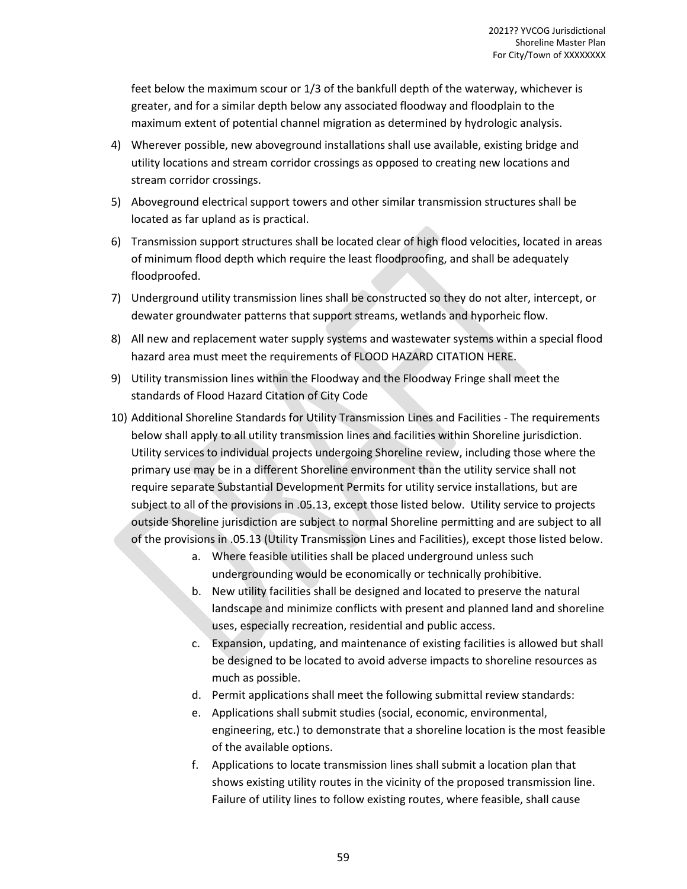feet below the maximum scour or 1/3 of the bankfull depth of the waterway, whichever is greater, and for a similar depth below any associated floodway and floodplain to the maximum extent of potential channel migration as determined by hydrologic analysis.

4) Wherever possible, new aboveground installations shall use available, existing bridge and utility locations and stream corridor crossings as opposed to creating new locations and stream corridor crossings.
5) Aboveground electrical support towers and other similar transmission structures shall be located as far upland as is practical.
6) Transmission support structures shall be located clear of high flood velocities, located in areas of minimum flood depth which require the least floodproofing, and shall be adequately floodproofed.
7) Underground utility transmission lines shall be constructed so they do not alter, intercept, or dewater groundwater patterns that support streams, wetlands and hyporheic flow.
8) All new and replacement water supply systems and wastewater systems within a special flood hazard area must meet the requirements of FLOOD HAZARD CITATION HERE.
9) Utility transmission lines within the Floodway and the Floodway Fringe shall meet the standards of Flood Hazard Citation of City Code
10) Additional Shoreline Standards for Utility Transmission Lines and Facilities - The requirements below shall apply to all utility transmission lines and facilities within Shoreline jurisdiction. Utility services to individual projects undergoing Shoreline review, including those where the primary use may be in a different Shoreline environment than the utility service shall not require separate Substantial Development Permits for utility service installations, but are subject to all of the provisions in .05.13, except those listed below. Utility service to projects outside Shoreline jurisdiction are subject to normal Shoreline permitting and are subject to all of the provisions in .05.13 (Utility Transmission Lines and Facilities), except those listed below.
    a. Where feasible utilities shall be placed underground unless such undergrounding would be economically or technically prohibitive.
    b. New utility facilities shall be designed and located to preserve the natural landscape and minimize conflicts with present and planned land and shoreline uses, especially recreation, residential and public access.
    c. Expansion, updating, and maintenance of existing facilities is allowed but shall be designed to be located to avoid adverse impacts to shoreline resources as much as possible.
    d. Permit applications shall meet the following submittal review standards:
    e. Applications shall submit studies (social, economic, environmental, engineering, etc.) to demonstrate that a shoreline location is the most feasible of the available options.
    f. Applications to locate transmission lines shall submit a location plan that shows existing utility routes in the vicinity of the proposed transmission line. Failure of utility lines to follow existing routes, where feasible, shall cause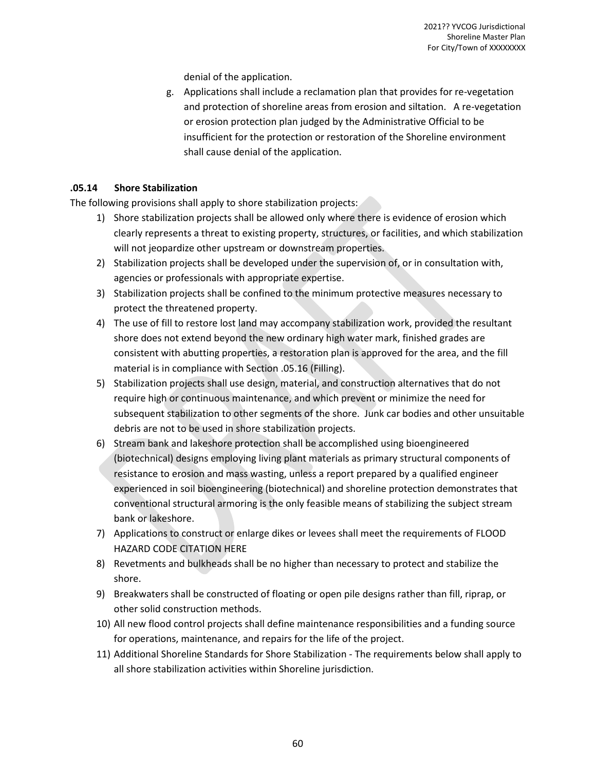denial of the application.

g. Applications shall include a reclamation plan that provides for re-vegetation and protection of shoreline areas from erosion and siltation. A re-vegetation or erosion protection plan judged by the Administrative Official to be insufficient for the protection or restoration of the Shoreline environment shall cause denial of the application.

### .05.14 Shore Stabilization

The following provisions shall apply to shore stabilization projects:

1) Shore stabilization projects shall be allowed only where there is evidence of erosion which clearly represents a threat to existing property, structures, or facilities, and which stabilization will not jeopardize other upstream or downstream properties.
2) Stabilization projects shall be developed under the supervision of, or in consultation with, agencies or professionals with appropriate expertise.
3) Stabilization projects shall be confined to the minimum protective measures necessary to protect the threatened property.
4) The use of fill to restore lost land may accompany stabilization work, provided the resultant shore does not extend beyond the new ordinary high water mark, finished grades are consistent with abutting properties, a restoration plan is approved for the area, and the fill material is in compliance with Section .05.16 (Filling).
5) Stabilization projects shall use design, material, and construction alternatives that do not require high or continuous maintenance, and which prevent or minimize the need for subsequent stabilization to other segments of the shore. Junk car bodies and other unsuitable debris are not to be used in shore stabilization projects.
6) Stream bank and lakeshore protection shall be accomplished using bioengineered (biotechnical) designs employing living plant materials as primary structural components of resistance to erosion and mass wasting, unless a report prepared by a qualified engineer experienced in soil bioengineering (biotechnical) and shoreline protection demonstrates that conventional structural armoring is the only feasible means of stabilizing the subject stream bank or lakeshore.
7) Applications to construct or enlarge dikes or levees shall meet the requirements of FLOOD HAZARD CODE CITATION HERE
8) Revetments and bulkheads shall be no higher than necessary to protect and stabilize the shore.
9) Breakwaters shall be constructed of floating or open pile designs rather than fill, riprap, or other solid construction methods.
10) All new flood control projects shall define maintenance responsibilities and a funding source for operations, maintenance, and repairs for the life of the project.
11) Additional Shoreline Standards for Shore Stabilization - The requirements below shall apply to all shore stabilization activities within Shoreline jurisdiction.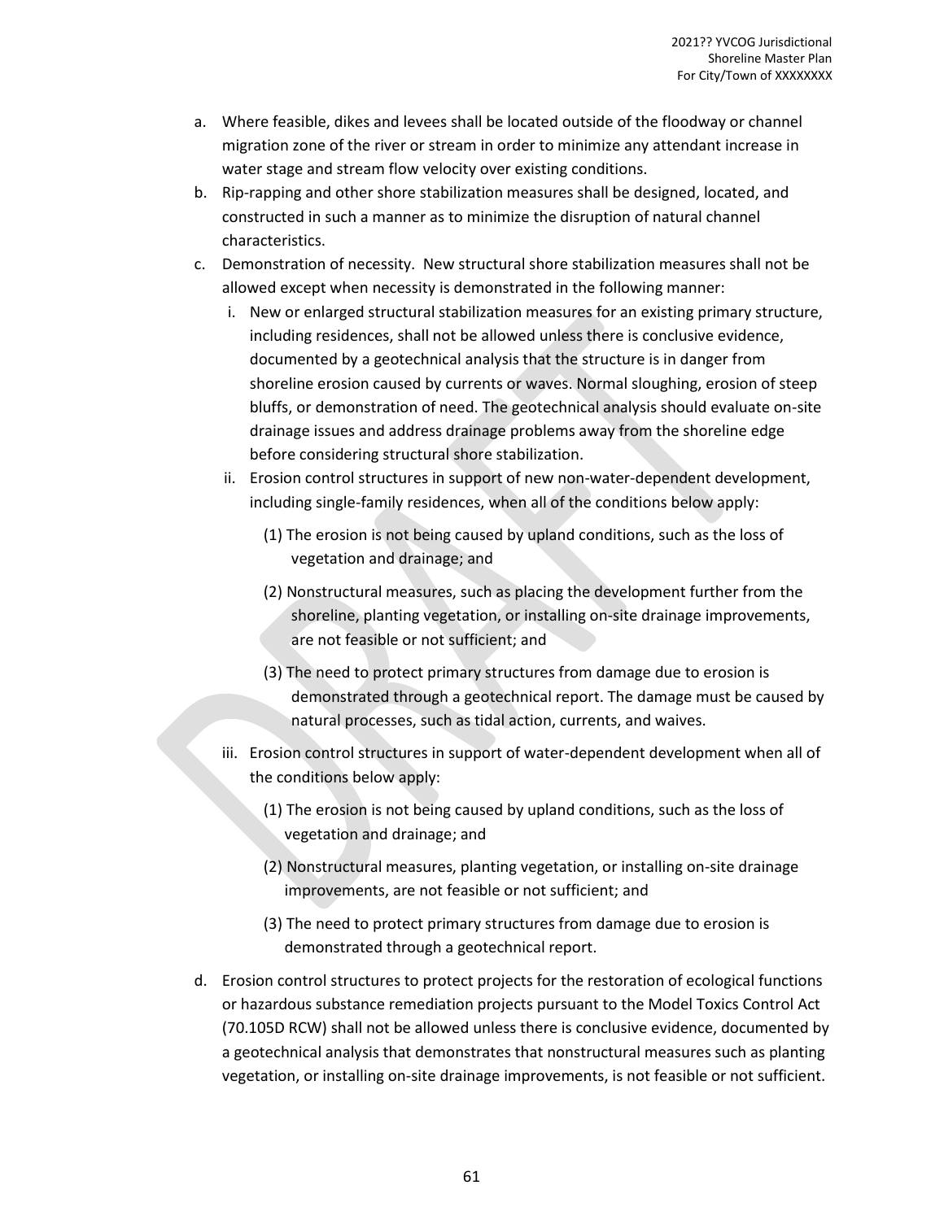a. Where feasible, dikes and levees shall be located outside of the floodway or channel migration zone of the river or stream in order to minimize any attendant increase in water stage and stream flow velocity over existing conditions.
b. Rip-rapping and other shore stabilization measures shall be designed, located, and constructed in such a manner as to minimize the disruption of natural channel characteristics.
c. Demonstration of necessity. New structural shore stabilization measures shall not be allowed except when necessity is demonstrated in the following manner:
   i. New or enlarged structural stabilization measures for an existing primary structure, including residences, shall not be allowed unless there is conclusive evidence, documented by a geotechnical analysis that the structure is in danger from shoreline erosion caused by currents or waves. Normal sloughing, erosion of steep bluffs, or demonstration of need. The geotechnical analysis should evaluate on-site drainage issues and address drainage problems away from the shoreline edge before considering structural shore stabilization.
   ii. Erosion control structures in support of new non-water-dependent development, including single-family residences, when all of the conditions below apply:
      (1) The erosion is not being caused by upland conditions, such as the loss of vegetation and drainage; and
      (2) Nonstructural measures, such as placing the development further from the shoreline, planting vegetation, or installing on-site drainage improvements, are not feasible or not sufficient; and
      (3) The need to protect primary structures from damage due to erosion is demonstrated through a geotechnical report. The damage must be caused by natural processes, such as tidal action, currents, and waives.
   iii. Erosion control structures in support of water-dependent development when all of the conditions below apply:
      (1) The erosion is not being caused by upland conditions, such as the loss of vegetation and drainage; and
      (2) Nonstructural measures, planting vegetation, or installing on-site drainage improvements, are not feasible or not sufficient; and
      (3) The need to protect primary structures from damage due to erosion is demonstrated through a geotechnical report.
d. Erosion control structures to protect projects for the restoration of ecological functions or hazardous substance remediation projects pursuant to the Model Toxics Control Act (70.105D RCW) shall not be allowed unless there is conclusive evidence, documented by a geotechnical analysis that demonstrates that nonstructural measures such as planting vegetation, or installing on-site drainage improvements, is not feasible or not sufficient.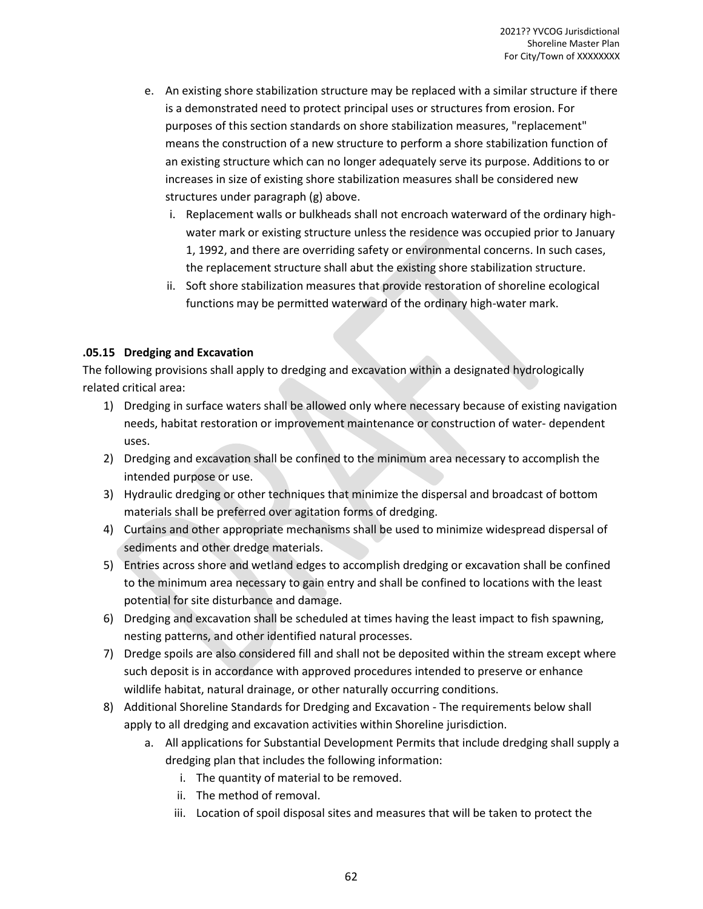e. An existing shore stabilization structure may be replaced with a similar structure if there is a demonstrated need to protect principal uses or structures from erosion. For purposes of this section standards on shore stabilization measures, "replacement" means the construction of a new structure to perform a shore stabilization function of an existing structure which can no longer adequately serve its purpose. Additions to or increases in size of existing shore stabilization measures shall be considered new structures under paragraph (g) above.
   i. Replacement walls or bulkheads shall not encroach waterward of the ordinary high-water mark or existing structure unless the residence was occupied prior to January 1, 1992, and there are overriding safety or environmental concerns. In such cases, the replacement structure shall abut the existing shore stabilization structure.
   ii. Soft shore stabilization measures that provide restoration of shoreline ecological functions may be permitted waterward of the ordinary high-water mark.

### .05.15 Dredging and Excavation

The following provisions shall apply to dredging and excavation within a designated hydrologically related critical area:

1) Dredging in surface waters shall be allowed only where necessary because of existing navigation needs, habitat restoration or improvement maintenance or construction of water- dependent uses.
2) Dredging and excavation shall be confined to the minimum area necessary to accomplish the intended purpose or use.
3) Hydraulic dredging or other techniques that minimize the dispersal and broadcast of bottom materials shall be preferred over agitation forms of dredging.
4) Curtains and other appropriate mechanisms shall be used to minimize widespread dispersal of sediments and other dredge materials.
5) Entries across shore and wetland edges to accomplish dredging or excavation shall be confined to the minimum area necessary to gain entry and shall be confined to locations with the least potential for site disturbance and damage.
6) Dredging and excavation shall be scheduled at times having the least impact to fish spawning, nesting patterns, and other identified natural processes.
7) Dredge spoils are also considered fill and shall not be deposited within the stream except where such deposit is in accordance with approved procedures intended to preserve or enhance wildlife habitat, natural drainage, or other naturally occurring conditions.
8) Additional Shoreline Standards for Dredging and Excavation - The requirements below shall apply to all dredging and excavation activities within Shoreline jurisdiction.
   a. All applications for Substantial Development Permits that include dredging shall supply a dredging plan that includes the following information:
      i. The quantity of material to be removed.
      ii. The method of removal.
      iii. Location of spoil disposal sites and measures that will be taken to protect the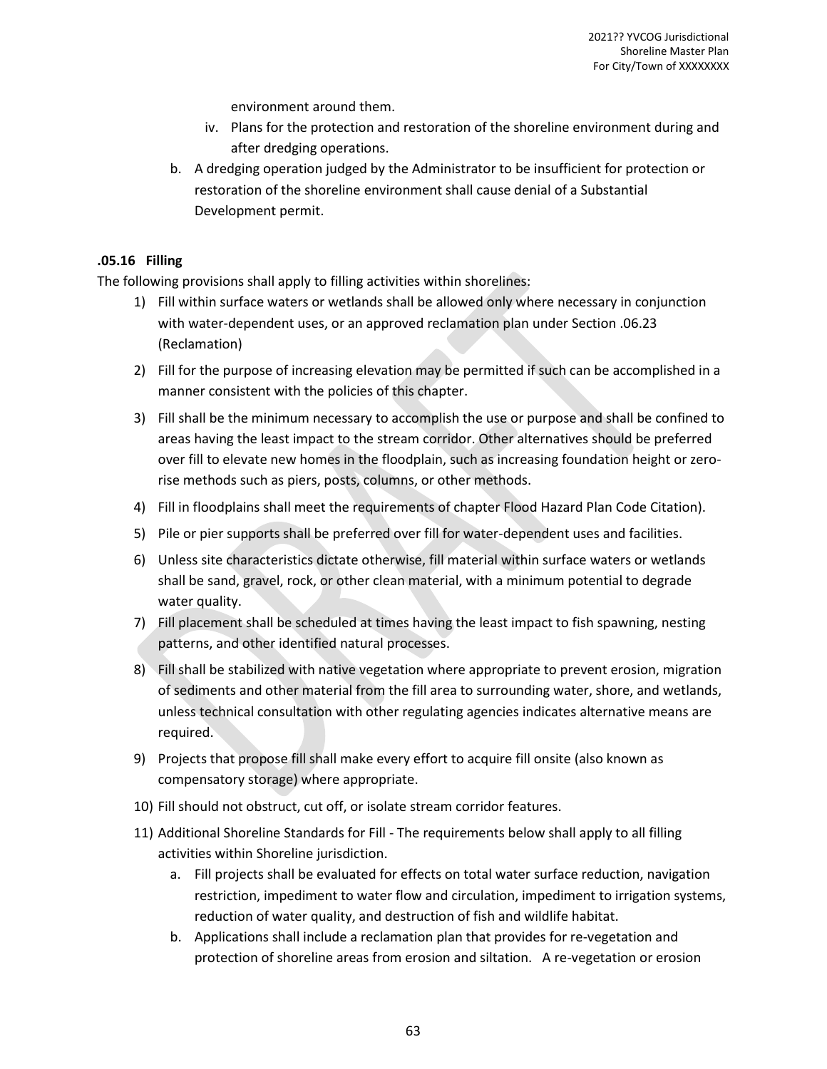environment around them.

   iv. Plans for the protection and restoration of the shoreline environment during and after dredging operations.

b. A dredging operation judged by the Administrator to be insufficient for protection or restoration of the shoreline environment shall cause denial of a Substantial Development permit.

### .05.16 Filling

The following provisions shall apply to filling activities within shorelines:

1) Fill within surface waters or wetlands shall be allowed only where necessary in conjunction with water-dependent uses, or an approved reclamation plan under Section .06.23 (Reclamation)
2) Fill for the purpose of increasing elevation may be permitted if such can be accomplished in a manner consistent with the policies of this chapter.
3) Fill shall be the minimum necessary to accomplish the use or purpose and shall be confined to areas having the least impact to the stream corridor. Other alternatives should be preferred over fill to elevate new homes in the floodplain, such as increasing foundation height or zero-rise methods such as piers, posts, columns, or other methods.
4) Fill in floodplains shall meet the requirements of chapter Flood Hazard Plan Code Citation).
5) Pile or pier supports shall be preferred over fill for water-dependent uses and facilities.
6) Unless site characteristics dictate otherwise, fill material within surface waters or wetlands shall be sand, gravel, rock, or other clean material, with a minimum potential to degrade water quality.
7) Fill placement shall be scheduled at times having the least impact to fish spawning, nesting patterns, and other identified natural processes.
8) Fill shall be stabilized with native vegetation where appropriate to prevent erosion, migration of sediments and other material from the fill area to surrounding water, shore, and wetlands, unless technical consultation with other regulating agencies indicates alternative means are required.
9) Projects that propose fill shall make every effort to acquire fill onsite (also known as compensatory storage) where appropriate.
10) Fill should not obstruct, cut off, or isolate stream corridor features.
11) Additional Shoreline Standards for Fill - The requirements below shall apply to all filling activities within Shoreline jurisdiction.
    a. Fill projects shall be evaluated for effects on total water surface reduction, navigation restriction, impediment to water flow and circulation, impediment to irrigation systems, reduction of water quality, and destruction of fish and wildlife habitat.
    b. Applications shall include a reclamation plan that provides for re-vegetation and protection of shoreline areas from erosion and siltation. A re-vegetation or erosion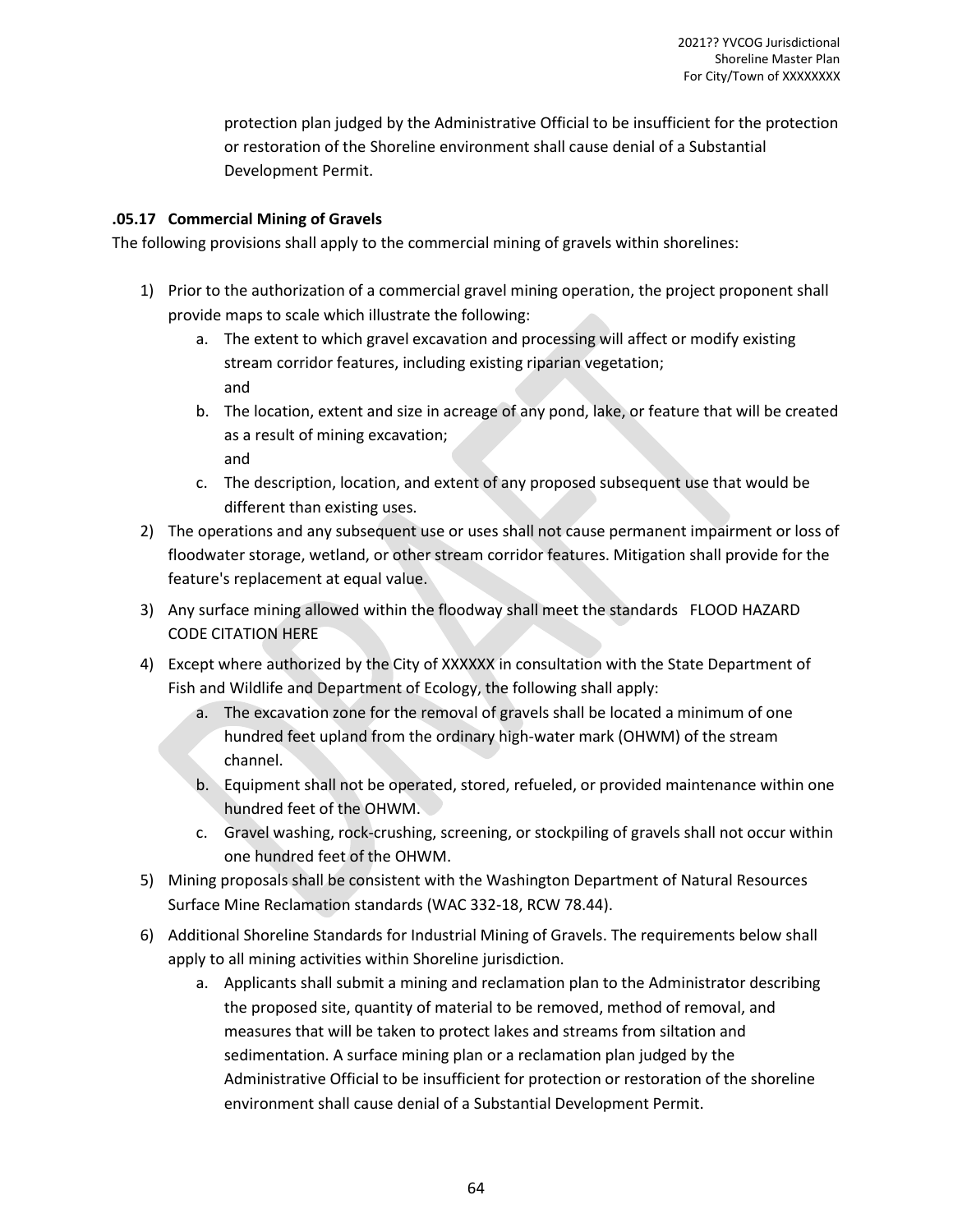protection plan judged by the Administrative Official to be insufficient for the protection or restoration of the Shoreline environment shall cause denial of a Substantial Development Permit.

### .05.17 Commercial Mining of Gravels

The following provisions shall apply to the commercial mining of gravels within shorelines:

1) Prior to the authorization of a commercial gravel mining operation, the project proponent shall provide maps to scale which illustrate the following:
   a. The extent to which gravel excavation and processing will affect or modify existing stream corridor features, including existing riparian vegetation; and
   b. The location, extent and size in acreage of any pond, lake, or feature that will be created as a result of mining excavation; and
   c. The description, location, and extent of any proposed subsequent use that would be different than existing uses.
2) The operations and any subsequent use or uses shall not cause permanent impairment or loss of floodwater storage, wetland, or other stream corridor features. Mitigation shall provide for the feature's replacement at equal value.
3) Any surface mining allowed within the floodway shall meet the standards FLOOD HAZARD CODE CITATION HERE
4) Except where authorized by the City of XXXXXX in consultation with the State Department of Fish and Wildlife and Department of Ecology, the following shall apply:
   a. The excavation zone for the removal of gravels shall be located a minimum of one hundred feet upland from the ordinary high-water mark (OHWM) of the stream channel.
   b. Equipment shall not be operated, stored, refueled, or provided maintenance within one hundred feet of the OHWM.
   c. Gravel washing, rock-crushing, screening, or stockpiling of gravels shall not occur within one hundred feet of the OHWM.
5) Mining proposals shall be consistent with the Washington Department of Natural Resources Surface Mine Reclamation standards (WAC 332-18, RCW 78.44).
6) Additional Shoreline Standards for Industrial Mining of Gravels. The requirements below shall apply to all mining activities within Shoreline jurisdiction.
   a. Applicants shall submit a mining and reclamation plan to the Administrator describing the proposed site, quantity of material to be removed, method of removal, and measures that will be taken to protect lakes and streams from siltation and sedimentation. A surface mining plan or a reclamation plan judged by the Administrative Official to be insufficient for protection or restoration of the shoreline environment shall cause denial of a Substantial Development Permit.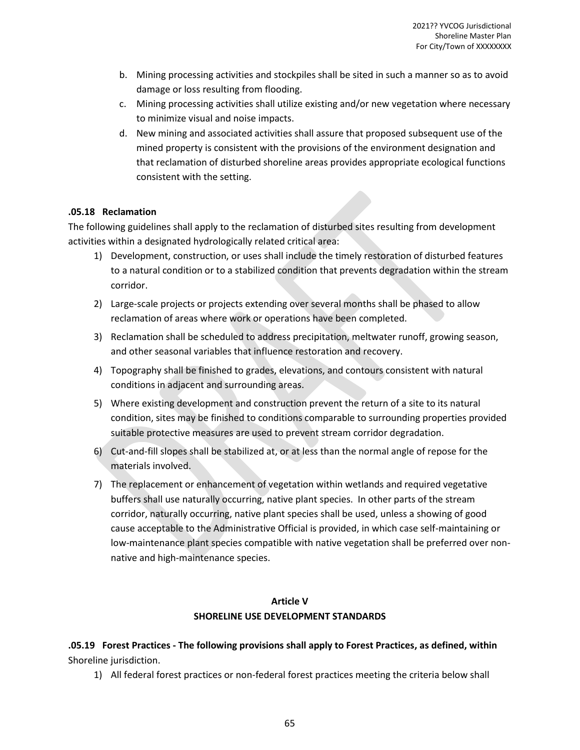b. Mining processing activities and stockpiles shall be sited in such a manner so as to avoid damage or loss resulting from flooding.
c. Mining processing activities shall utilize existing and/or new vegetation where necessary to minimize visual and noise impacts.
d. New mining and associated activities shall assure that proposed subsequent use of the mined property is consistent with the provisions of the environment designation and that reclamation of disturbed shoreline areas provides appropriate ecological functions consistent with the setting.

**.05.18 Reclamation**

The following guidelines shall apply to the reclamation of disturbed sites resulting from development activities within a designated hydrologically related critical area:

1) Development, construction, or uses shall include the timely restoration of disturbed features to a natural condition or to a stabilized condition that prevents degradation within the stream corridor.
2) Large-scale projects or projects extending over several months shall be phased to allow reclamation of areas where work or operations have been completed.
3) Reclamation shall be scheduled to address precipitation, meltwater runoff, growing season, and other seasonal variables that influence restoration and recovery.
4) Topography shall be finished to grades, elevations, and contours consistent with natural conditions in adjacent and surrounding areas.
5) Where existing development and construction prevent the return of a site to its natural condition, sites may be finished to conditions comparable to surrounding properties provided suitable protective measures are used to prevent stream corridor degradation.
6) Cut-and-fill slopes shall be stabilized at, or at less than the normal angle of repose for the materials involved.
7) The replacement or enhancement of vegetation within wetlands and required vegetative buffers shall use naturally occurring, native plant species. In other parts of the stream corridor, naturally occurring, native plant species shall be used, unless a showing of good cause acceptable to the Administrative Official is provided, in which case self-maintaining or low-maintenance plant species compatible with native vegetation shall be preferred over non-native and high-maintenance species.

## Article V
## SHORELINE USE DEVELOPMENT STANDARDS

**.05.19 Forest Practices - The following provisions shall apply to Forest Practices, as defined, within** Shoreline jurisdiction.

1) All federal forest practices or non-federal forest practices meeting the criteria below shall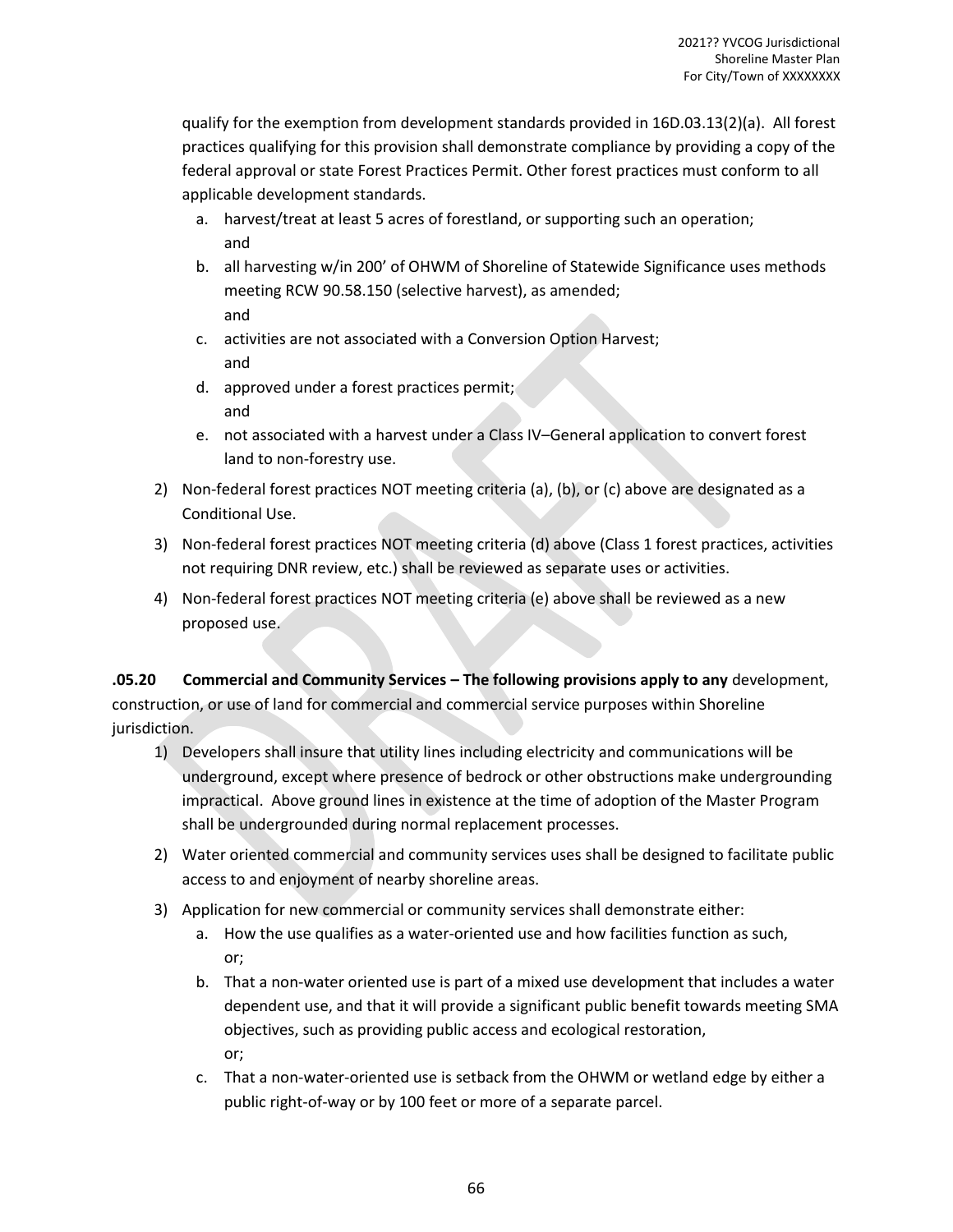qualify for the exemption from development standards provided in 16D.03.13(2)(a). All forest practices qualifying for this provision shall demonstrate compliance by providing a copy of the federal approval or state Forest Practices Permit. Other forest practices must conform to all applicable development standards.

   a. harvest/treat at least 5 acres of forestland, or supporting such an operation; and
   b. all harvesting w/in 200' of OHWM of Shoreline of Statewide Significance uses methods meeting RCW 90.58.150 (selective harvest), as amended; and
   c. activities are not associated with a Conversion Option Harvest; and
   d. approved under a forest practices permit; and
   e. not associated with a harvest under a Class IV–General application to convert forest land to non-forestry use.

2) Non-federal forest practices NOT meeting criteria (a), (b), or (c) above are designated as a Conditional Use.
3) Non-federal forest practices NOT meeting criteria (d) above (Class 1 forest practices, activities not requiring DNR review, etc.) shall be reviewed as separate uses or activities.
4) Non-federal forest practices NOT meeting criteria (e) above shall be reviewed as a new proposed use.

**.05.20 Commercial and Community Services – The following provisions apply to any** development, construction, or use of land for commercial and commercial service purposes within Shoreline jurisdiction.

1) Developers shall insure that utility lines including electricity and communications will be underground, except where presence of bedrock or other obstructions make undergrounding impractical. Above ground lines in existence at the time of adoption of the Master Program shall be undergrounded during normal replacement processes.
2) Water oriented commercial and community services uses shall be designed to facilitate public access to and enjoyment of nearby shoreline areas.
3) Application for new commercial or community services shall demonstrate either:
   a. How the use qualifies as a water-oriented use and how facilities function as such, or;
   b. That a non-water oriented use is part of a mixed use development that includes a water dependent use, and that it will provide a significant public benefit towards meeting SMA objectives, such as providing public access and ecological restoration, or;
   c. That a non-water-oriented use is setback from the OHWM or wetland edge by either a public right-of-way or by 100 feet or more of a separate parcel.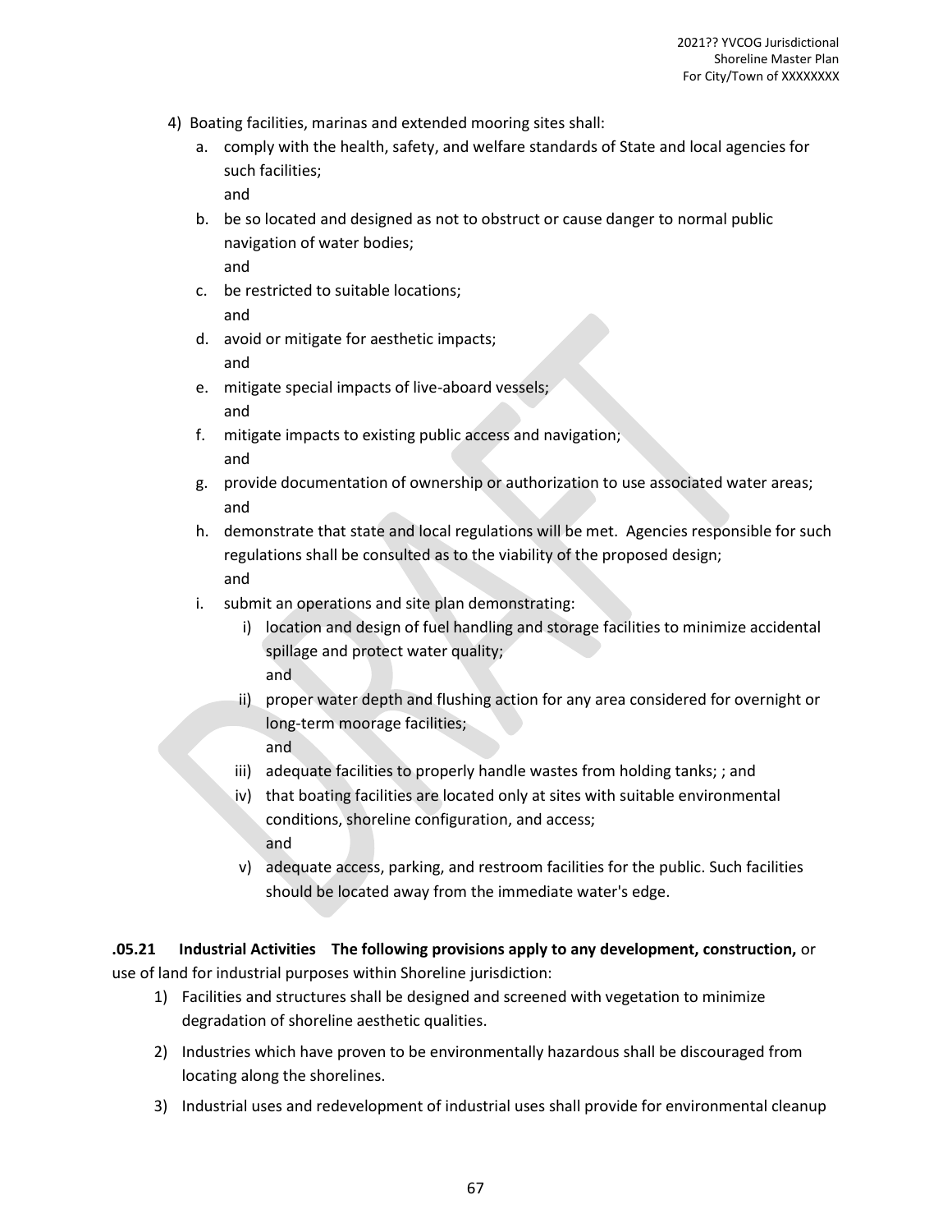4) Boating facilities, marinas and extended mooring sites shall:
   a. comply with the health, safety, and welfare standards of State and local agencies for such facilities;
      and
   b. be so located and designed as not to obstruct or cause danger to normal public navigation of water bodies;
      and
   c. be restricted to suitable locations;
      and
   d. avoid or mitigate for aesthetic impacts;
      and
   e. mitigate special impacts of live-aboard vessels;
      and
   f. mitigate impacts to existing public access and navigation;
      and
   g. provide documentation of ownership or authorization to use associated water areas;
      and
   h. demonstrate that state and local regulations will be met. Agencies responsible for such regulations shall be consulted as to the viability of the proposed design;
      and
   i. submit an operations and site plan demonstrating:
      i) location and design of fuel handling and storage facilities to minimize accidental spillage and protect water quality;
         and
      ii) proper water depth and flushing action for any area considered for overnight or long-term moorage facilities;
          and
      iii) adequate facilities to properly handle wastes from holding tanks; ; and
      iv) that boating facilities are located only at sites with suitable environmental conditions, shoreline configuration, and access;
          and
      v) adequate access, parking, and restroom facilities for the public. Such facilities should be located away from the immediate water's edge.

**.05.21 Industrial Activities The following provisions apply to any development, construction,** or use of land for industrial purposes within Shoreline jurisdiction:

1) Facilities and structures shall be designed and screened with vegetation to minimize degradation of shoreline aesthetic qualities.
2) Industries which have proven to be environmentally hazardous shall be discouraged from locating along the shorelines.
3) Industrial uses and redevelopment of industrial uses shall provide for environmental cleanup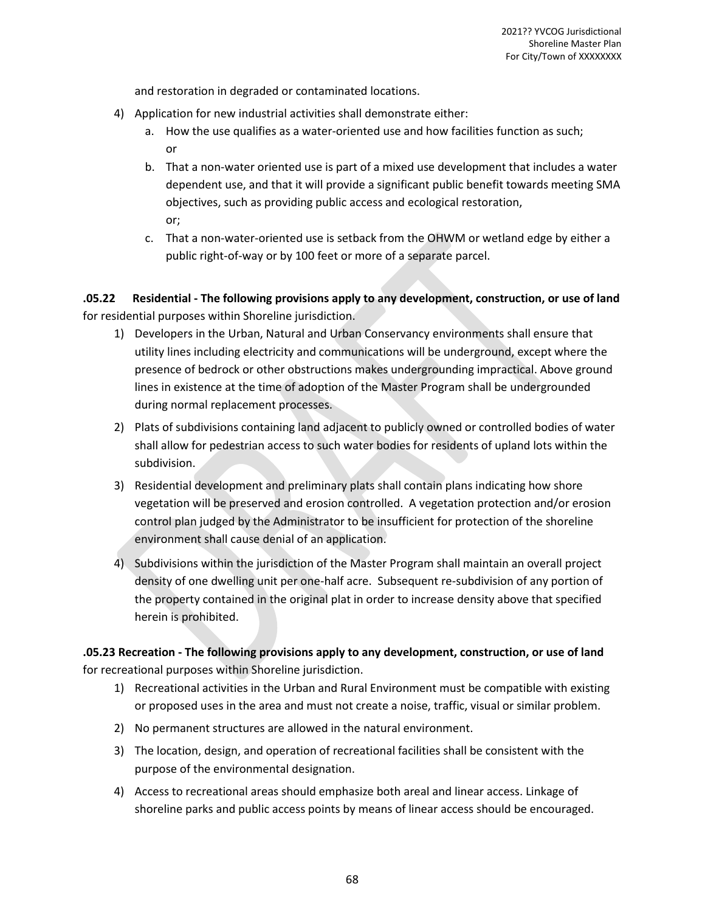and restoration in degraded or contaminated locations.

4) Application for new industrial activities shall demonstrate either:
   a. How the use qualifies as a water-oriented use and how facilities function as such; or
   b. That a non-water oriented use is part of a mixed use development that includes a water dependent use, and that it will provide a significant public benefit towards meeting SMA objectives, such as providing public access and ecological restoration, or;
   c. That a non-water-oriented use is setback from the OHWM or wetland edge by either a public right-of-way or by 100 feet or more of a separate parcel.

**.05.22 Residential - The following provisions apply to any development, construction, or use of land** for residential purposes within Shoreline jurisdiction.

1) Developers in the Urban, Natural and Urban Conservancy environments shall ensure that utility lines including electricity and communications will be underground, except where the presence of bedrock or other obstructions makes undergrounding impractical. Above ground lines in existence at the time of adoption of the Master Program shall be undergrounded during normal replacement processes.
2) Plats of subdivisions containing land adjacent to publicly owned or controlled bodies of water shall allow for pedestrian access to such water bodies for residents of upland lots within the subdivision.
3) Residential development and preliminary plats shall contain plans indicating how shore vegetation will be preserved and erosion controlled. A vegetation protection and/or erosion control plan judged by the Administrator to be insufficient for protection of the shoreline environment shall cause denial of an application.
4) Subdivisions within the jurisdiction of the Master Program shall maintain an overall project density of one dwelling unit per one-half acre. Subsequent re-subdivision of any portion of the property contained in the original plat in order to increase density above that specified herein is prohibited.

**.05.23 Recreation - The following provisions apply to any development, construction, or use of land** for recreational purposes within Shoreline jurisdiction.

1) Recreational activities in the Urban and Rural Environment must be compatible with existing or proposed uses in the area and must not create a noise, traffic, visual or similar problem.
2) No permanent structures are allowed in the natural environment.
3) The location, design, and operation of recreational facilities shall be consistent with the purpose of the environmental designation.
4) Access to recreational areas should emphasize both areal and linear access. Linkage of shoreline parks and public access points by means of linear access should be encouraged.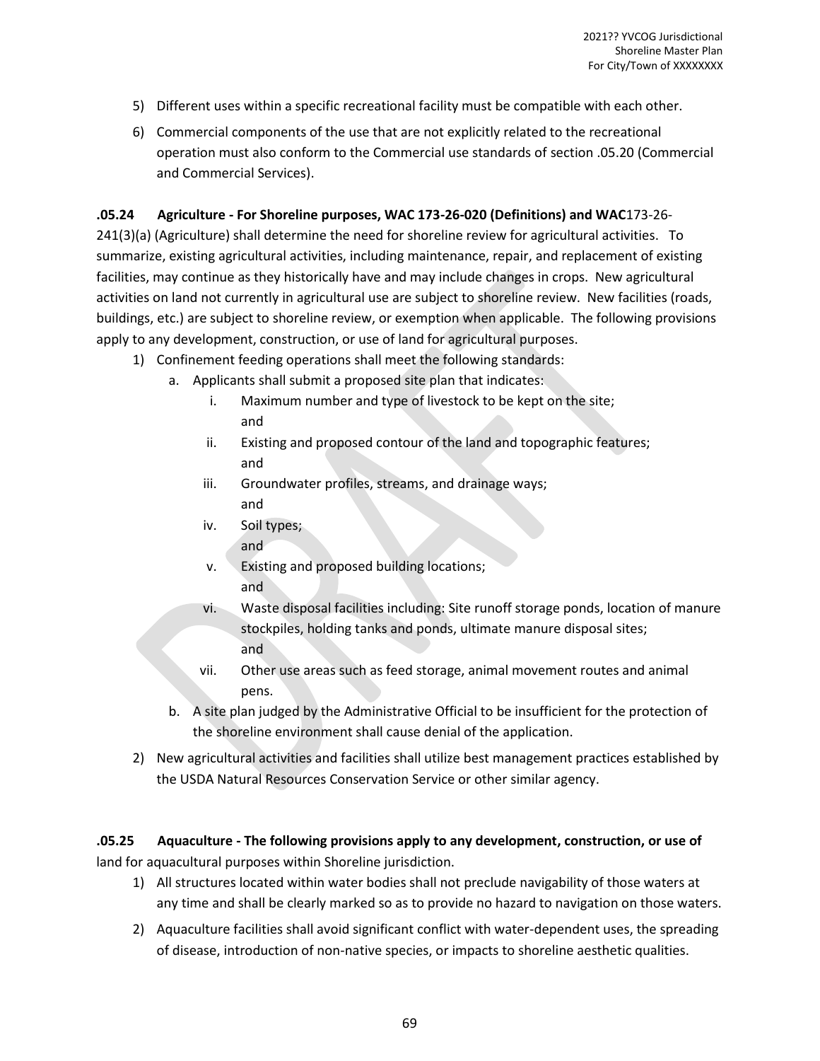5) Different uses within a specific recreational facility must be compatible with each other.
6) Commercial components of the use that are not explicitly related to the recreational operation must also conform to the Commercial use standards of section .05.20 (Commercial and Commercial Services).

**.05.24 Agriculture - For Shoreline purposes, WAC 173-26-020 (Definitions) and WAC**173-26-241(3)(a) (Agriculture) shall determine the need for shoreline review for agricultural activities. To summarize, existing agricultural activities, including maintenance, repair, and replacement of existing facilities, may continue as they historically have and may include changes in crops. New agricultural activities on land not currently in agricultural use are subject to shoreline review. New facilities (roads, buildings, etc.) are subject to shoreline review, or exemption when applicable. The following provisions apply to any development, construction, or use of land for agricultural purposes.

1) Confinement feeding operations shall meet the following standards:
   a. Applicants shall submit a proposed site plan that indicates:
      i. Maximum number and type of livestock to be kept on the site; and
      ii. Existing and proposed contour of the land and topographic features; and
      iii. Groundwater profiles, streams, and drainage ways; and
      iv. Soil types; and
      v. Existing and proposed building locations; and
      vi. Waste disposal facilities including: Site runoff storage ponds, location of manure stockpiles, holding tanks and ponds, ultimate manure disposal sites; and
      vii. Other use areas such as feed storage, animal movement routes and animal pens.
   b. A site plan judged by the Administrative Official to be insufficient for the protection of the shoreline environment shall cause denial of the application.
2) New agricultural activities and facilities shall utilize best management practices established by the USDA Natural Resources Conservation Service or other similar agency.

**.05.25 Aquaculture - The following provisions apply to any development, construction, or use of** land for aquacultural purposes within Shoreline jurisdiction.

1) All structures located within water bodies shall not preclude navigability of those waters at any time and shall be clearly marked so as to provide no hazard to navigation on those waters.
2) Aquaculture facilities shall avoid significant conflict with water-dependent uses, the spreading of disease, introduction of non-native species, or impacts to shoreline aesthetic qualities.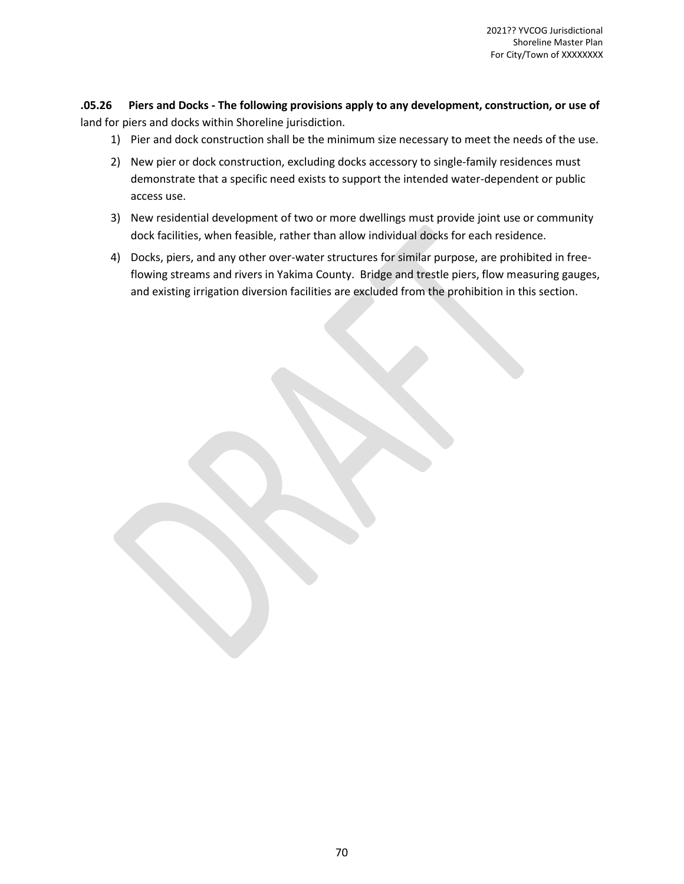**.05.26 Piers and Docks - The following provisions apply to any development, construction, or use of** land for piers and docks within Shoreline jurisdiction.

1) Pier and dock construction shall be the minimum size necessary to meet the needs of the use.
2) New pier or dock construction, excluding docks accessory to single-family residences must demonstrate that a specific need exists to support the intended water-dependent or public access use.
3) New residential development of two or more dwellings must provide joint use or community dock facilities, when feasible, rather than allow individual docks for each residence.
4) Docks, piers, and any other over-water structures for similar purpose, are prohibited in free-flowing streams and rivers in Yakima County. Bridge and trestle piers, flow measuring gauges, and existing irrigation diversion facilities are excluded from the prohibition in this section.